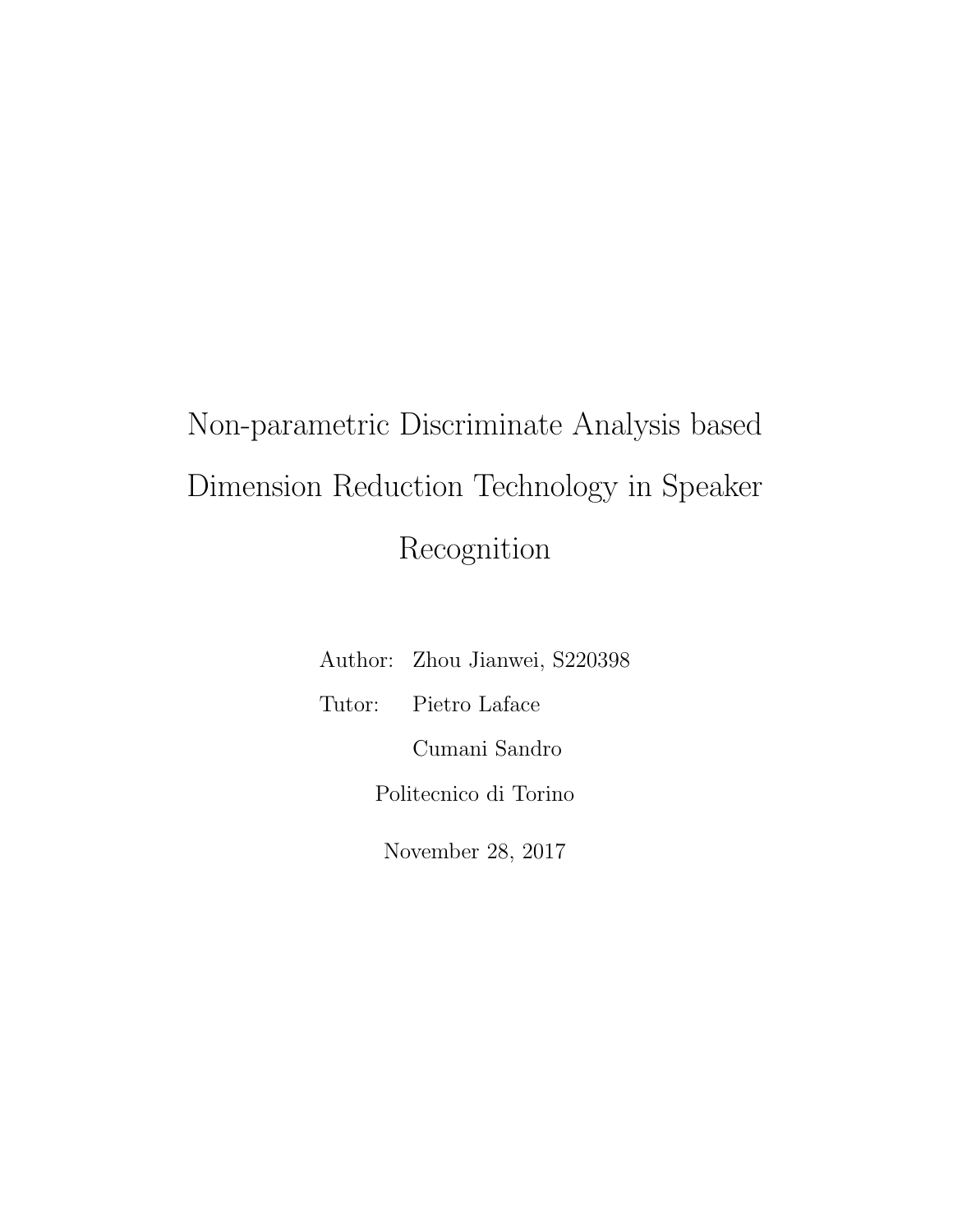# Non-parametric Discriminate Analysis based Dimension Reduction Technology in Speaker Recognition

Author: Zhou Jianwei, S220398

Tutor: Pietro Laface

Cumani Sandro

Politecnico di Torino

November 28, 2017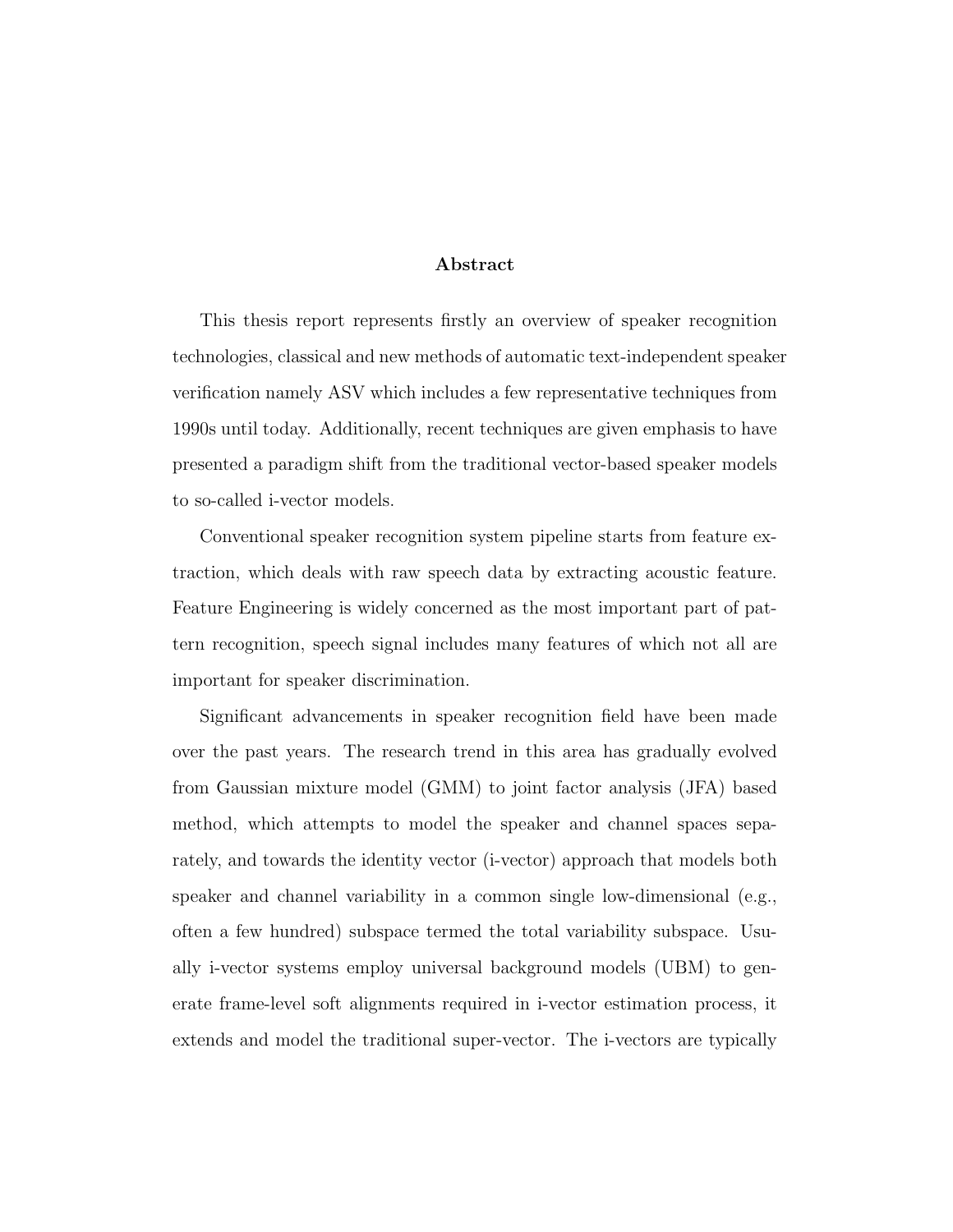# Abstract

This thesis report represents firstly an overview of speaker recognition technologies, classical and new methods of automatic text-independent speaker verification namely ASV which includes a few representative techniques from 1990s until today. Additionally, recent techniques are given emphasis to have presented a paradigm shift from the traditional vector-based speaker models to so-called i-vector models.

Conventional speaker recognition system pipeline starts from feature extraction, which deals with raw speech data by extracting acoustic feature. Feature Engineering is widely concerned as the most important part of pattern recognition, speech signal includes many features of which not all are important for speaker discrimination.

Significant advancements in speaker recognition field have been made over the past years. The research trend in this area has gradually evolved from Gaussian mixture model (GMM) to joint factor analysis (JFA) based method, which attempts to model the speaker and channel spaces separately, and towards the identity vector (i-vector) approach that models both speaker and channel variability in a common single low-dimensional (e.g., often a few hundred) subspace termed the total variability subspace. Usually i-vector systems employ universal background models (UBM) to generate frame-level soft alignments required in i-vector estimation process, it extends and model the traditional super-vector. The i-vectors are typically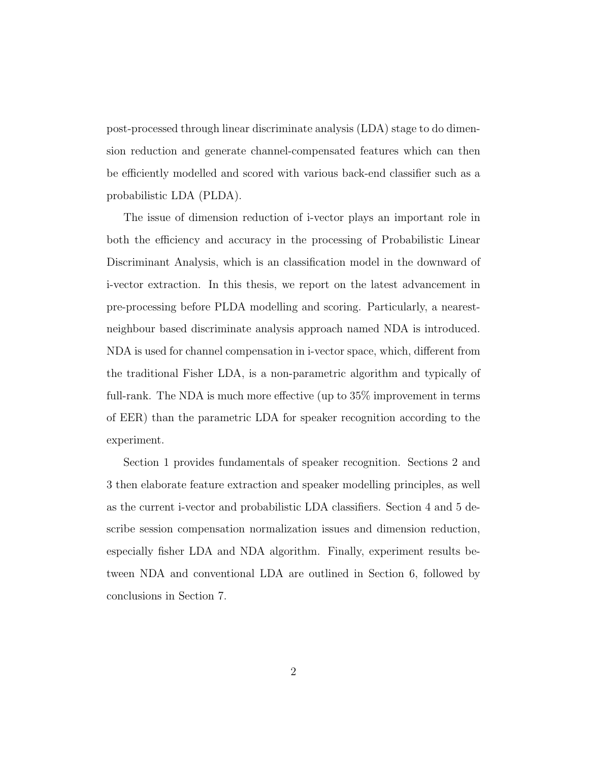post-processed through linear discriminate analysis (LDA) stage to do dimension reduction and generate channel-compensated features which can then be efficiently modelled and scored with various back-end classifier such as a probabilistic LDA (PLDA).

The issue of dimension reduction of i-vector plays an important role in both the efficiency and accuracy in the processing of Probabilistic Linear Discriminant Analysis, which is an classification model in the downward of i-vector extraction. In this thesis, we report on the latest advancement in pre-processing before PLDA modelling and scoring. Particularly, a nearest-neighbour based discriminate analysis approach named NDA is introduced. NDA is used for channel compensation in i-vector space, which, different from the traditional Fisher LDA, is a non-parametric algorithm and typically of full-rank. The NDA is much more effective (up to 35% improvement in terms of EER) than the parametric LDA for speaker recognition according to the experiment.

Section 1 provides fundamentals of speaker recognition. Sections 2 and 3 then elaborate feature extraction and speaker modelling principles, as well as the current i-vector and probabilistic LDA classifiers. Section 4 and 5 describe session compensation normalization issues and dimension reduction, especially fisher LDA and NDA algorithm. Finally, experiment results between NDA and conventional LDA are outlined in Section 6, followed by conclusions in Section 7.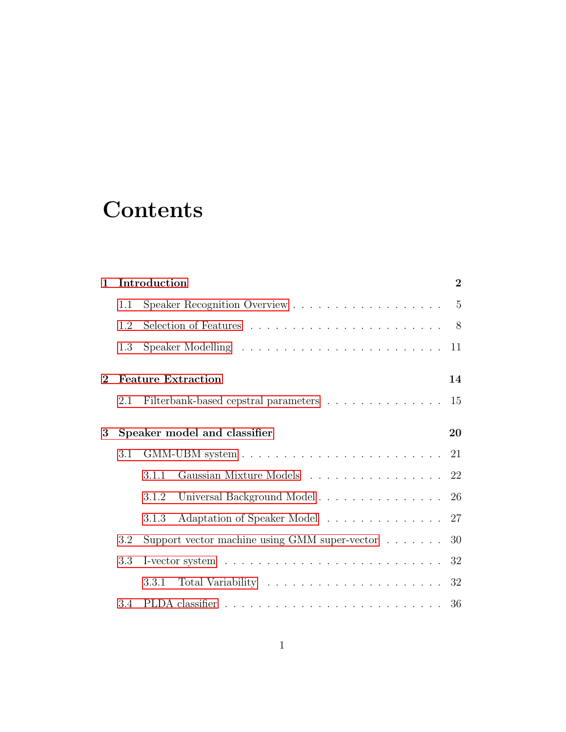# Contents

**1 Introduction** **2**

- 1.1 Speaker Recognition Overview . . . . . . . . . . . . . . . . . . . 5
- 1.2 Selection of Features . . . . . . . . . . . . . . . . . . . . . . . . 8
- 1.3 Speaker Modelling . . . . . . . . . . . . . . . . . . . . . . . . . 11

**2 Feature Extraction** **14**

- 2.1 Filterbank-based cepstral parameters . . . . . . . . . . . . . . 15

**3 Speaker model and classifier** **20**

- 3.1 GMM-UBM system . . . . . . . . . . . . . . . . . . . . . . . . . 21
  - 3.1.1 Gaussian Mixture Models . . . . . . . . . . . . . . . . . 22
  - 3.1.2 Universal Background Model . . . . . . . . . . . . . . . 26
  - 3.1.3 Adaptation of Speaker Model . . . . . . . . . . . . . . 27
- 3.2 Support vector machine using GMM super-vector . . . . . . . 30
- 3.3 I-vector system . . . . . . . . . . . . . . . . . . . . . . . . . . 32
  - 3.3.1 Total Variability . . . . . . . . . . . . . . . . . . . . . 32
- 3.4 PLDA classifier . . . . . . . . . . . . . . . . . . . . . . . . . . 36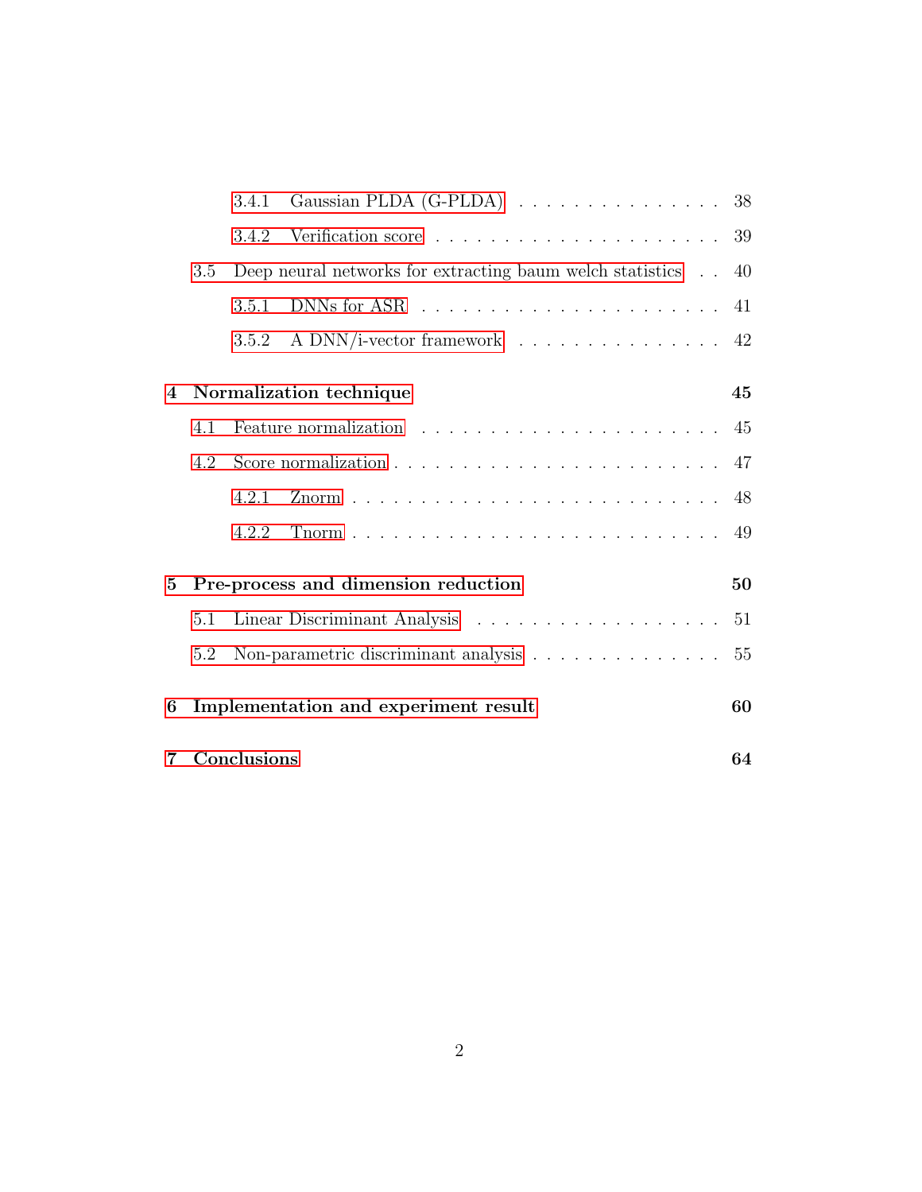- 3.4.1 Gaussian PLDA (G-PLDA) . . . . . . . . . . . . . . . . 38
- 3.4.2 Verification score . . . . . . . . . . . . . . . . . . . . . 39
- 3.5 Deep neural networks for extracting baum welch statistics . . 40
  - 3.5.1 DNNs for ASR . . . . . . . . . . . . . . . . . . . . . . 41
  - 3.5.2 A DNN/i-vector framework . . . . . . . . . . . . . . . . 42

**4 Normalization technique** **45**
- 4.1 Feature normalization . . . . . . . . . . . . . . . . . . . . . 45
- 4.2 Score normalization . . . . . . . . . . . . . . . . . . . . . . . 47
  - 4.2.1 Znorm . . . . . . . . . . . . . . . . . . . . . . . . . . . 48
  - 4.2.2 Tnorm . . . . . . . . . . . . . . . . . . . . . . . . . . . 49

**5 Pre-process and dimension reduction** **50**
- 5.1 Linear Discriminant Analysis . . . . . . . . . . . . . . . . . . 51
- 5.2 Non-parametric discriminant analysis . . . . . . . . . . . . . . 55

**6 Implementation and experiment result** **60**

**7 Conclusions** **64**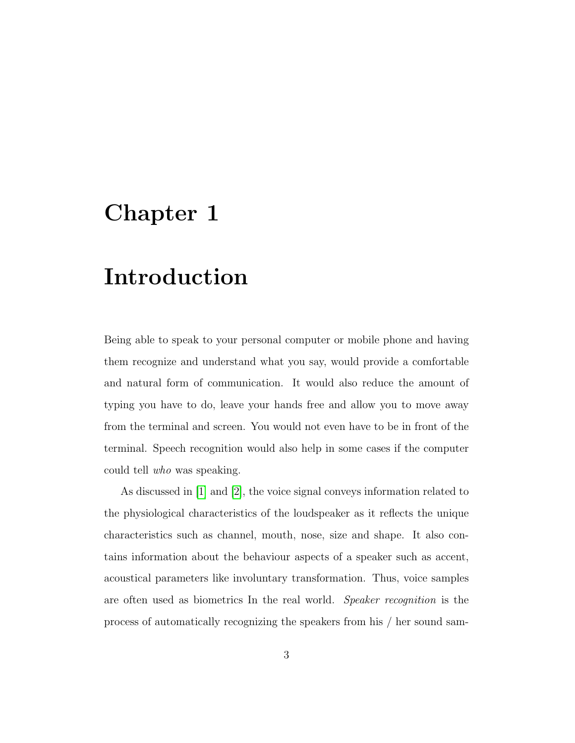# Chapter 1

# Introduction

Being able to speak to your personal computer or mobile phone and having them recognize and understand what you say, would provide a comfortable and natural form of communication. It would also reduce the amount of typing you have to do, leave your hands free and allow you to move away from the terminal and screen. You would not even have to be in front of the terminal. Speech recognition would also help in some cases if the computer could tell *who* was speaking.

As discussed in [1] and [2], the voice signal conveys information related to the physiological characteristics of the loudspeaker as it reflects the unique characteristics such as channel, mouth, nose, size and shape. It also contains information about the behaviour aspects of a speaker such as accent, acoustical parameters like involuntary transformation. Thus, voice samples are often used as biometrics In the real world. *Speaker recognition* is the process of automatically recognizing the speakers from his / her sound sam-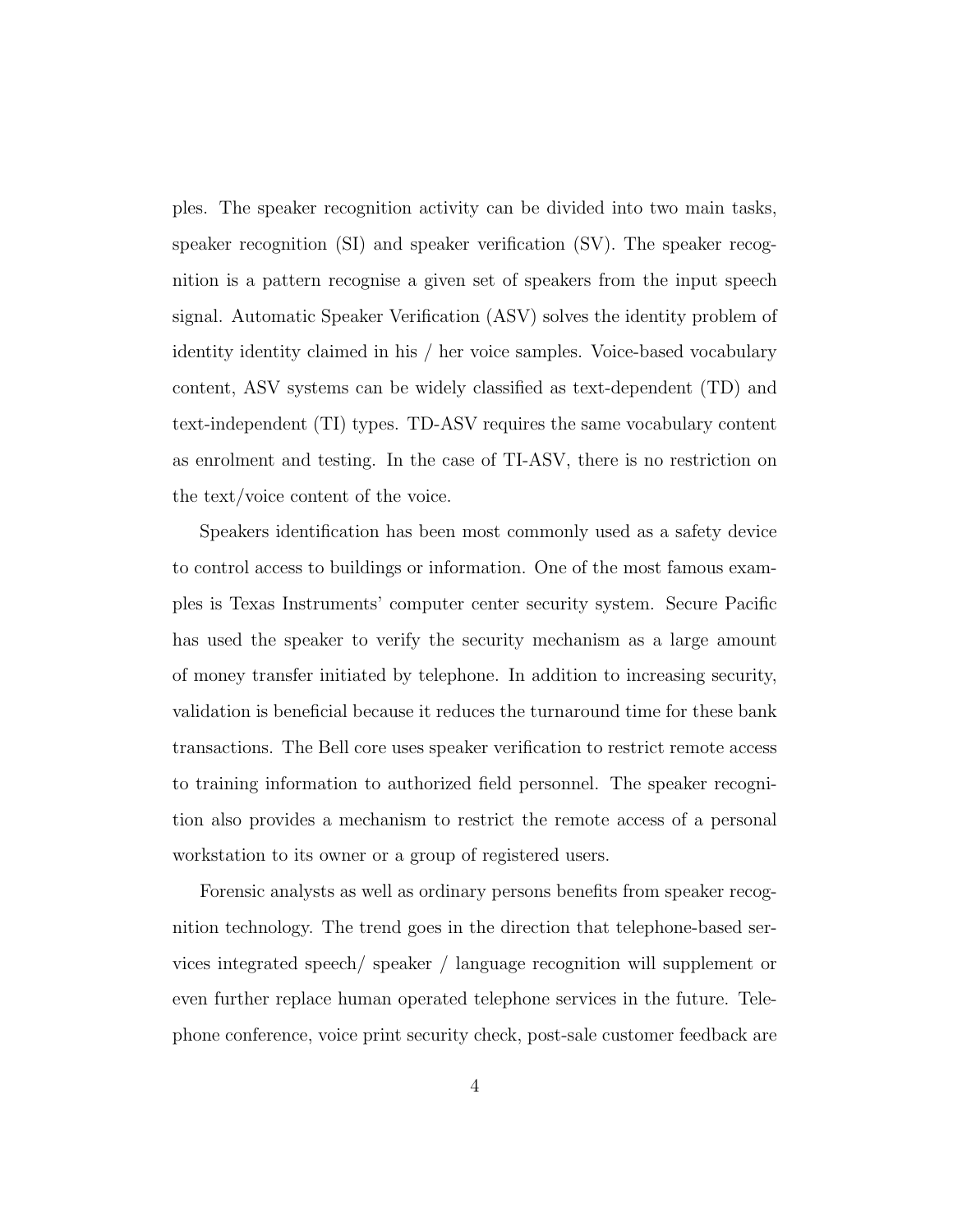ples. The speaker recognition activity can be divided into two main tasks, speaker recognition (SI) and speaker verification (SV). The speaker recognition is a pattern recognise a given set of speakers from the input speech signal. Automatic Speaker Verification (ASV) solves the identity problem of identity identity claimed in his / her voice samples. Voice-based vocabulary content, ASV systems can be widely classified as text-dependent (TD) and text-independent (TI) types. TD-ASV requires the same vocabulary content as enrolment and testing. In the case of TI-ASV, there is no restriction on the text/voice content of the voice.

Speakers identification has been most commonly used as a safety device to control access to buildings or information. One of the most famous examples is Texas Instruments' computer center security system. Secure Pacific has used the speaker to verify the security mechanism as a large amount of money transfer initiated by telephone. In addition to increasing security, validation is beneficial because it reduces the turnaround time for these bank transactions. The Bell core uses speaker verification to restrict remote access to training information to authorized field personnel. The speaker recognition also provides a mechanism to restrict the remote access of a personal workstation to its owner or a group of registered users.

Forensic analysts as well as ordinary persons benefits from speaker recognition technology. The trend goes in the direction that telephone-based services integrated speech/ speaker / language recognition will supplement or even further replace human operated telephone services in the future. Telephone conference, voice print security check, post-sale customer feedback are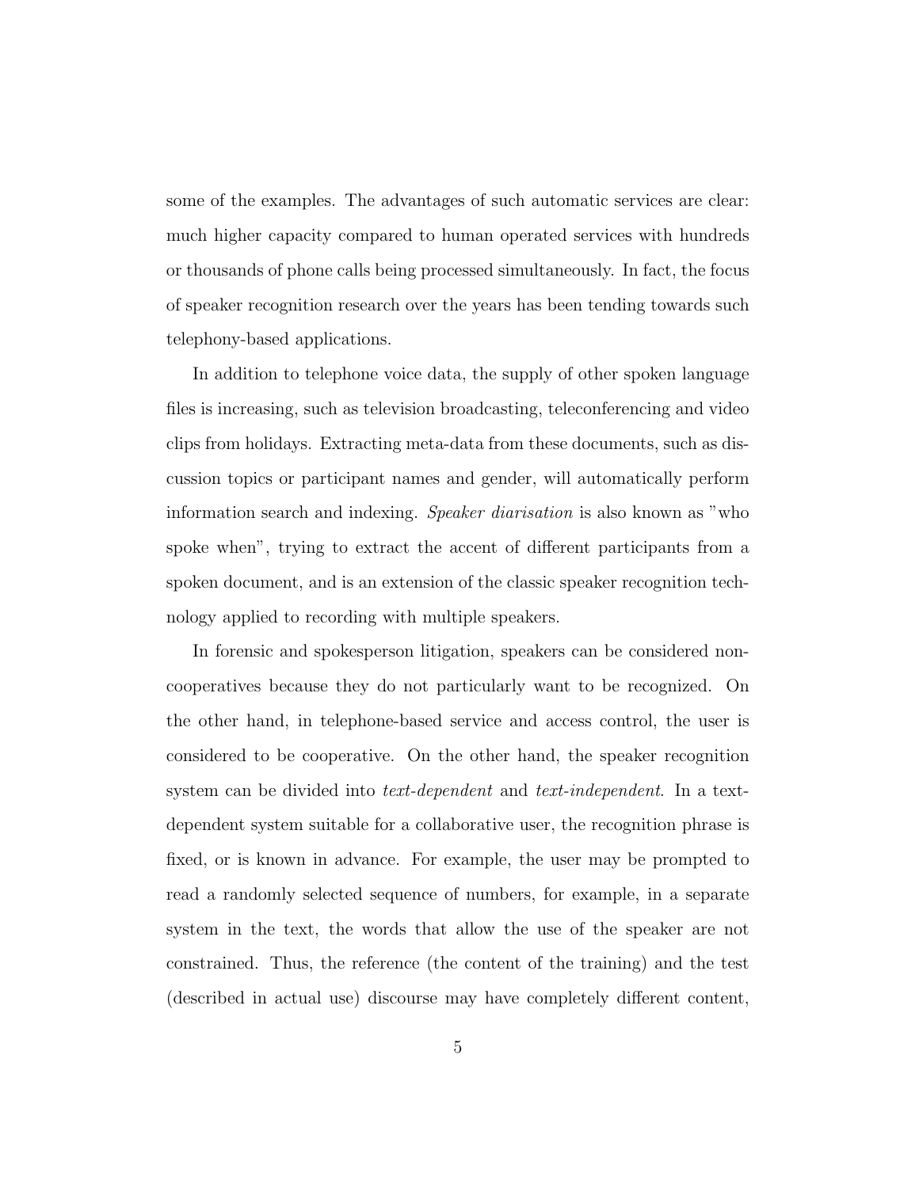some of the examples. The advantages of such automatic services are clear: much higher capacity compared to human operated services with hundreds or thousands of phone calls being processed simultaneously. In fact, the focus of speaker recognition research over the years has been tending towards such telephony-based applications.

In addition to telephone voice data, the supply of other spoken language files is increasing, such as television broadcasting, teleconferencing and video clips from holidays. Extracting meta-data from these documents, such as discussion topics or participant names and gender, will automatically perform information search and indexing. *Speaker diarisation* is also known as "who spoke when", trying to extract the accent of different participants from a spoken document, and is an extension of the classic speaker recognition technology applied to recording with multiple speakers.

In forensic and spokesperson litigation, speakers can be considered non-cooperatives because they do not particularly want to be recognized. On the other hand, in telephone-based service and access control, the user is considered to be cooperative. On the other hand, the speaker recognition system can be divided into *text-dependent* and *text-independent*. In a text-dependent system suitable for a collaborative user, the recognition phrase is fixed, or is known in advance. For example, the user may be prompted to read a randomly selected sequence of numbers, for example, in a separate system in the text, the words that allow the use of the speaker are not constrained. Thus, the reference (the content of the training) and the test (described in actual use) discourse may have completely different content,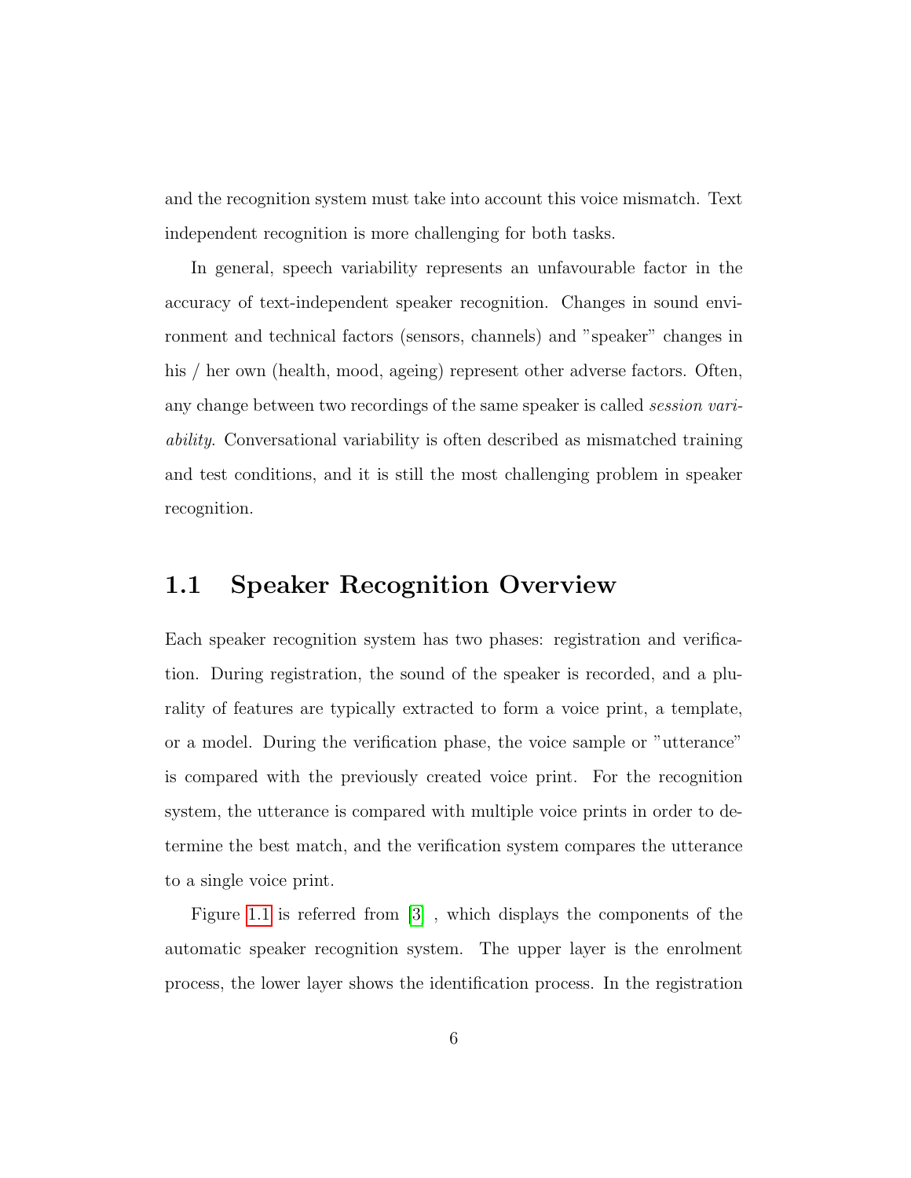and the recognition system must take into account this voice mismatch. Text independent recognition is more challenging for both tasks.

In general, speech variability represents an unfavourable factor in the accuracy of text-independent speaker recognition. Changes in sound environment and technical factors (sensors, channels) and "speaker" changes in his / her own (health, mood, ageing) represent other adverse factors. Often, any change between two recordings of the same speaker is called *session variability*. Conversational variability is often described as mismatched training and test conditions, and it is still the most challenging problem in speaker recognition.

## 1.1 Speaker Recognition Overview

Each speaker recognition system has two phases: registration and verification. During registration, the sound of the speaker is recorded, and a plurality of features are typically extracted to form a voice print, a template, or a model. During the verification phase, the voice sample or "utterance" is compared with the previously created voice print. For the recognition system, the utterance is compared with multiple voice prints in order to determine the best match, and the verification system compares the utterance to a single voice print.

Figure 1.1 is referred from [3] , which displays the components of the automatic speaker recognition system. The upper layer is the enrolment process, the lower layer shows the identification process. In the registration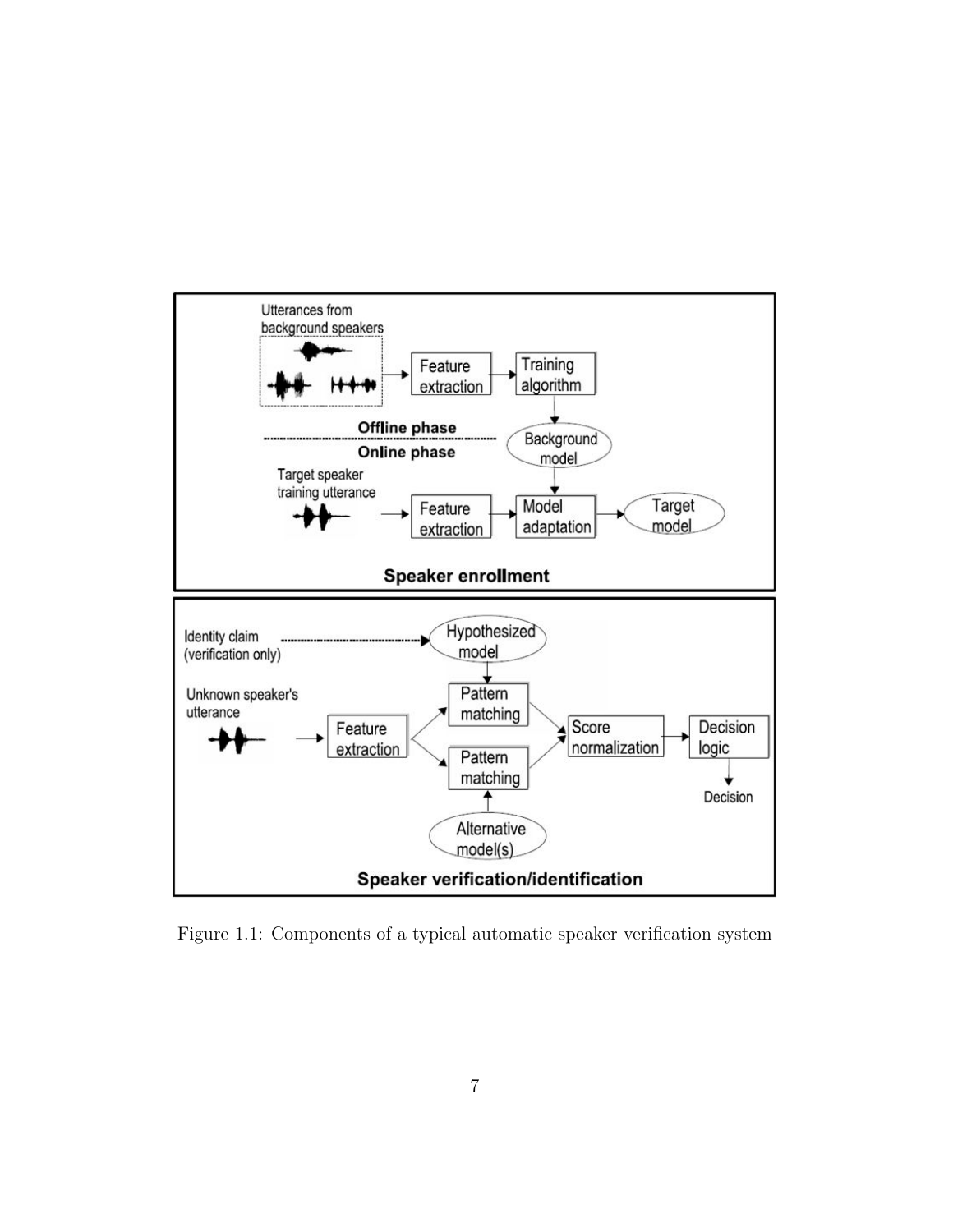Figure 1.1: Components of a typical automatic speaker verification system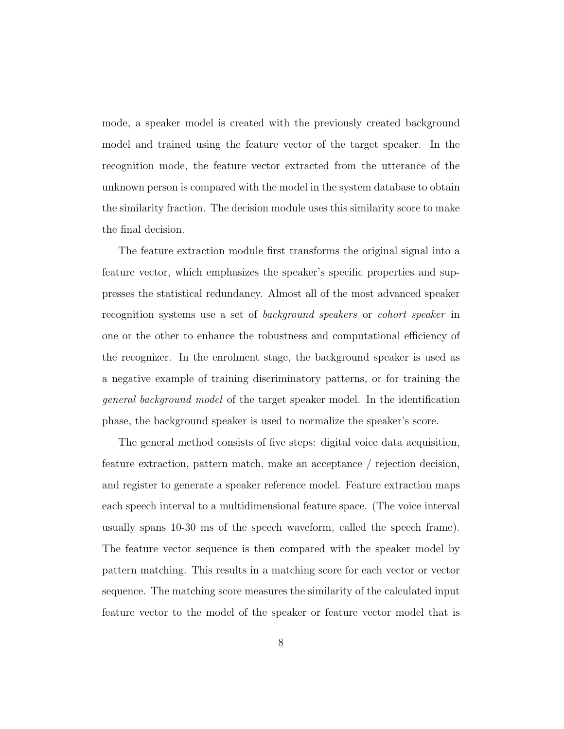mode, a speaker model is created with the previously created background model and trained using the feature vector of the target speaker. In the recognition mode, the feature vector extracted from the utterance of the unknown person is compared with the model in the system database to obtain the similarity fraction. The decision module uses this similarity score to make the final decision.

The feature extraction module first transforms the original signal into a feature vector, which emphasizes the speaker's specific properties and suppresses the statistical redundancy. Almost all of the most advanced speaker recognition systems use a set of *background speakers* or *cohort speaker* in one or the other to enhance the robustness and computational efficiency of the recognizer. In the enrolment stage, the background speaker is used as a negative example of training discriminatory patterns, or for training the *general background model* of the target speaker model. In the identification phase, the background speaker is used to normalize the speaker's score.

The general method consists of five steps: digital voice data acquisition, feature extraction, pattern match, make an acceptance / rejection decision, and register to generate a speaker reference model. Feature extraction maps each speech interval to a multidimensional feature space. (The voice interval usually spans 10-30 ms of the speech waveform, called the speech frame). The feature vector sequence is then compared with the speaker model by pattern matching. This results in a matching score for each vector or vector sequence. The matching score measures the similarity of the calculated input feature vector to the model of the speaker or feature vector model that is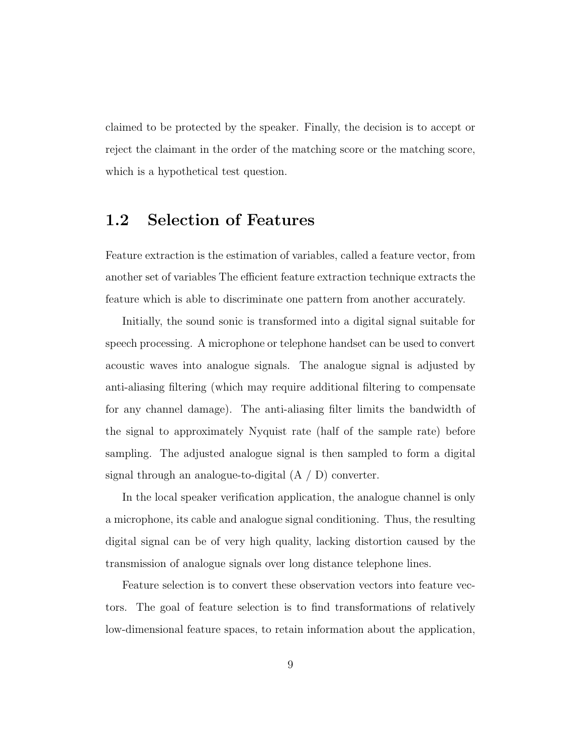claimed to be protected by the speaker. Finally, the decision is to accept or reject the claimant in the order of the matching score or the matching score, which is a hypothetical test question.

## 1.2 Selection of Features

Feature extraction is the estimation of variables, called a feature vector, from another set of variables The efficient feature extraction technique extracts the feature which is able to discriminate one pattern from another accurately.

Initially, the sound sonic is transformed into a digital signal suitable for speech processing. A microphone or telephone handset can be used to convert acoustic waves into analogue signals. The analogue signal is adjusted by anti-aliasing filtering (which may require additional filtering to compensate for any channel damage). The anti-aliasing filter limits the bandwidth of the signal to approximately Nyquist rate (half of the sample rate) before sampling. The adjusted analogue signal is then sampled to form a digital signal through an analogue-to-digital (A / D) converter.

In the local speaker verification application, the analogue channel is only a microphone, its cable and analogue signal conditioning. Thus, the resulting digital signal can be of very high quality, lacking distortion caused by the transmission of analogue signals over long distance telephone lines.

Feature selection is to convert these observation vectors into feature vectors. The goal of feature selection is to find transformations of relatively low-dimensional feature spaces, to retain information about the application,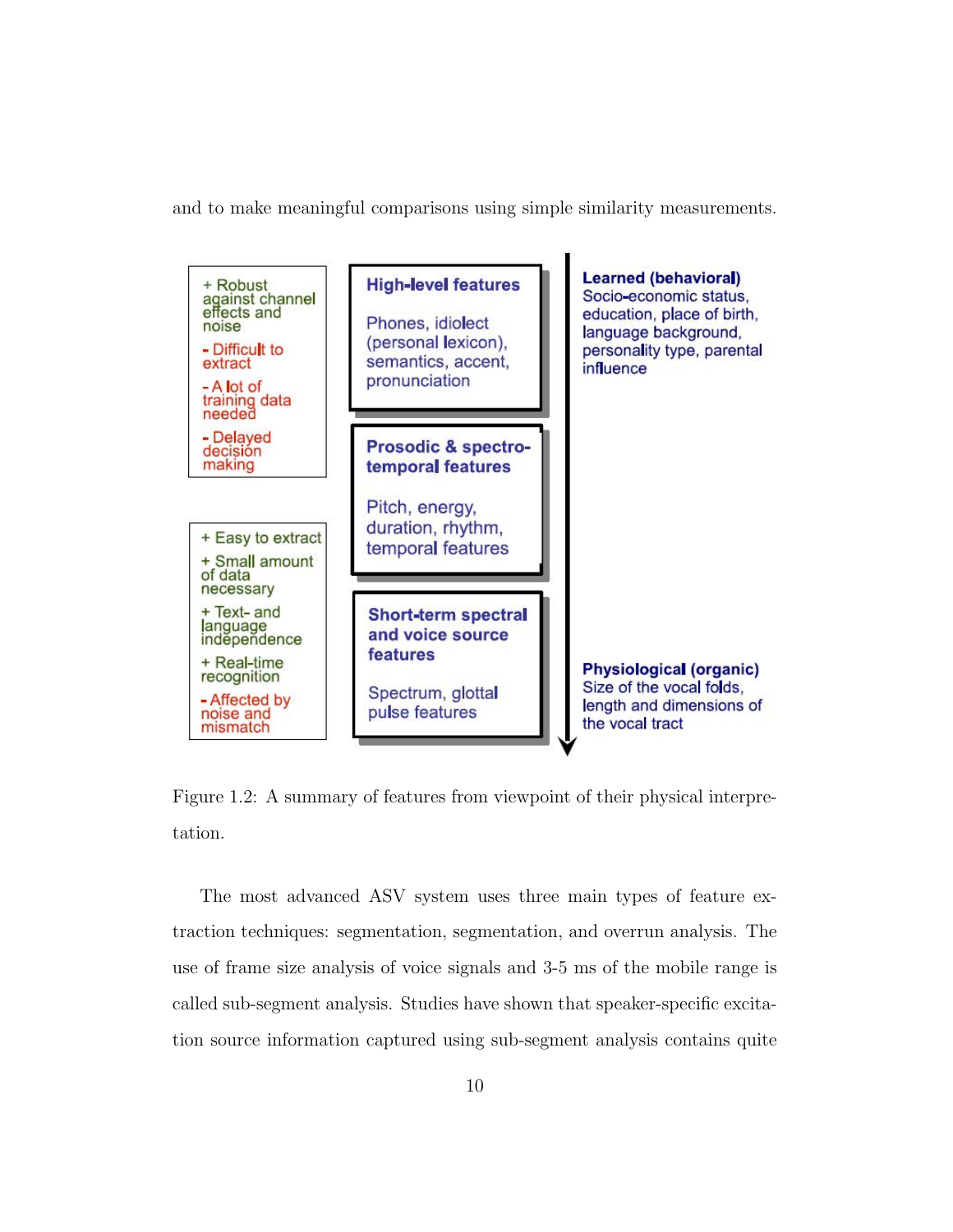and to make meaningful comparisons using simple similarity measurements.

| Pros / Cons | Feature type | Origin |
|---|---|---|
| + Robust against channel effects and noise<br>- Difficult to extract<br>- A lot of training data needed<br>- Delayed decision making | **High-level features**<br>Phones, idiolect (personal lexicon), semantics, accent, pronunciation | **Learned (behavioral)**<br>Socio-economic status, education, place of birth, language background, personality type, parental influence |
| | **Prosodic & spectro-temporal features**<br>Pitch, energy, duration, rhythm, temporal features | |
| + Easy to extract<br>+ Small amount of data necessary<br>+ Text- and language independence<br>+ Real-time recognition<br>- Affected by noise and mismatch | **Short-term spectral and voice source features**<br>Spectrum, glottal pulse features | **Physiological (organic)**<br>Size of the vocal folds, length and dimensions of the vocal tract |

Figure 1.2: A summary of features from viewpoint of their physical interpretation.

The most advanced ASV system uses three main types of feature extraction techniques: segmentation, segmentation, and overrun analysis. The use of frame size analysis of voice signals and 3-5 ms of the mobile range is called sub-segment analysis. Studies have shown that speaker-specific excitation source information captured using sub-segment analysis contains quite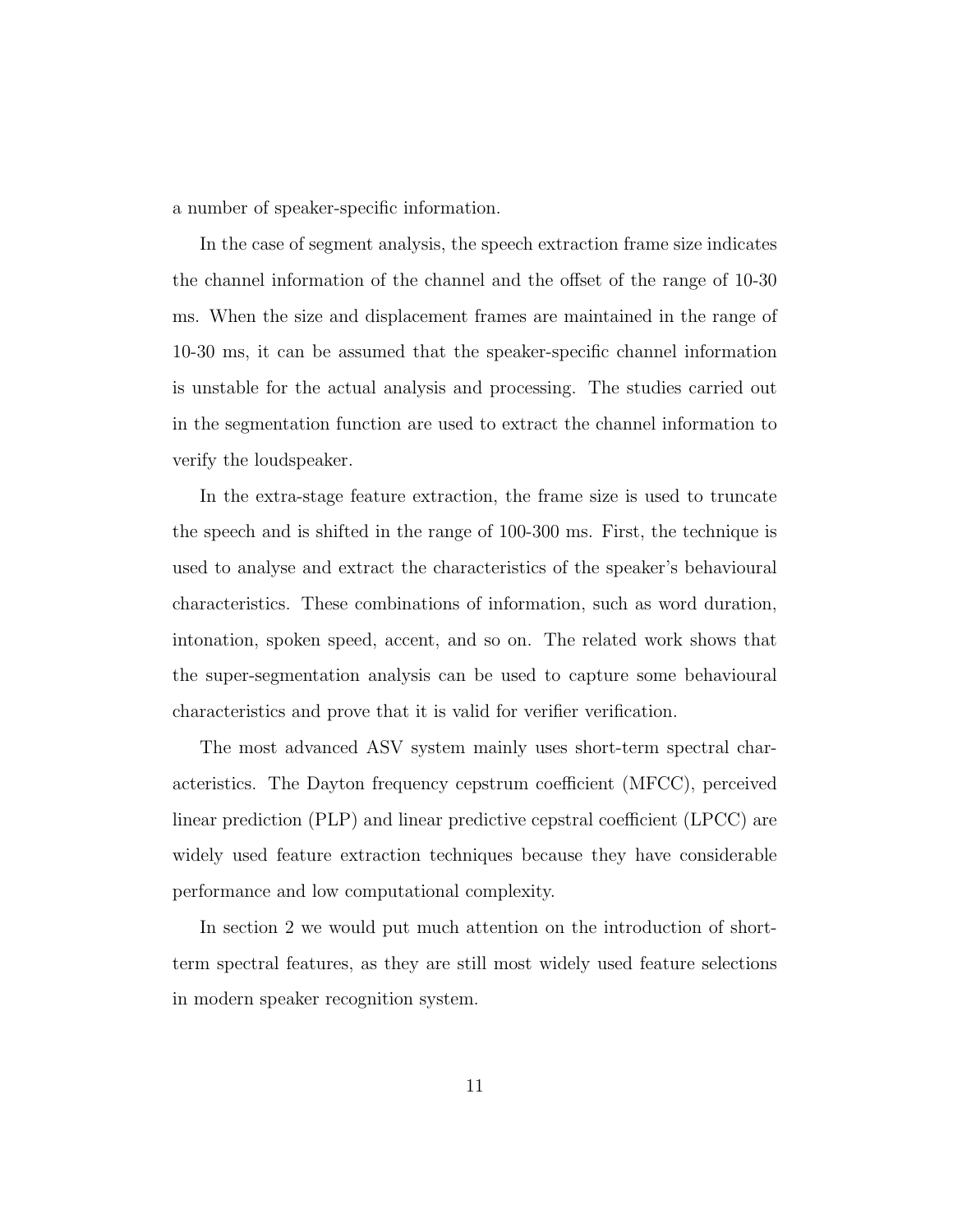a number of speaker-specific information.

In the case of segment analysis, the speech extraction frame size indicates the channel information of the channel and the offset of the range of 10-30 ms. When the size and displacement frames are maintained in the range of 10-30 ms, it can be assumed that the speaker-specific channel information is unstable for the actual analysis and processing. The studies carried out in the segmentation function are used to extract the channel information to verify the loudspeaker.

In the extra-stage feature extraction, the frame size is used to truncate the speech and is shifted in the range of 100-300 ms. First, the technique is used to analyse and extract the characteristics of the speaker's behavioural characteristics. These combinations of information, such as word duration, intonation, spoken speed, accent, and so on. The related work shows that the super-segmentation analysis can be used to capture some behavioural characteristics and prove that it is valid for verifier verification.

The most advanced ASV system mainly uses short-term spectral characteristics. The Dayton frequency cepstrum coefficient (MFCC), perceived linear prediction (PLP) and linear predictive cepstral coefficient (LPCC) are widely used feature extraction techniques because they have considerable performance and low computational complexity.

In section 2 we would put much attention on the introduction of short-term spectral features, as they are still most widely used feature selections in modern speaker recognition system.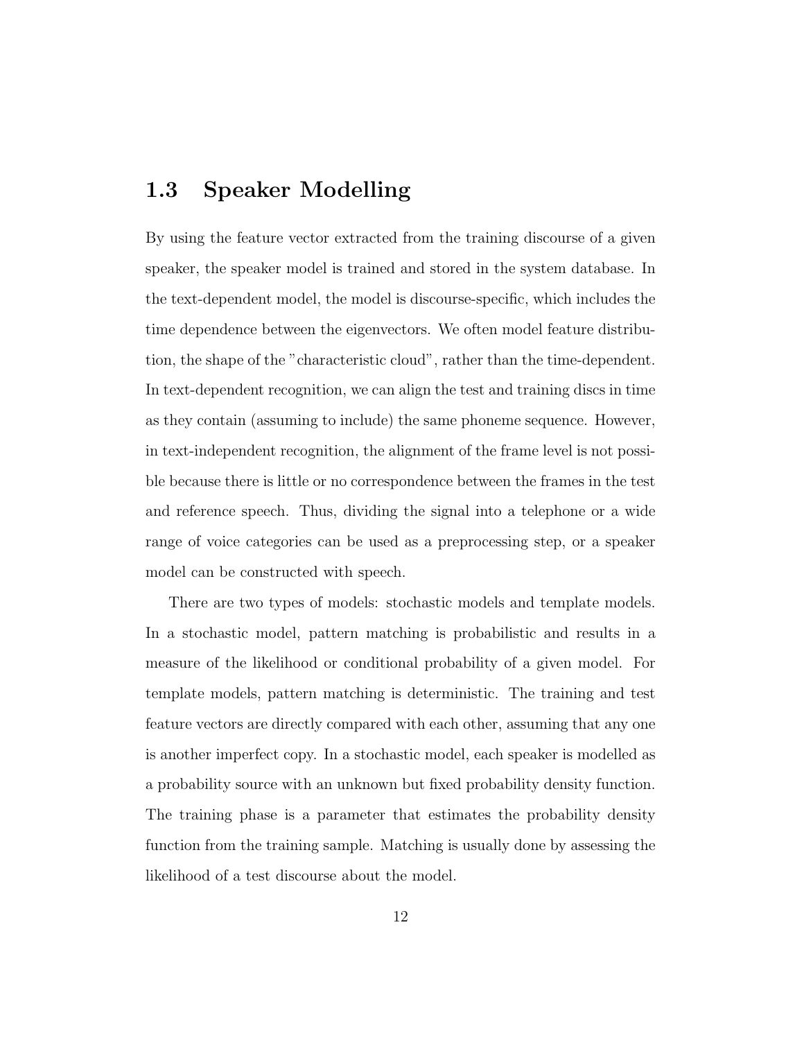## 1.3 Speaker Modelling

By using the feature vector extracted from the training discourse of a given speaker, the speaker model is trained and stored in the system database. In the text-dependent model, the model is discourse-specific, which includes the time dependence between the eigenvectors. We often model feature distribution, the shape of the "characteristic cloud", rather than the time-dependent. In text-dependent recognition, we can align the test and training discs in time as they contain (assuming to include) the same phoneme sequence. However, in text-independent recognition, the alignment of the frame level is not possible because there is little or no correspondence between the frames in the test and reference speech. Thus, dividing the signal into a telephone or a wide range of voice categories can be used as a preprocessing step, or a speaker model can be constructed with speech.

There are two types of models: stochastic models and template models. In a stochastic model, pattern matching is probabilistic and results in a measure of the likelihood or conditional probability of a given model. For template models, pattern matching is deterministic. The training and test feature vectors are directly compared with each other, assuming that any one is another imperfect copy. In a stochastic model, each speaker is modelled as a probability source with an unknown but fixed probability density function. The training phase is a parameter that estimates the probability density function from the training sample. Matching is usually done by assessing the likelihood of a test discourse about the model.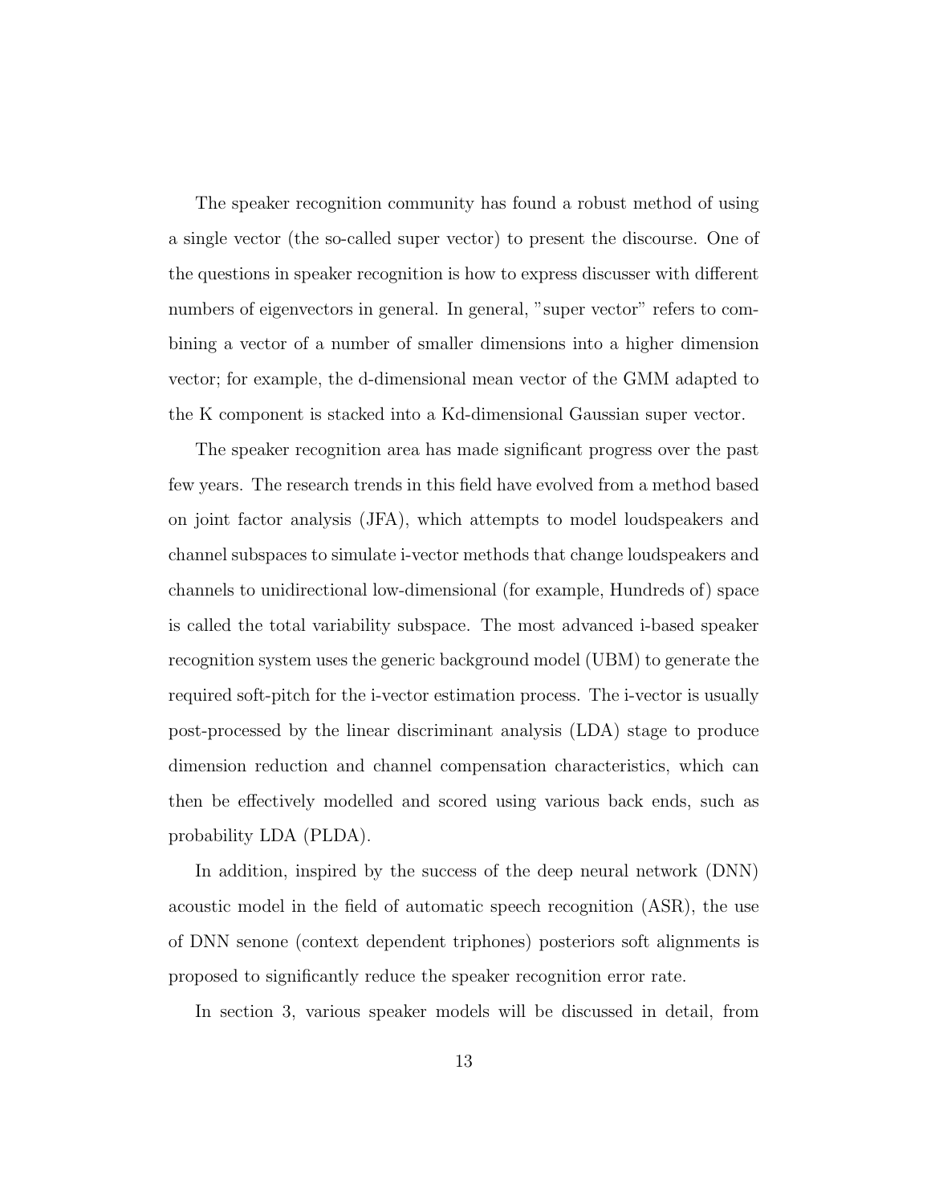The speaker recognition community has found a robust method of using a single vector (the so-called super vector) to present the discourse. One of the questions in speaker recognition is how to express discusser with different numbers of eigenvectors in general. In general, "super vector" refers to combining a vector of a number of smaller dimensions into a higher dimension vector; for example, the d-dimensional mean vector of the GMM adapted to the K component is stacked into a Kd-dimensional Gaussian super vector.

The speaker recognition area has made significant progress over the past few years. The research trends in this field have evolved from a method based on joint factor analysis (JFA), which attempts to model loudspeakers and channel subspaces to simulate i-vector methods that change loudspeakers and channels to unidirectional low-dimensional (for example, Hundreds of) space is called the total variability subspace. The most advanced i-based speaker recognition system uses the generic background model (UBM) to generate the required soft-pitch for the i-vector estimation process. The i-vector is usually post-processed by the linear discriminant analysis (LDA) stage to produce dimension reduction and channel compensation characteristics, which can then be effectively modelled and scored using various back ends, such as probability LDA (PLDA).

In addition, inspired by the success of the deep neural network (DNN) acoustic model in the field of automatic speech recognition (ASR), the use of DNN senone (context dependent triphones) posteriors soft alignments is proposed to significantly reduce the speaker recognition error rate.

In section 3, various speaker models will be discussed in detail, from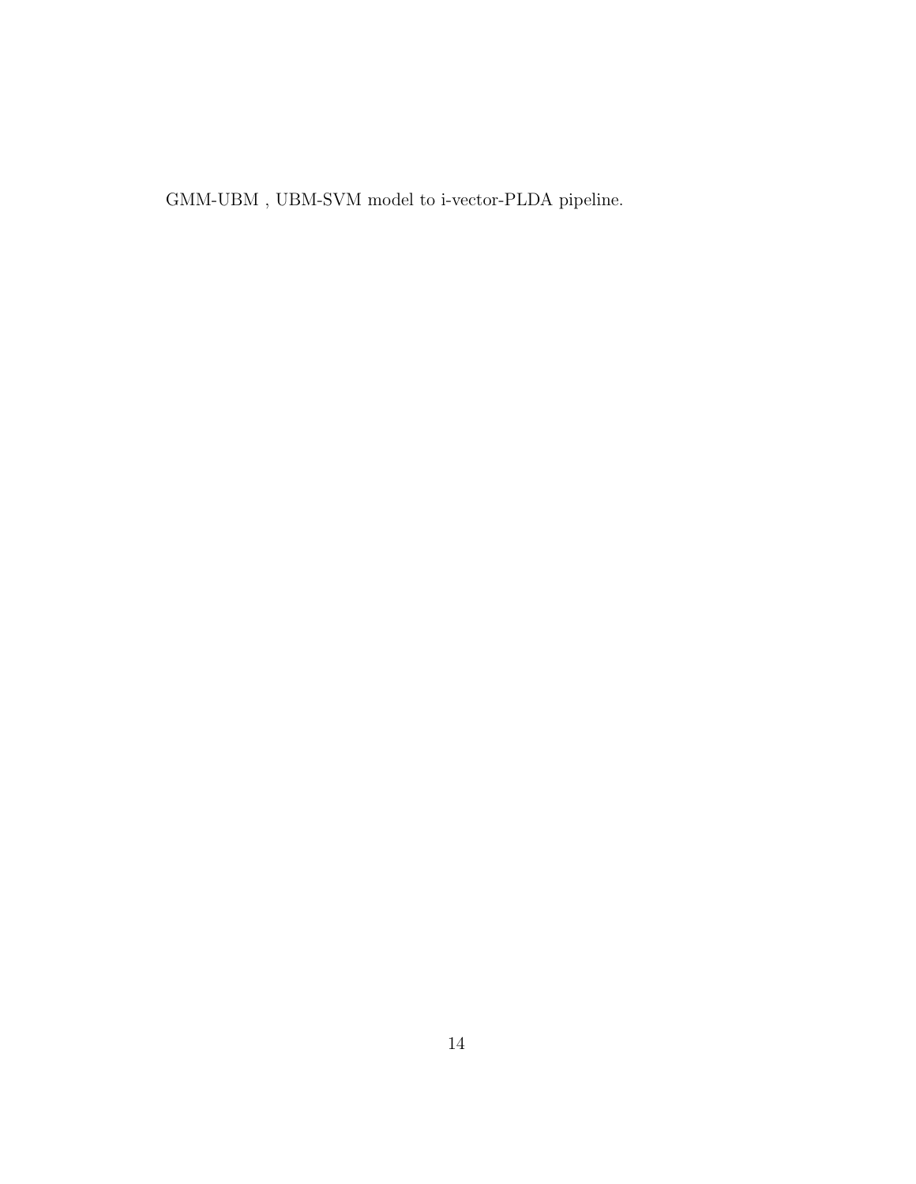GMM-UBM , UBM-SVM model to i-vector-PLDA pipeline.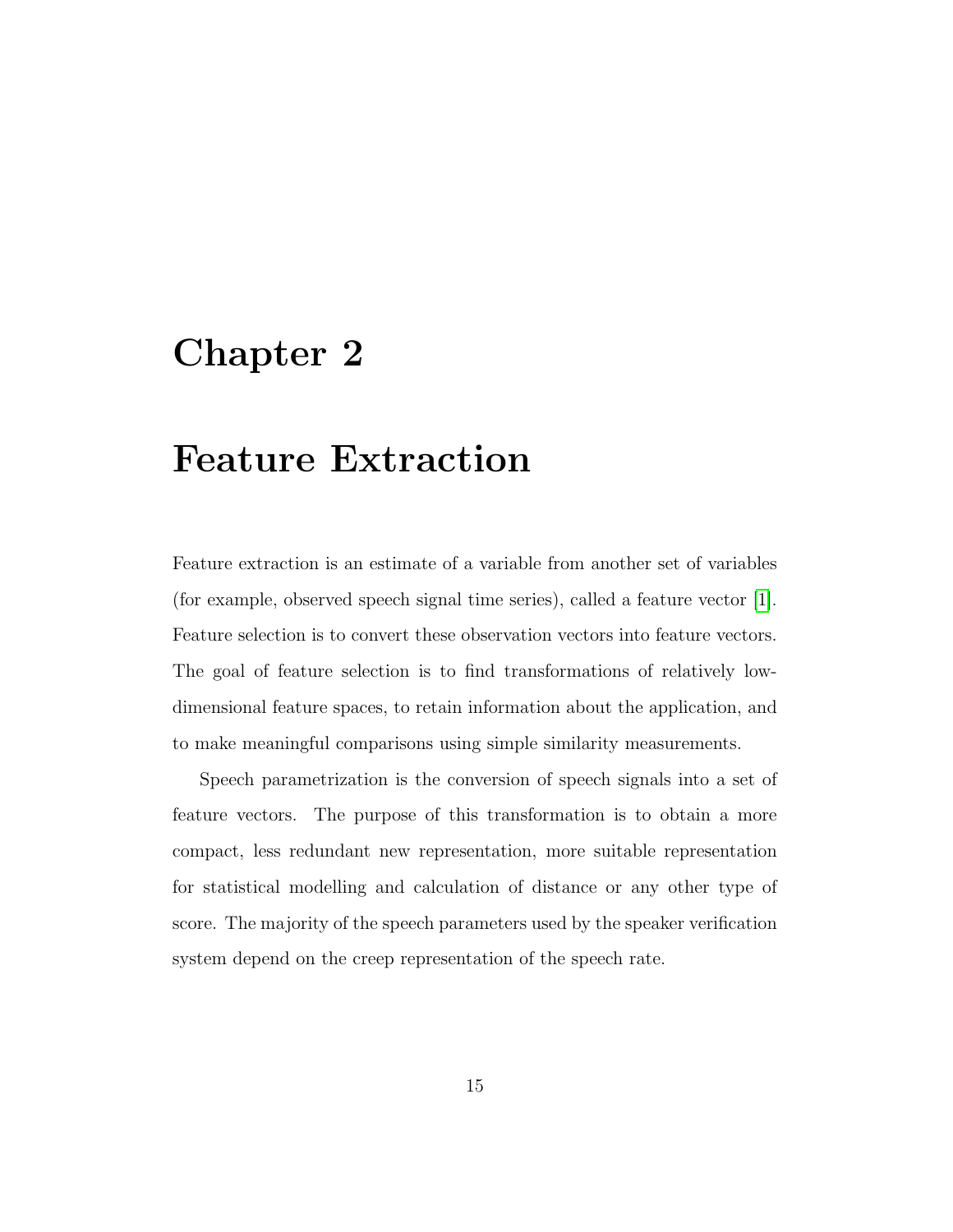# Chapter 2

# Feature Extraction

Feature extraction is an estimate of a variable from another set of variables (for example, observed speech signal time series), called a feature vector [1]. Feature selection is to convert these observation vectors into feature vectors. The goal of feature selection is to find transformations of relatively low-dimensional feature spaces, to retain information about the application, and to make meaningful comparisons using simple similarity measurements.

Speech parametrization is the conversion of speech signals into a set of feature vectors. The purpose of this transformation is to obtain a more compact, less redundant new representation, more suitable representation for statistical modelling and calculation of distance or any other type of score. The majority of the speech parameters used by the speaker verification system depend on the creep representation of the speech rate.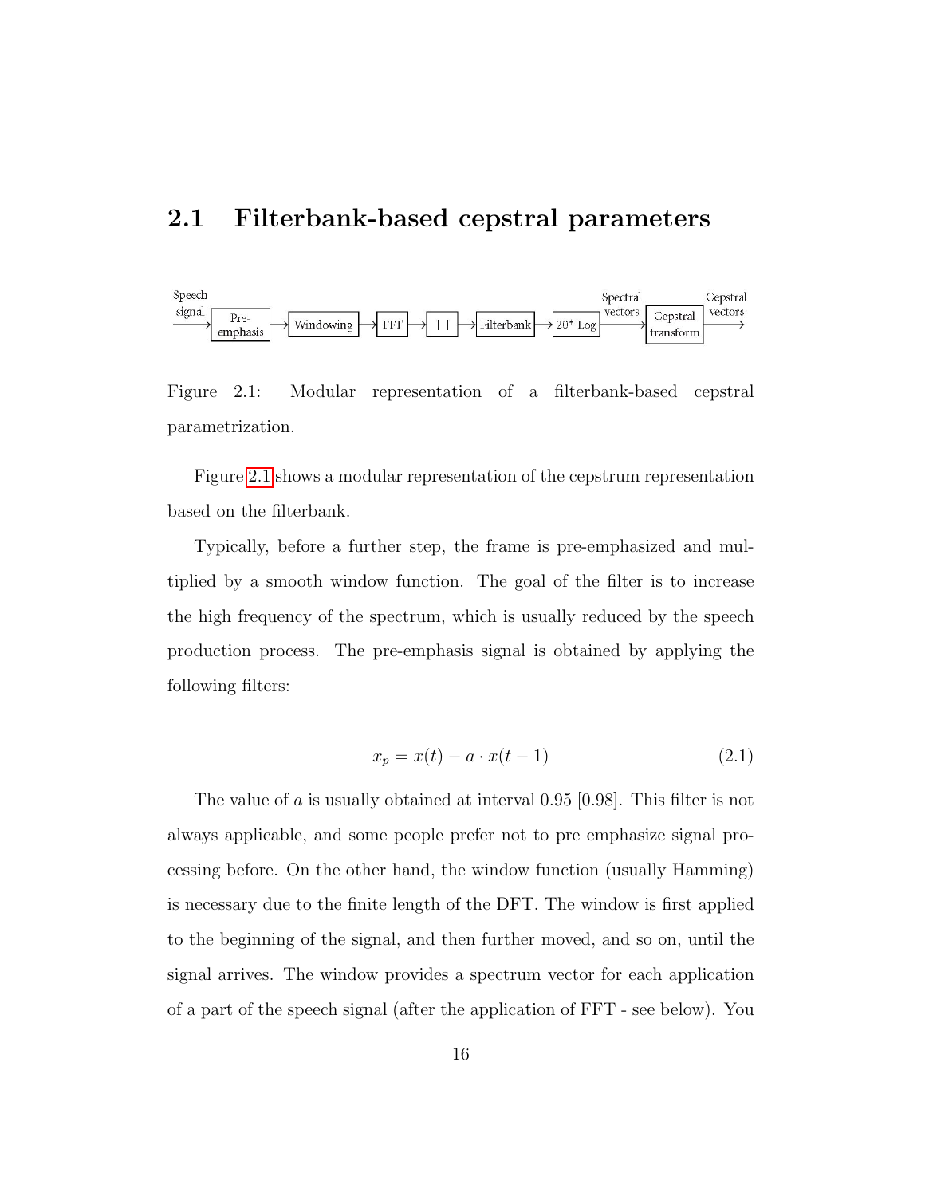## 2.1 Filterbank-based cepstral parameters

Speech signal → Pre-emphasis → Windowing → FFT → | | → Filterbank → 20* Log → Spectral vectors → Cepstral transform → Cepstral vectors

Figure 2.1: Modular representation of a filterbank-based cepstral parametrization.

Figure 2.1 shows a modular representation of the cepstrum representation based on the filterbank.

Typically, before a further step, the frame is pre-emphasized and multiplied by a smooth window function. The goal of the filter is to increase the high frequency of the spectrum, which is usually reduced by the speech production process. The pre-emphasis signal is obtained by applying the following filters:

$$x_p = x(t) - a \cdot x(t-1) \tag{2.1}$$

The value of $a$ is usually obtained at interval 0.95 [0.98]. This filter is not always applicable, and some people prefer not to pre emphasize signal processing before. On the other hand, the window function (usually Hamming) is necessary due to the finite length of the DFT. The window is first applied to the beginning of the signal, and then further moved, and so on, until the signal arrives. The window provides a spectrum vector for each application of a part of the speech signal (after the application of FFT - see below). You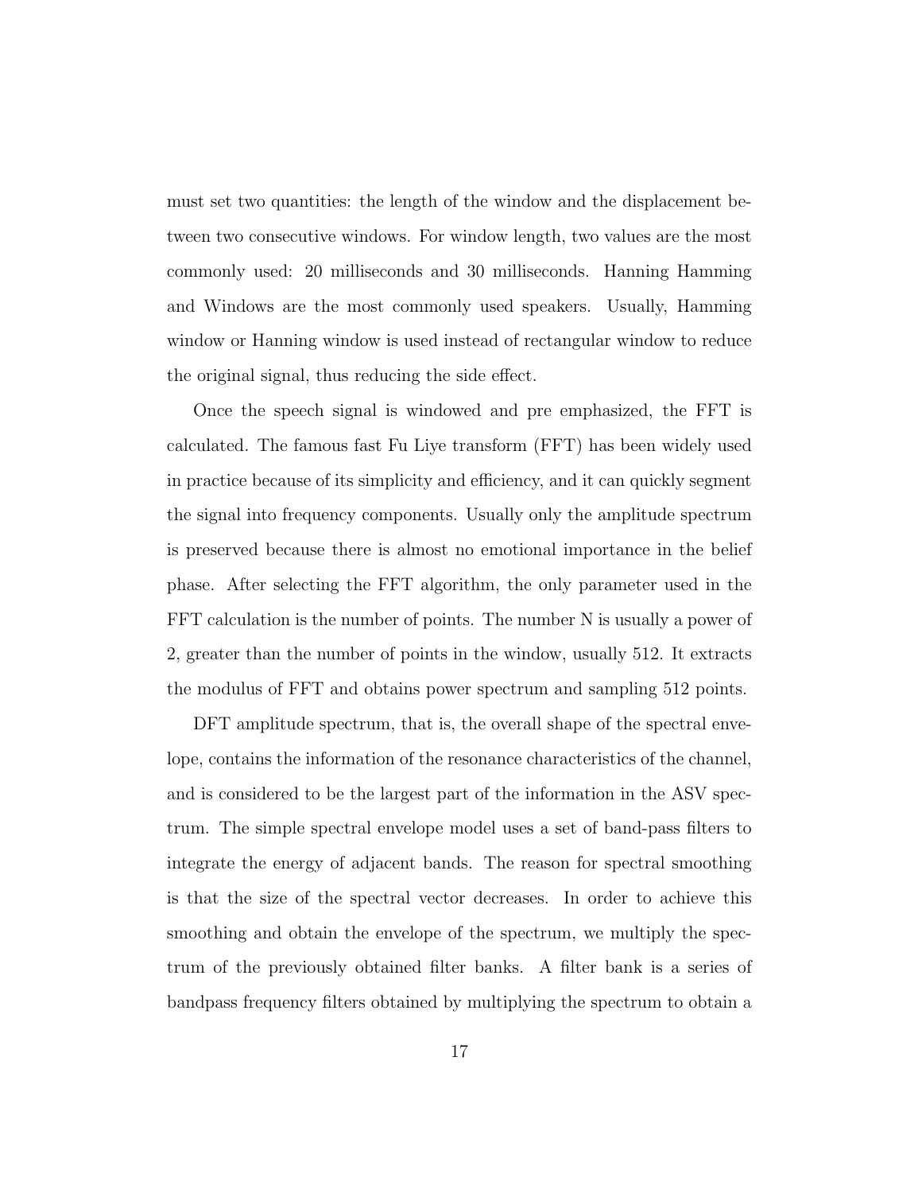must set two quantities: the length of the window and the displacement between two consecutive windows. For window length, two values are the most commonly used: 20 milliseconds and 30 milliseconds. Hanning Hamming and Windows are the most commonly used speakers. Usually, Hamming window or Hanning window is used instead of rectangular window to reduce the original signal, thus reducing the side effect.

Once the speech signal is windowed and pre emphasized, the FFT is calculated. The famous fast Fu Liye transform (FFT) has been widely used in practice because of its simplicity and efficiency, and it can quickly segment the signal into frequency components. Usually only the amplitude spectrum is preserved because there is almost no emotional importance in the belief phase. After selecting the FFT algorithm, the only parameter used in the FFT calculation is the number of points. The number N is usually a power of 2, greater than the number of points in the window, usually 512. It extracts the modulus of FFT and obtains power spectrum and sampling 512 points.

DFT amplitude spectrum, that is, the overall shape of the spectral envelope, contains the information of the resonance characteristics of the channel, and is considered to be the largest part of the information in the ASV spectrum. The simple spectral envelope model uses a set of band-pass filters to integrate the energy of adjacent bands. The reason for spectral smoothing is that the size of the spectral vector decreases. In order to achieve this smoothing and obtain the envelope of the spectrum, we multiply the spectrum of the previously obtained filter banks. A filter bank is a series of bandpass frequency filters obtained by multiplying the spectrum to obtain a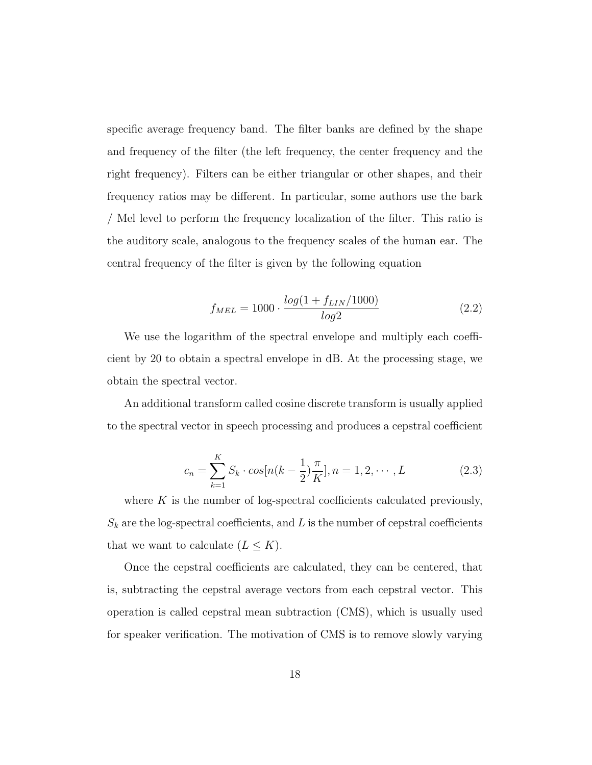specific average frequency band. The filter banks are defined by the shape and frequency of the filter (the left frequency, the center frequency and the right frequency). Filters can be either triangular or other shapes, and their frequency ratios may be different. In particular, some authors use the bark / Mel level to perform the frequency localization of the filter. This ratio is the auditory scale, analogous to the frequency scales of the human ear. The central frequency of the filter is given by the following equation

$$f_{MEL} = 1000 \cdot \frac{log(1 + f_{LIN}/1000)}{log2} \tag{2.2}$$

We use the logarithm of the spectral envelope and multiply each coefficient by 20 to obtain a spectral envelope in dB. At the processing stage, we obtain the spectral vector.

An additional transform called cosine discrete transform is usually applied to the spectral vector in speech processing and produces a cepstral coefficient

$$c_n = \sum_{k=1}^{K} S_k \cdot cos[n(k - \frac{1}{2})\frac{\pi}{K}], n = 1, 2, \cdots, L \tag{2.3}$$

where $K$ is the number of log-spectral coefficients calculated previously, $S_k$ are the log-spectral coefficients, and $L$ is the number of cepstral coefficients that we want to calculate ($L \leq K$).

Once the cepstral coefficients are calculated, they can be centered, that is, subtracting the cepstral average vectors from each cepstral vector. This operation is called cepstral mean subtraction (CMS), which is usually used for speaker verification. The motivation of CMS is to remove slowly varying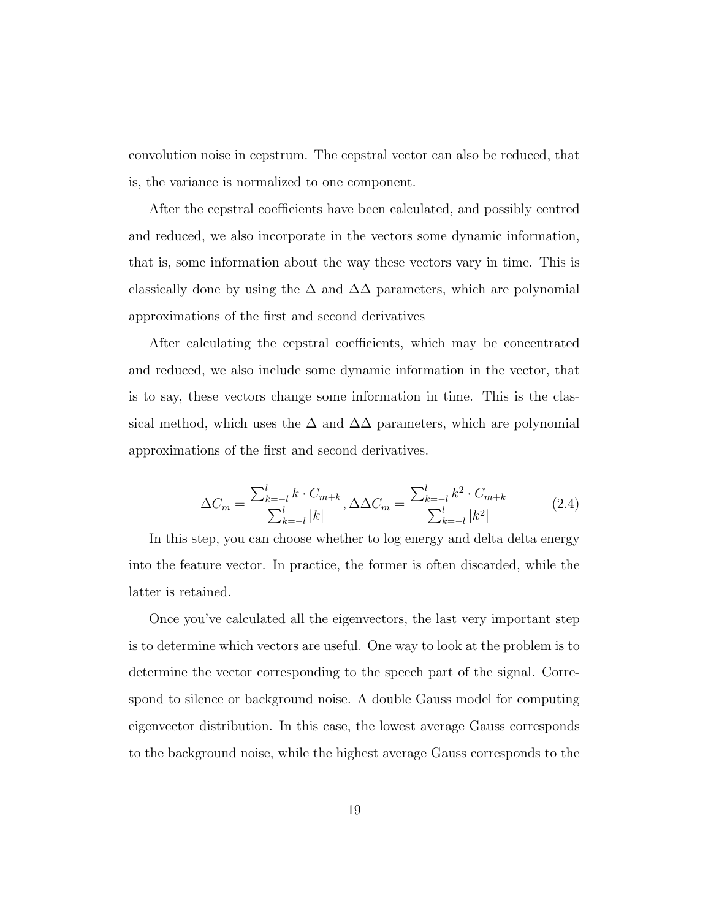convolution noise in cepstrum. The cepstral vector can also be reduced, that is, the variance is normalized to one component.

After the cepstral coefficients have been calculated, and possibly centred and reduced, we also incorporate in the vectors some dynamic information, that is, some information about the way these vectors vary in time. This is classically done by using the $\Delta$ and $\Delta\Delta$ parameters, which are polynomial approximations of the first and second derivatives

After calculating the cepstral coefficients, which may be concentrated and reduced, we also include some dynamic information in the vector, that is to say, these vectors change some information in time. This is the classical method, which uses the $\Delta$ and $\Delta\Delta$ parameters, which are polynomial approximations of the first and second derivatives.

$$\Delta C_m = \frac{\sum_{k=-l}^{l} k \cdot C_{m+k}}{\sum_{k=-l}^{l} |k|}, \Delta\Delta C_m = \frac{\sum_{k=-l}^{l} k^2 \cdot C_{m+k}}{\sum_{k=-l}^{l} |k^2|} \tag{2.4}$$

In this step, you can choose whether to log energy and delta delta energy into the feature vector. In practice, the former is often discarded, while the latter is retained.

Once you've calculated all the eigenvectors, the last very important step is to determine which vectors are useful. One way to look at the problem is to determine the vector corresponding to the speech part of the signal. Correspond to silence or background noise. A double Gauss model for computing eigenvector distribution. In this case, the lowest average Gauss corresponds to the background noise, while the highest average Gauss corresponds to the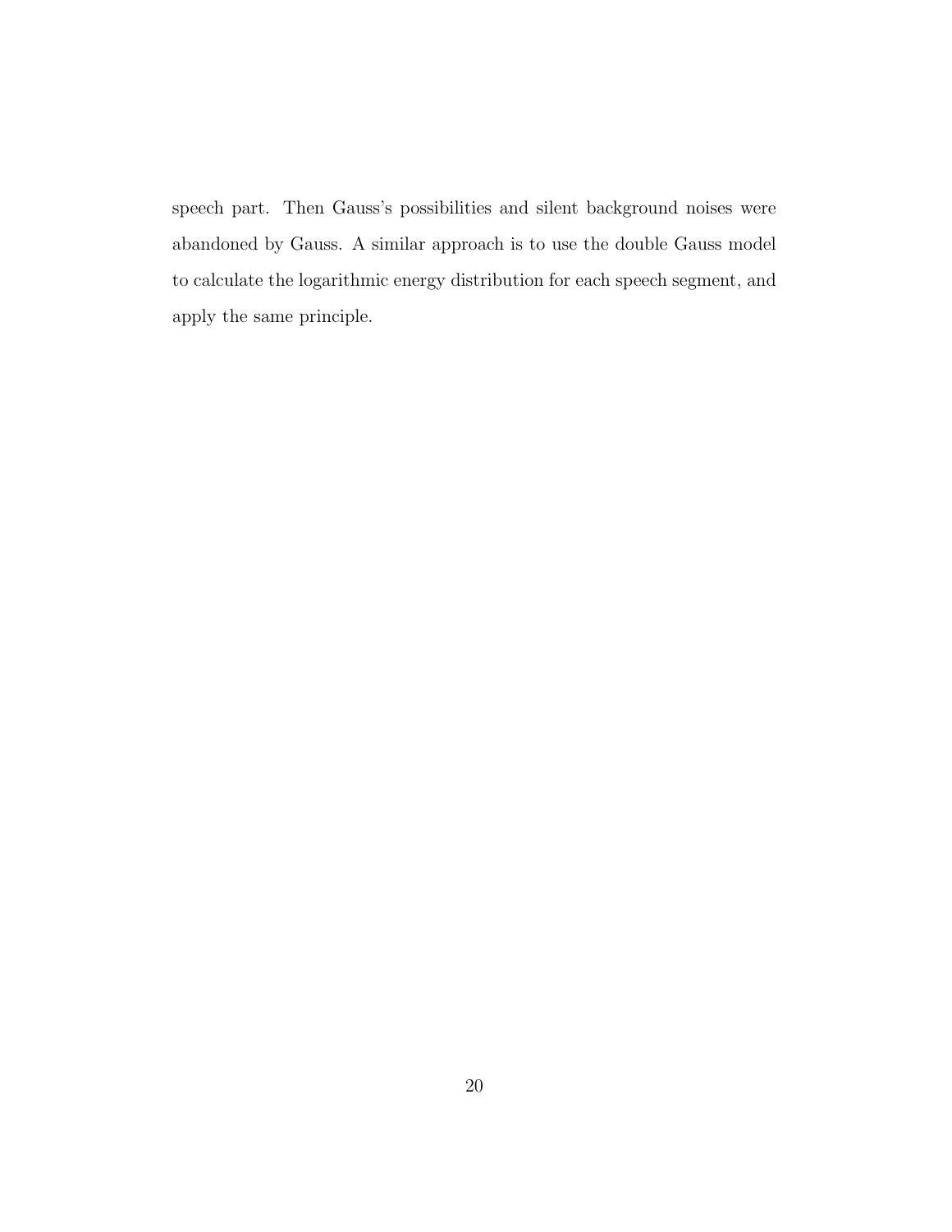speech part. Then Gauss's possibilities and silent background noises were abandoned by Gauss. A similar approach is to use the double Gauss model to calculate the logarithmic energy distribution for each speech segment, and apply the same principle.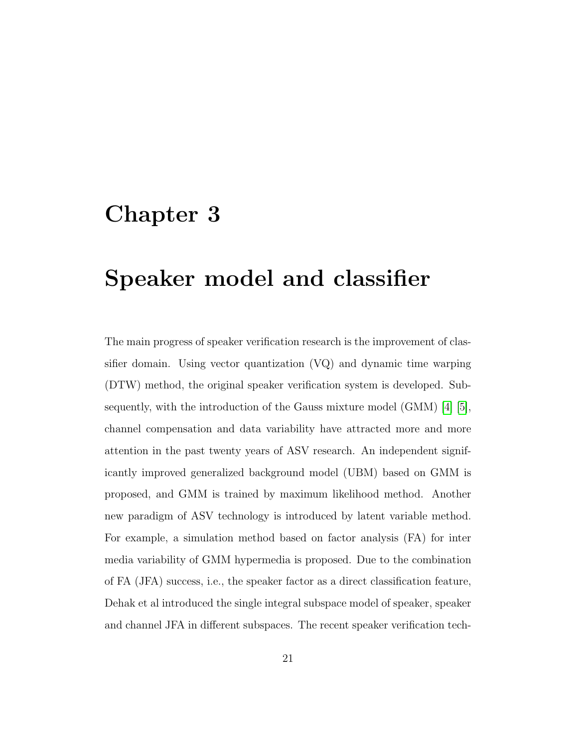# Chapter 3

# Speaker model and classifier

The main progress of speaker verification research is the improvement of classifier domain. Using vector quantization (VQ) and dynamic time warping (DTW) method, the original speaker verification system is developed. Subsequently, with the introduction of the Gauss mixture model (GMM) [4] [5], channel compensation and data variability have attracted more and more attention in the past twenty years of ASV research. An independent significantly improved generalized background model (UBM) based on GMM is proposed, and GMM is trained by maximum likelihood method. Another new paradigm of ASV technology is introduced by latent variable method. For example, a simulation method based on factor analysis (FA) for inter media variability of GMM hypermedia is proposed. Due to the combination of FA (JFA) success, i.e., the speaker factor as a direct classification feature, Dehak et al introduced the single integral subspace model of speaker, speaker and channel JFA in different subspaces. The recent speaker verification tech-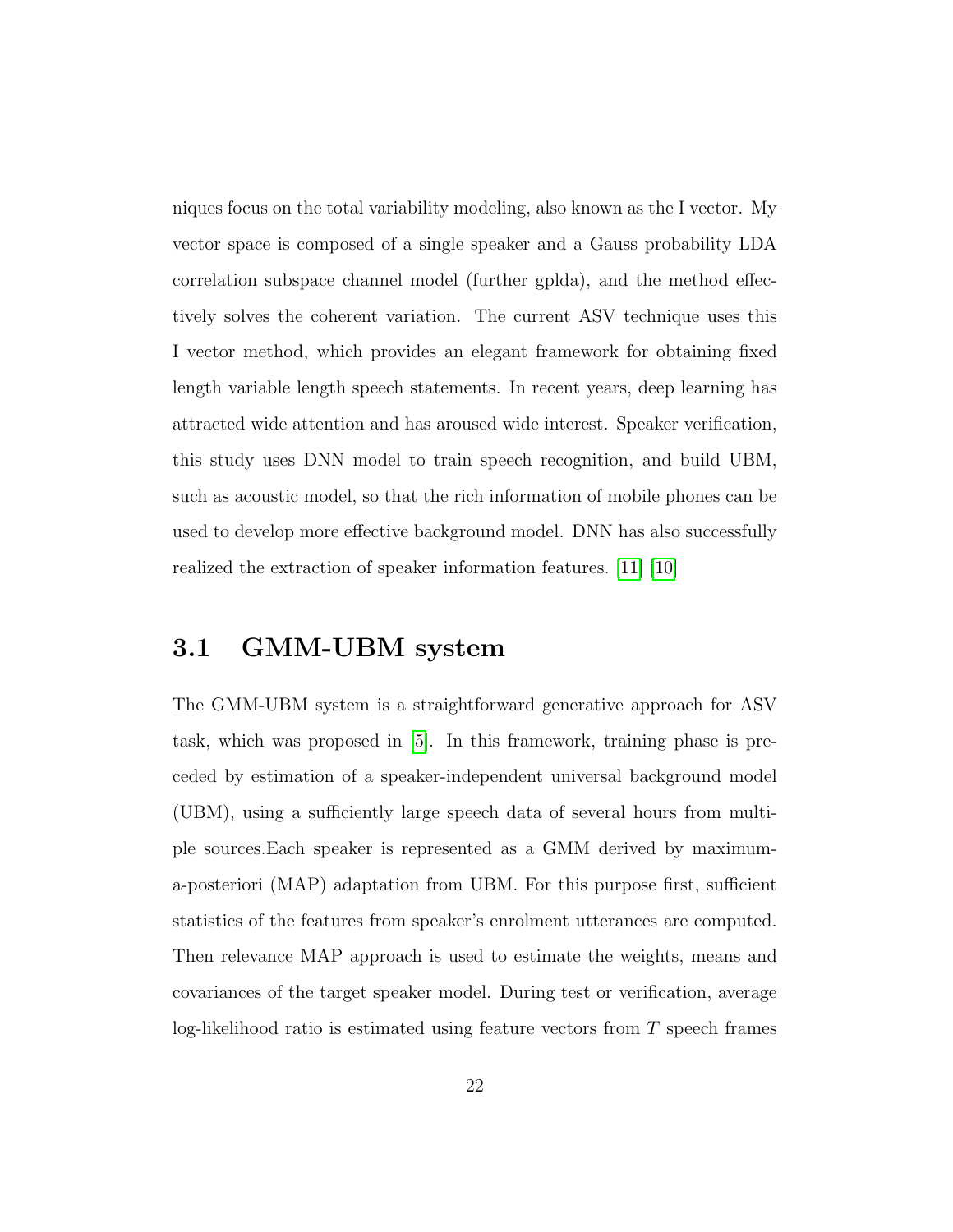niques focus on the total variability modeling, also known as the I vector. My vector space is composed of a single speaker and a Gauss probability LDA correlation subspace channel model (further gplda), and the method effectively solves the coherent variation. The current ASV technique uses this I vector method, which provides an elegant framework for obtaining fixed length variable length speech statements. In recent years, deep learning has attracted wide attention and has aroused wide interest. Speaker verification, this study uses DNN model to train speech recognition, and build UBM, such as acoustic model, so that the rich information of mobile phones can be used to develop more effective background model. DNN has also successfully realized the extraction of speaker information features. [11] [10]

## 3.1 GMM-UBM system

The GMM-UBM system is a straightforward generative approach for ASV task, which was proposed in [5]. In this framework, training phase is preceded by estimation of a speaker-independent universal background model (UBM), using a sufficiently large speech data of several hours from multiple sources.Each speaker is represented as a GMM derived by maximum-a-posteriori (MAP) adaptation from UBM. For this purpose first, sufficient statistics of the features from speaker's enrolment utterances are computed. Then relevance MAP approach is used to estimate the weights, means and covariances of the target speaker model. During test or verification, average log-likelihood ratio is estimated using feature vectors from $T$ speech frames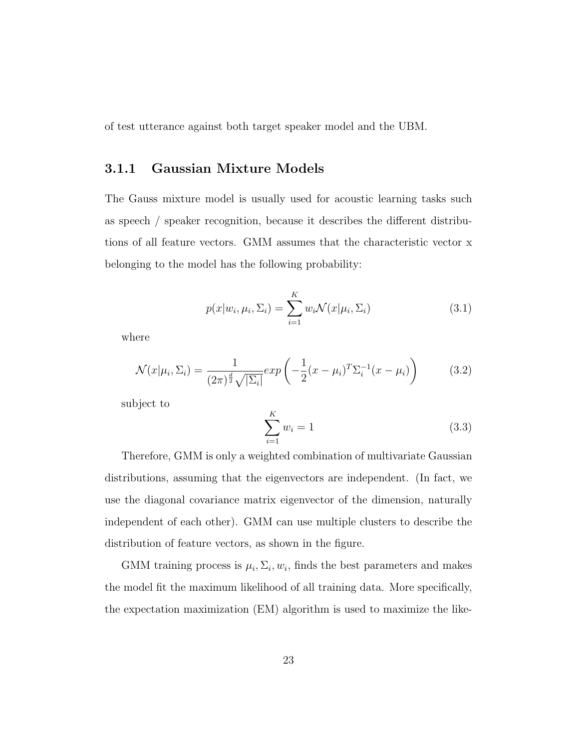of test utterance against both target speaker model and the UBM.

### 3.1.1 Gaussian Mixture Models

The Gauss mixture model is usually used for acoustic learning tasks such as speech / speaker recognition, because it describes the different distributions of all feature vectors. GMM assumes that the characteristic vector x belonging to the model has the following probability:

$$p(x|w_i, \mu_i, \Sigma_i) = \sum_{i=1}^{K} w_i \mathcal{N}(x|\mu_i, \Sigma_i) \tag{3.1}$$

where

$$\mathcal{N}(x|\mu_i, \Sigma_i) = \frac{1}{(2\pi)^{\frac{d}{2}} \sqrt{|\Sigma_i|}} exp\left(-\frac{1}{2}(x-\mu_i)^T \Sigma_i^{-1} (x-\mu_i)\right) \tag{3.2}$$

subject to

$$\sum_{i=1}^{K} w_i = 1 \tag{3.3}$$

Therefore, GMM is only a weighted combination of multivariate Gaussian distributions, assuming that the eigenvectors are independent. (In fact, we use the diagonal covariance matrix eigenvector of the dimension, naturally independent of each other). GMM can use multiple clusters to describe the distribution of feature vectors, as shown in the figure.

GMM training process is $\mu_i, \Sigma_i, w_i$, finds the best parameters and makes the model fit the maximum likelihood of all training data. More specifically, the expectation maximization (EM) algorithm is used to maximize the like-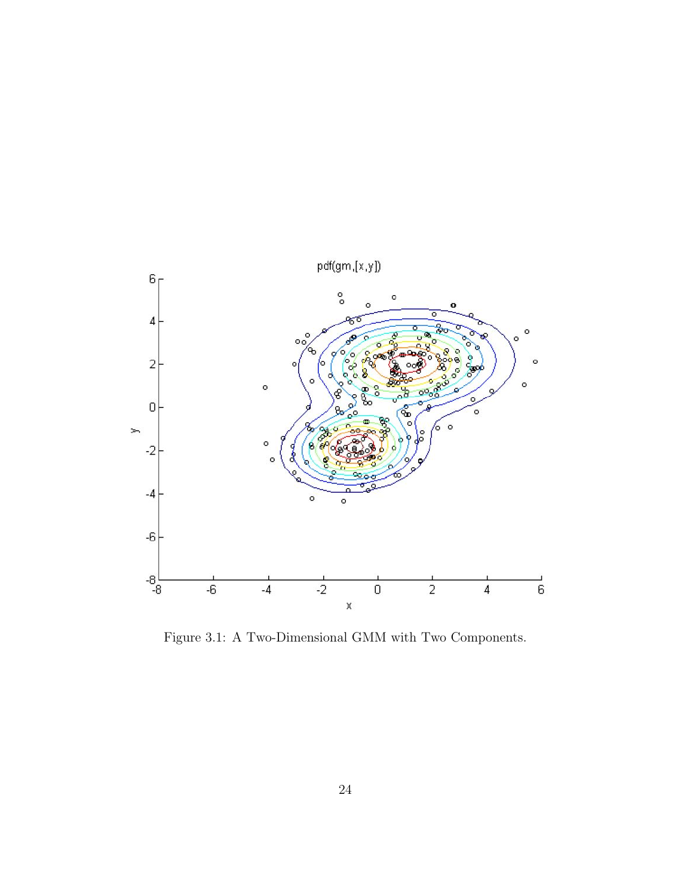Figure 3.1: A Two-Dimensional GMM with Two Components.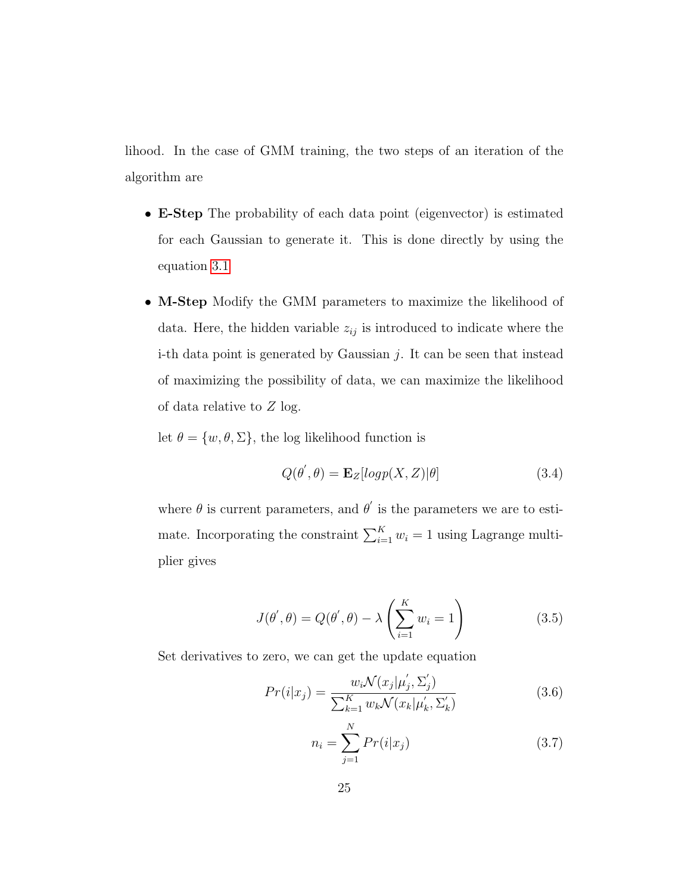lihood. In the case of GMM training, the two steps of an iteration of the algorithm are

- **E-Step** The probability of each data point (eigenvector) is estimated for each Gaussian to generate it. This is done directly by using the equation 3.1

- **M-Step** Modify the GMM parameters to maximize the likelihood of data. Here, the hidden variable $z_{ij}$ is introduced to indicate where the i-th data point is generated by Gaussian $j$. It can be seen that instead of maximizing the possibility of data, we can maximize the likelihood of data relative to $Z$ log.

  let $\theta = \{w, \theta, \Sigma\}$, the log likelihood function is

  $$Q(\theta', \theta) = \mathbf{E}_Z[log p(X, Z)|\theta] \tag{3.4}$$

  where $\theta$ is current parameters, and $\theta'$ is the parameters we are to estimate. Incorporating the constraint $\sum_{i=1}^{K} w_i = 1$ using Lagrange multiplier gives

  $$J(\theta', \theta) = Q(\theta', \theta) - \lambda \left( \sum_{i=1}^{K} w_i = 1 \right) \tag{3.5}$$

  Set derivatives to zero, we can get the update equation

  $$Pr(i|x_j) = \frac{w_i \mathcal{N}(x_j|\mu_j', \Sigma_j')}{\sum_{k=1}^{K} w_k \mathcal{N}(x_k|\mu_k', \Sigma_k')} \tag{3.6}$$

  $$n_i = \sum_{j=1}^{N} Pr(i|x_j) \tag{3.7}$$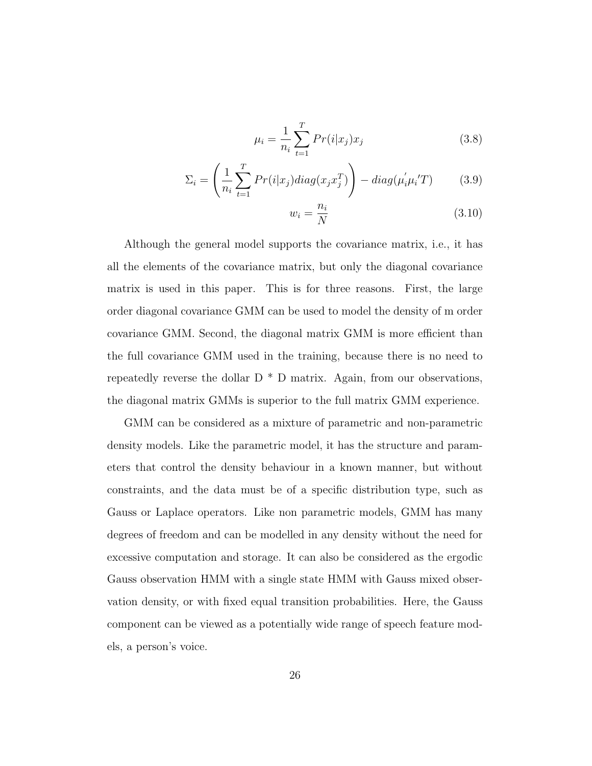$$\mu_i = \frac{1}{n_i} \sum_{t=1}^{T} Pr(i|x_j) x_j \tag{3.8}$$

$$\Sigma_i = \left( \frac{1}{n_i} \sum_{t=1}^{T} Pr(i|x_j) diag(x_j x_j^T) \right) - diag(\mu_i^{'} \mu_i{'}T) \tag{3.9}$$

$$w_i = \frac{n_i}{N} \tag{3.10}$$

Although the general model supports the covariance matrix, i.e., it has all the elements of the covariance matrix, but only the diagonal covariance matrix is used in this paper. This is for three reasons. First, the large order diagonal covariance GMM can be used to model the density of m order covariance GMM. Second, the diagonal matrix GMM is more efficient than the full covariance GMM used in the training, because there is no need to repeatedly reverse the dollar D * D matrix. Again, from our observations, the diagonal matrix GMMs is superior to the full matrix GMM experience.

GMM can be considered as a mixture of parametric and non-parametric density models. Like the parametric model, it has the structure and parameters that control the density behaviour in a known manner, but without constraints, and the data must be of a specific distribution type, such as Gauss or Laplace operators. Like non parametric models, GMM has many degrees of freedom and can be modelled in any density without the need for excessive computation and storage. It can also be considered as the ergodic Gauss observation HMM with a single state HMM with Gauss mixed observation density, or with fixed equal transition probabilities. Here, the Gauss component can be viewed as a potentially wide range of speech feature models, a person's voice.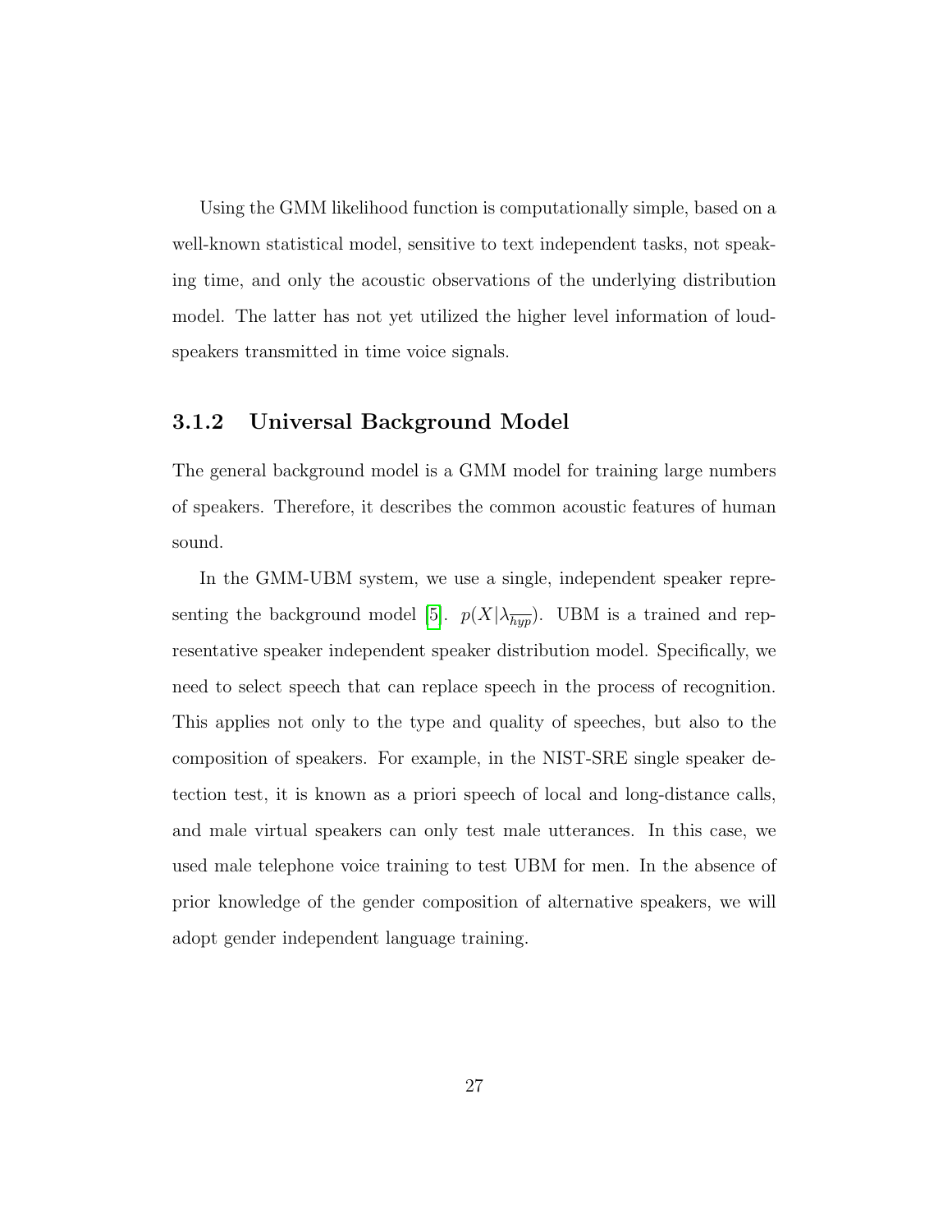Using the GMM likelihood function is computationally simple, based on a well-known statistical model, sensitive to text independent tasks, not speaking time, and only the acoustic observations of the underlying distribution model. The latter has not yet utilized the higher level information of loudspeakers transmitted in time voice signals.

### 3.1.2 Universal Background Model

The general background model is a GMM model for training large numbers of speakers. Therefore, it describes the common acoustic features of human sound.

In the GMM-UBM system, we use a single, independent speaker representing the background model [5]. $p(X|\lambda_{\overline{hyp}})$. UBM is a trained and representative speaker independent speaker distribution model. Specifically, we need to select speech that can replace speech in the process of recognition. This applies not only to the type and quality of speeches, but also to the composition of speakers. For example, in the NIST-SRE single speaker detection test, it is known as a priori speech of local and long-distance calls, and male virtual speakers can only test male utterances. In this case, we used male telephone voice training to test UBM for men. In the absence of prior knowledge of the gender composition of alternative speakers, we will adopt gender independent language training.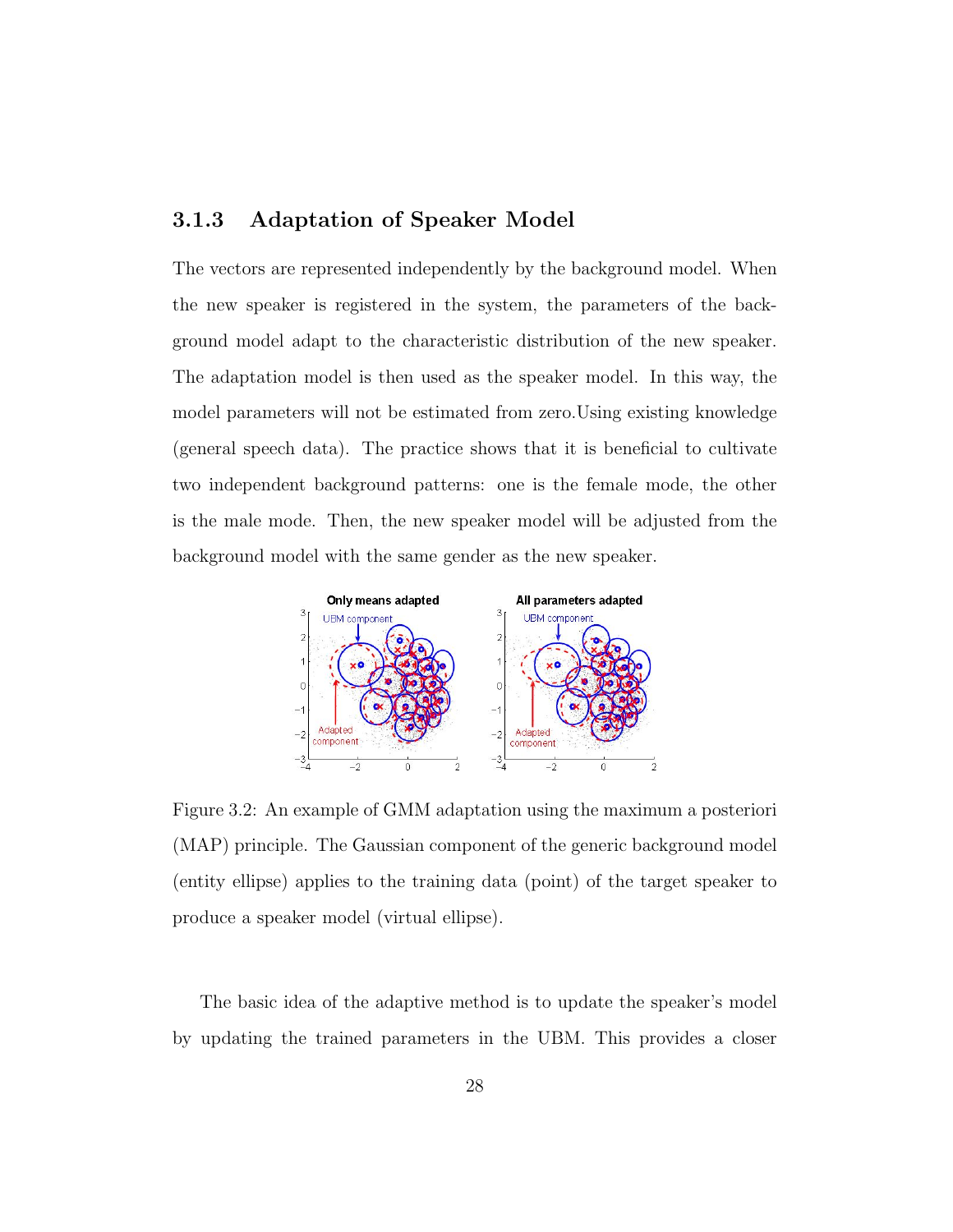### 3.1.3 Adaptation of Speaker Model

The vectors are represented independently by the background model. When the new speaker is registered in the system, the parameters of the background model adapt to the characteristic distribution of the new speaker. The adaptation model is then used as the speaker model. In this way, the model parameters will not be estimated from zero.Using existing knowledge (general speech data). The practice shows that it is beneficial to cultivate two independent background patterns: one is the female mode, the other is the male mode. Then, the new speaker model will be adjusted from the background model with the same gender as the new speaker.

Figure 3.2: An example of GMM adaptation using the maximum a posteriori (MAP) principle. The Gaussian component of the generic background model (entity ellipse) applies to the training data (point) of the target speaker to produce a speaker model (virtual ellipse).

The basic idea of the adaptive method is to update the speaker's model by updating the trained parameters in the UBM. This provides a closer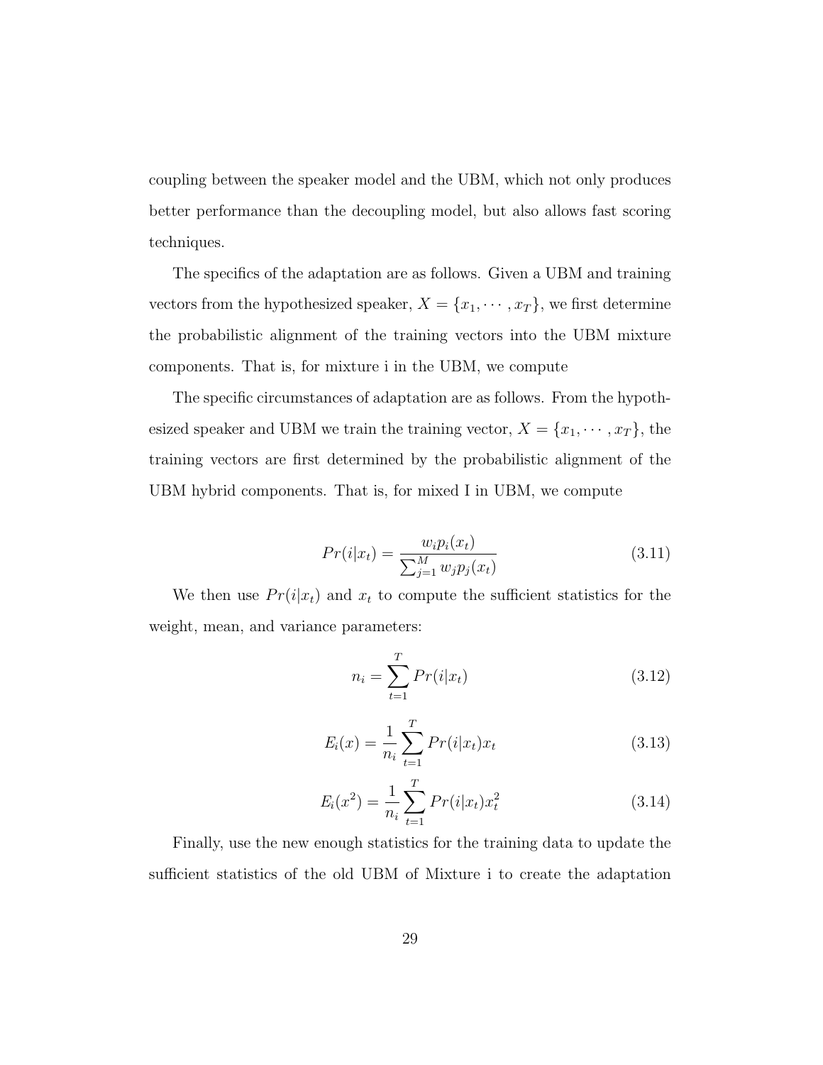coupling between the speaker model and the UBM, which not only produces better performance than the decoupling model, but also allows fast scoring techniques.

The specifics of the adaptation are as follows. Given a UBM and training vectors from the hypothesized speaker, $X = \{x_1, \cdots, x_T\}$, we first determine the probabilistic alignment of the training vectors into the UBM mixture components. That is, for mixture i in the UBM, we compute

The specific circumstances of adaptation are as follows. From the hypothesized speaker and UBM we train the training vector, $X = \{x_1, \cdots, x_T\}$, the training vectors are first determined by the probabilistic alignment of the UBM hybrid components. That is, for mixed I in UBM, we compute

$$Pr(i|x_t) = \frac{w_i p_i(x_t)}{\sum_{j=1}^{M} w_j p_j(x_t)} \tag{3.11}$$

We then use $Pr(i|x_t)$ and $x_t$ to compute the sufficient statistics for the weight, mean, and variance parameters:

$$n_i = \sum_{t=1}^{T} Pr(i|x_t) \tag{3.12}$$

$$E_i(x) = \frac{1}{n_i} \sum_{t=1}^{T} Pr(i|x_t) x_t \tag{3.13}$$

$$E_i(x^2) = \frac{1}{n_i} \sum_{t=1}^{T} Pr(i|x_t) x_t^2 \tag{3.14}$$

Finally, use the new enough statistics for the training data to update the sufficient statistics of the old UBM of Mixture i to create the adaptation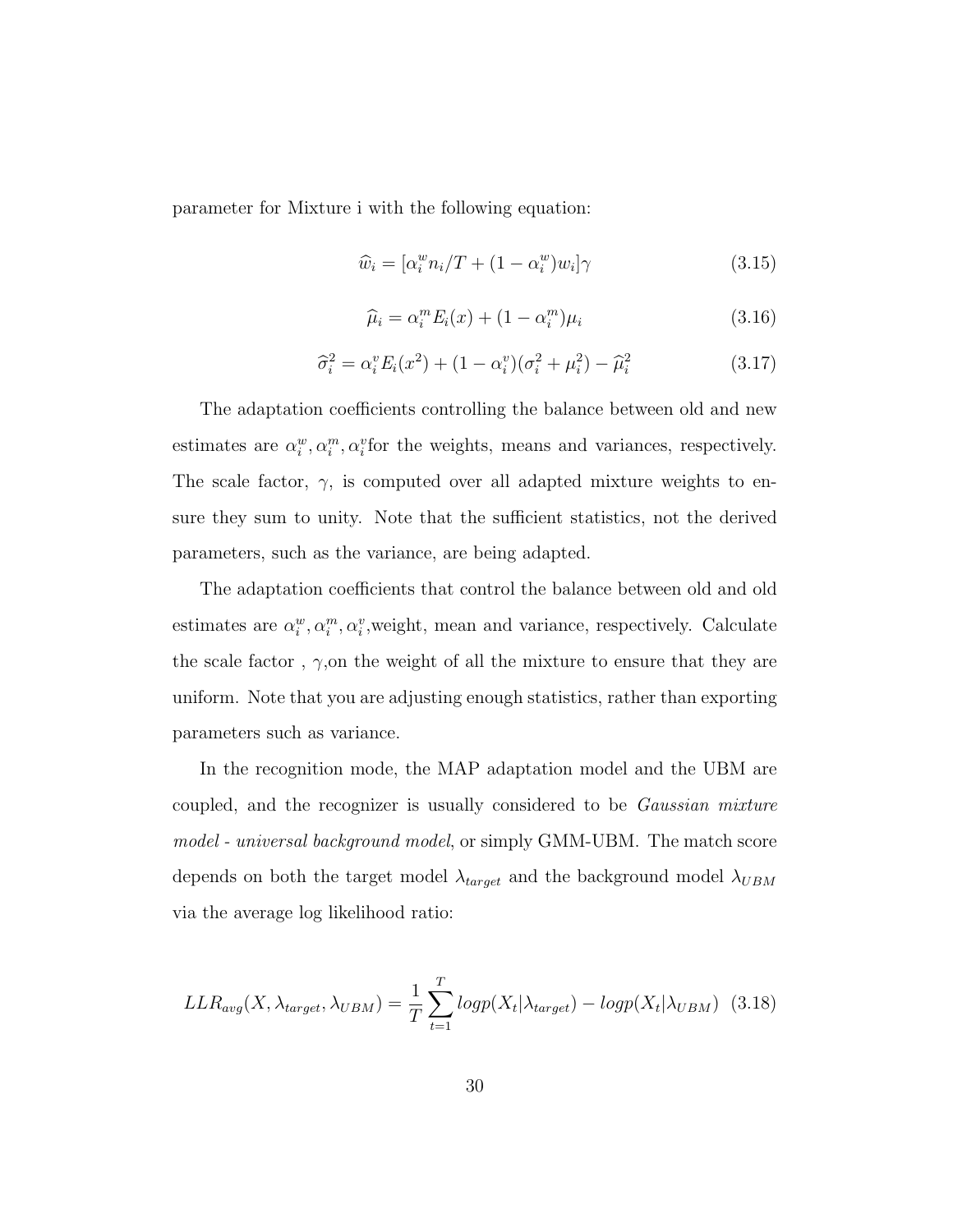parameter for Mixture i with the following equation:

$$\widehat{w}_i = [\alpha_i^w n_i/T + (1 - \alpha_i^w) w_i]\gamma \tag{3.15}$$

$$\widehat{\mu}_i = \alpha_i^m E_i(x) + (1 - \alpha_i^m)\mu_i \tag{3.16}$$

$$\widehat{\sigma}_i^2 = \alpha_i^v E_i(x^2) + (1 - \alpha_i^v)(\sigma_i^2 + \mu_i^2) - \widehat{\mu}_i^2 \tag{3.17}$$

The adaptation coefficients controlling the balance between old and new estimates are $\alpha_i^w, \alpha_i^m, \alpha_i^v$for the weights, means and variances, respectively. The scale factor, $\gamma$, is computed over all adapted mixture weights to ensure they sum to unity. Note that the sufficient statistics, not the derived parameters, such as the variance, are being adapted.

The adaptation coefficients that control the balance between old and old estimates are $\alpha_i^w, \alpha_i^m, \alpha_i^v$,weight, mean and variance, respectively. Calculate the scale factor , $\gamma$,on the weight of all the mixture to ensure that they are uniform. Note that you are adjusting enough statistics, rather than exporting parameters such as variance.

In the recognition mode, the MAP adaptation model and the UBM are coupled, and the recognizer is usually considered to be *Gaussian mixture model - universal background model*, or simply GMM-UBM. The match score depends on both the target model $\lambda_{target}$ and the background model $\lambda_{UBM}$ via the average log likelihood ratio:

$$LLR_{avg}(X, \lambda_{target}, \lambda_{UBM}) = \frac{1}{T}\sum_{t=1}^{T} logp(X_t|\lambda_{target}) - logp(X_t|\lambda_{UBM}) \tag{3.18}$$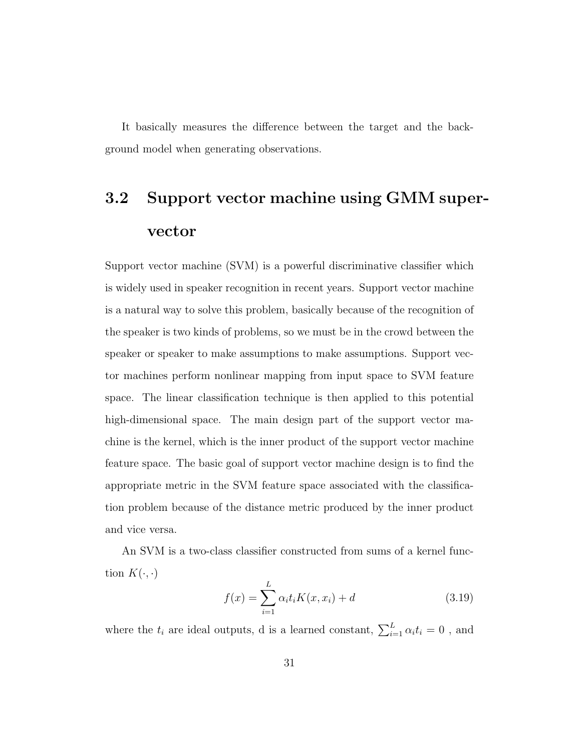It basically measures the difference between the target and the background model when generating observations.

## 3.2 Support vector machine using GMM supervector

Support vector machine (SVM) is a powerful discriminative classifier which is widely used in speaker recognition in recent years. Support vector machine is a natural way to solve this problem, basically because of the recognition of the speaker is two kinds of problems, so we must be in the crowd between the speaker or speaker to make assumptions to make assumptions. Support vector machines perform nonlinear mapping from input space to SVM feature space. The linear classification technique is then applied to this potential high-dimensional space. The main design part of the support vector machine is the kernel, which is the inner product of the support vector machine feature space. The basic goal of support vector machine design is to find the appropriate metric in the SVM feature space associated with the classification problem because of the distance metric produced by the inner product and vice versa.

An SVM is a two-class classifier constructed from sums of a kernel function $K(\cdot, \cdot)$

$$f(x) = \sum_{i=1}^{L} \alpha_i t_i K(x, x_i) + d \tag{3.19}$$

where the $t_i$ are ideal outputs, d is a learned constant, $\sum_{i=1}^{L} \alpha_i t_i = 0$ , and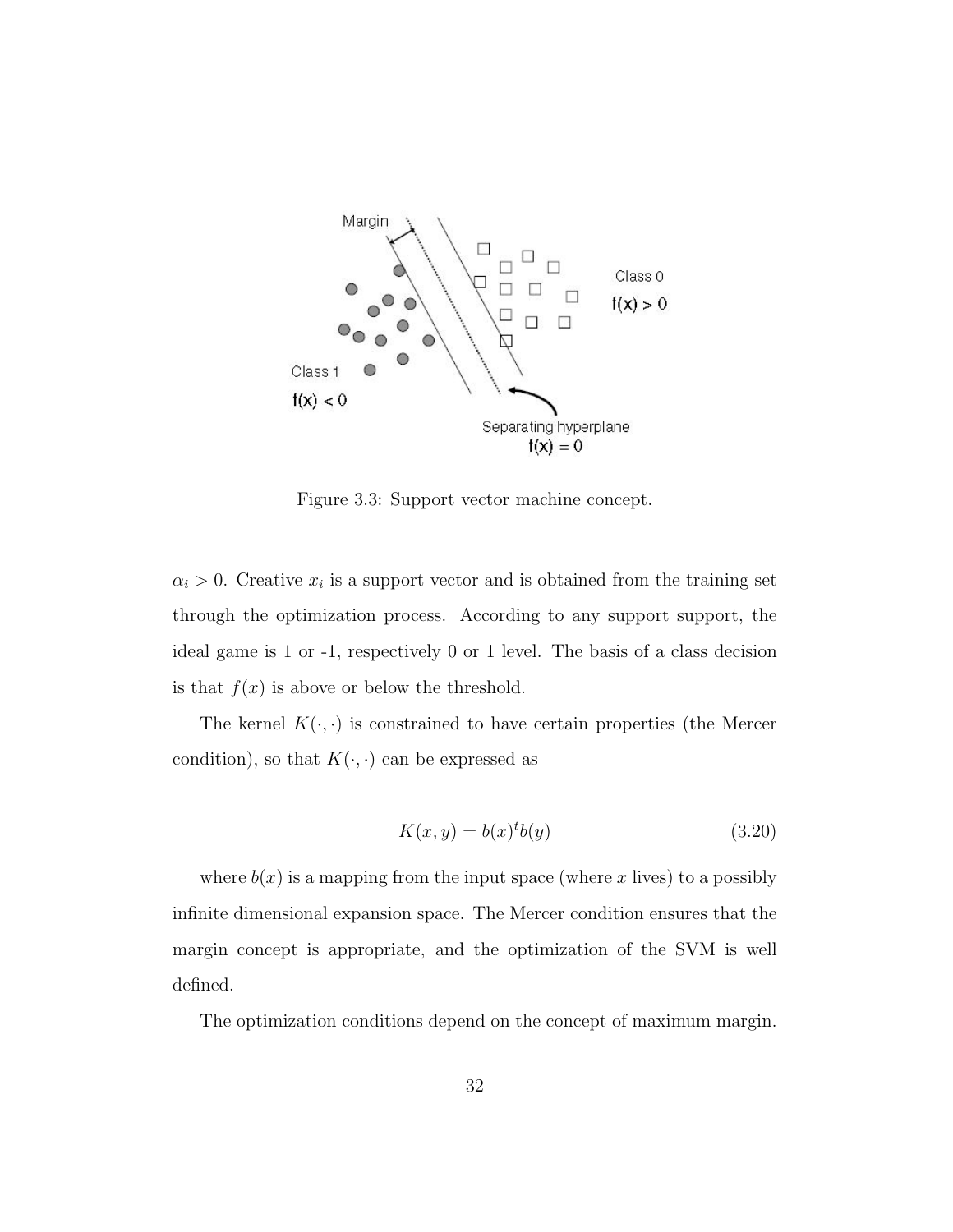Figure 3.3: Support vector machine concept.

$\alpha_i > 0$. Creative $x_i$ is a support vector and is obtained from the training set through the optimization process. According to any support support, the ideal game is 1 or -1, respectively 0 or 1 level. The basis of a class decision is that $f(x)$ is above or below the threshold.

The kernel $K(\cdot, \cdot)$ is constrained to have certain properties (the Mercer condition), so that $K(\cdot, \cdot)$ can be expressed as

$$K(x, y) = b(x)^t b(y) \tag{3.20}$$

where $b(x)$ is a mapping from the input space (where $x$ lives) to a possibly infinite dimensional expansion space. The Mercer condition ensures that the margin concept is appropriate, and the optimization of the SVM is well defined.

The optimization conditions depend on the concept of maximum margin.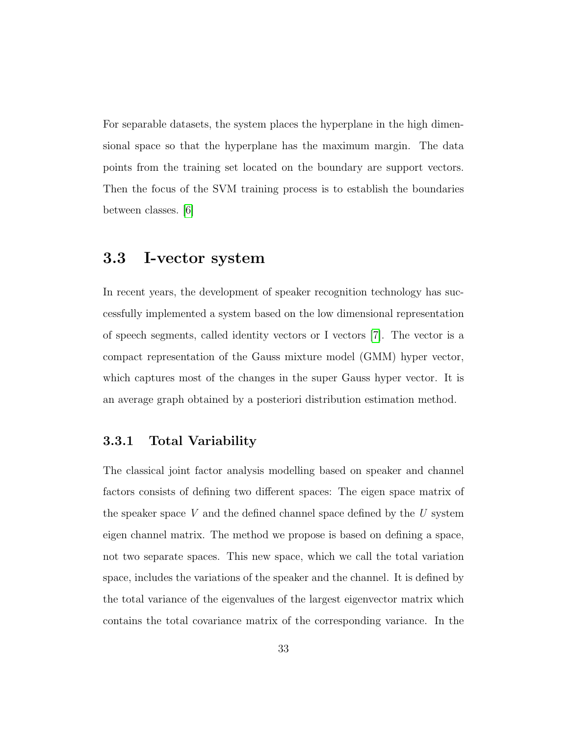For separable datasets, the system places the hyperplane in the high dimensional space so that the hyperplane has the maximum margin. The data points from the training set located on the boundary are support vectors. Then the focus of the SVM training process is to establish the boundaries between classes. [6]

## 3.3 I-vector system

In recent years, the development of speaker recognition technology has successfully implemented a system based on the low dimensional representation of speech segments, called identity vectors or I vectors [7]. The vector is a compact representation of the Gauss mixture model (GMM) hyper vector, which captures most of the changes in the super Gauss hyper vector. It is an average graph obtained by a posteriori distribution estimation method.

### 3.3.1 Total Variability

The classical joint factor analysis modelling based on speaker and channel factors consists of defining two different spaces: The eigen space matrix of the speaker space $V$ and the defined channel space defined by the $U$ system eigen channel matrix. The method we propose is based on defining a space, not two separate spaces. This new space, which we call the total variation space, includes the variations of the speaker and the channel. It is defined by the total variance of the eigenvalues of the largest eigenvector matrix which contains the total covariance matrix of the corresponding variance. In the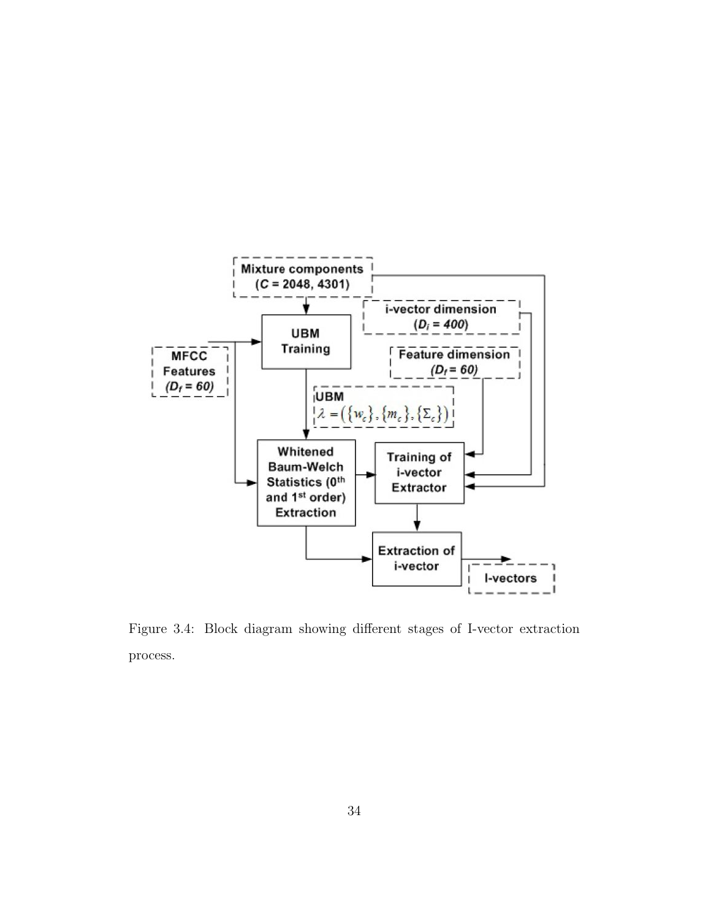Figure 3.4: Block diagram showing different stages of I-vector extraction process.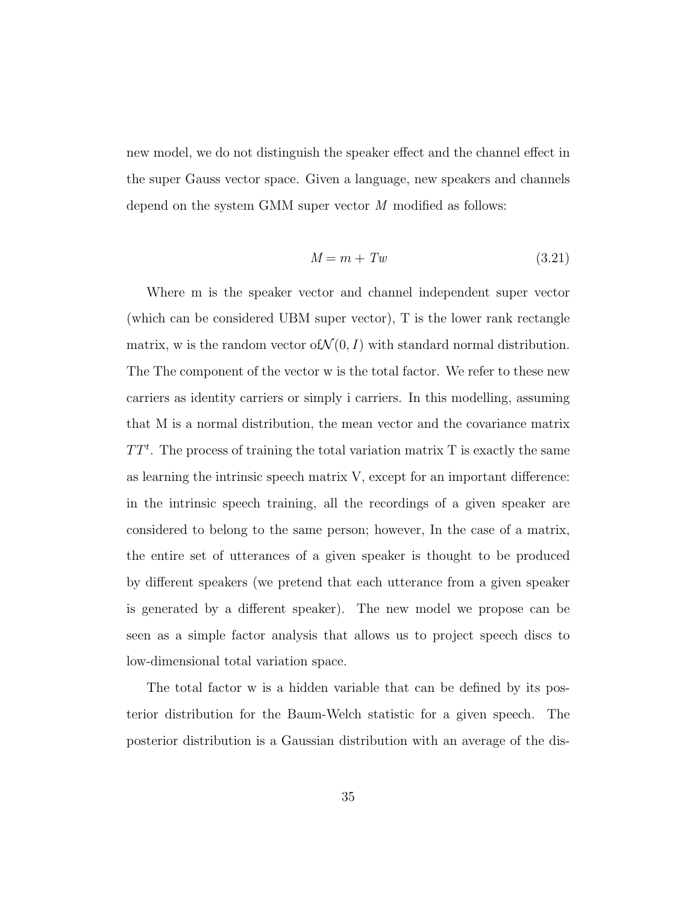new model, we do not distinguish the speaker effect and the channel effect in the super Gauss vector space. Given a language, new speakers and channels depend on the system GMM super vector $M$ modified as follows:

$$M = m + Tw \tag{3.21}$$

Where m is the speaker vector and channel independent super vector (which can be considered UBM super vector), T is the lower rank rectangle matrix, w is the random vector of$\mathcal{N}(0, I)$ with standard normal distribution. The The component of the vector w is the total factor. We refer to these new carriers as identity carriers or simply i carriers. In this modelling, assuming that M is a normal distribution, the mean vector and the covariance matrix $TT^t$. The process of training the total variation matrix T is exactly the same as learning the intrinsic speech matrix V, except for an important difference: in the intrinsic speech training, all the recordings of a given speaker are considered to belong to the same person; however, In the case of a matrix, the entire set of utterances of a given speaker is thought to be produced by different speakers (we pretend that each utterance from a given speaker is generated by a different speaker). The new model we propose can be seen as a simple factor analysis that allows us to project speech discs to low-dimensional total variation space.

The total factor w is a hidden variable that can be defined by its posterior distribution for the Baum-Welch statistic for a given speech. The posterior distribution is a Gaussian distribution with an average of the dis-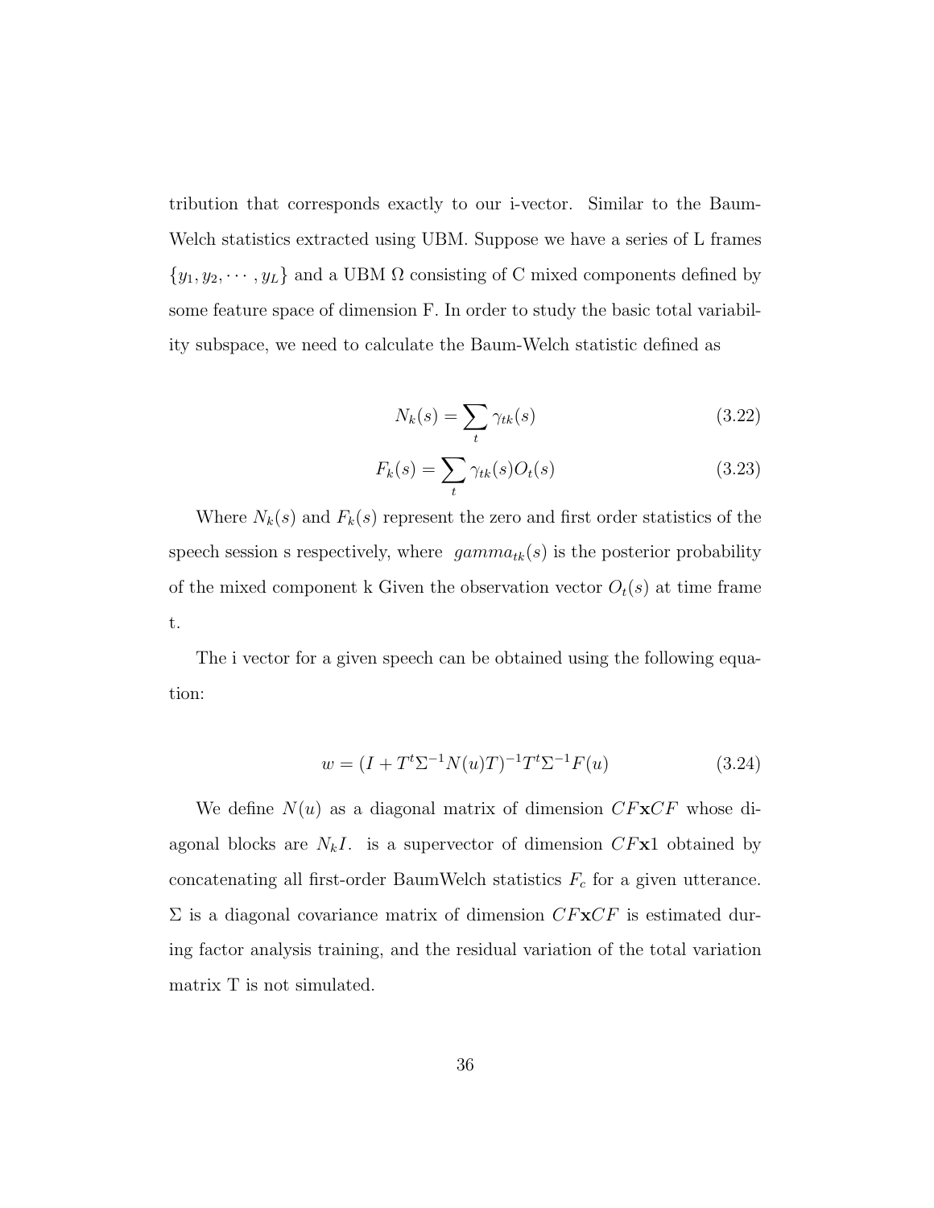tribution that corresponds exactly to our i-vector. Similar to the Baum-Welch statistics extracted using UBM. Suppose we have a series of L frames $\{y_1, y_2, \cdots, y_L\}$ and a UBM $\Omega$ consisting of C mixed components defined by some feature space of dimension F. In order to study the basic total variability subspace, we need to calculate the Baum-Welch statistic defined as

$$N_k(s) = \sum_t \gamma_{tk}(s) \tag{3.22}$$

$$F_k(s) = \sum_t \gamma_{tk}(s) O_t(s) \tag{3.23}$$

Where $N_k(s)$ and $F_k(s)$ represent the zero and first order statistics of the speech session s respectively, where $gamma_{tk}(s)$ is the posterior probability of the mixed component k Given the observation vector $O_t(s)$ at time frame t.

The i vector for a given speech can be obtained using the following equation:

$$w = (I + T^t \Sigma^{-1} N(u) T)^{-1} T^t \Sigma^{-1} F(u) \tag{3.24}$$

We define $N(u)$ as a diagonal matrix of dimension $CF\mathbf{x}CF$ whose diagonal blocks are $N_k I$. is a supervector of dimension $CF\mathbf{x}\mathbf{1}$ obtained by concatenating all first-order BaumWelch statistics $F_c$ for a given utterance. $\Sigma$ is a diagonal covariance matrix of dimension $CF\mathbf{x}CF$ is estimated during factor analysis training, and the residual variation of the total variation matrix T is not simulated.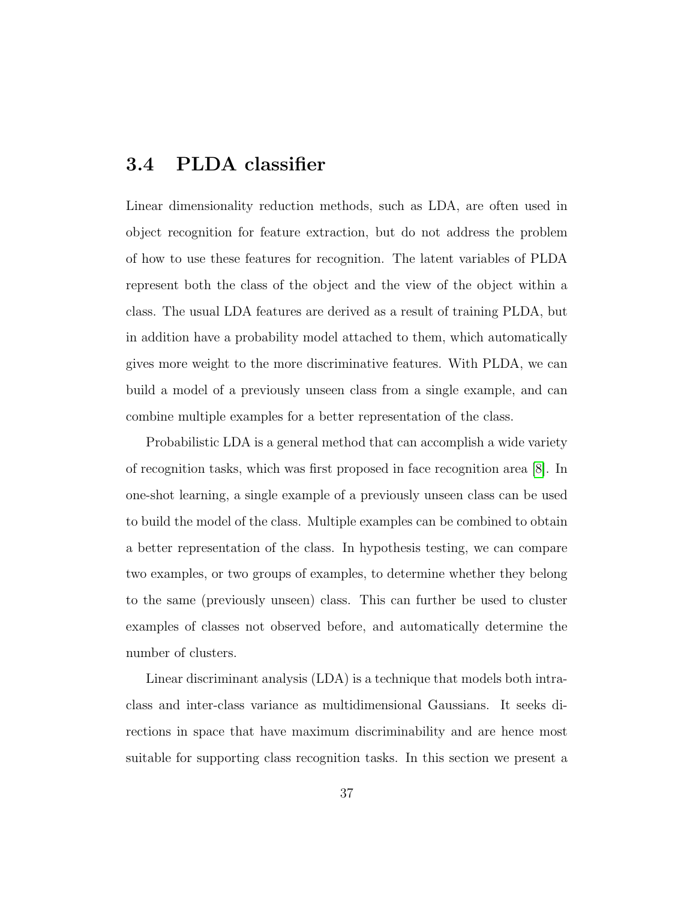## 3.4 PLDA classifier

Linear dimensionality reduction methods, such as LDA, are often used in object recognition for feature extraction, but do not address the problem of how to use these features for recognition. The latent variables of PLDA represent both the class of the object and the view of the object within a class. The usual LDA features are derived as a result of training PLDA, but in addition have a probability model attached to them, which automatically gives more weight to the more discriminative features. With PLDA, we can build a model of a previously unseen class from a single example, and can combine multiple examples for a better representation of the class.

Probabilistic LDA is a general method that can accomplish a wide variety of recognition tasks, which was first proposed in face recognition area [8]. In one-shot learning, a single example of a previously unseen class can be used to build the model of the class. Multiple examples can be combined to obtain a better representation of the class. In hypothesis testing, we can compare two examples, or two groups of examples, to determine whether they belong to the same (previously unseen) class. This can further be used to cluster examples of classes not observed before, and automatically determine the number of clusters.

Linear discriminant analysis (LDA) is a technique that models both intra-class and inter-class variance as multidimensional Gaussians. It seeks directions in space that have maximum discriminability and are hence most suitable for supporting class recognition tasks. In this section we present a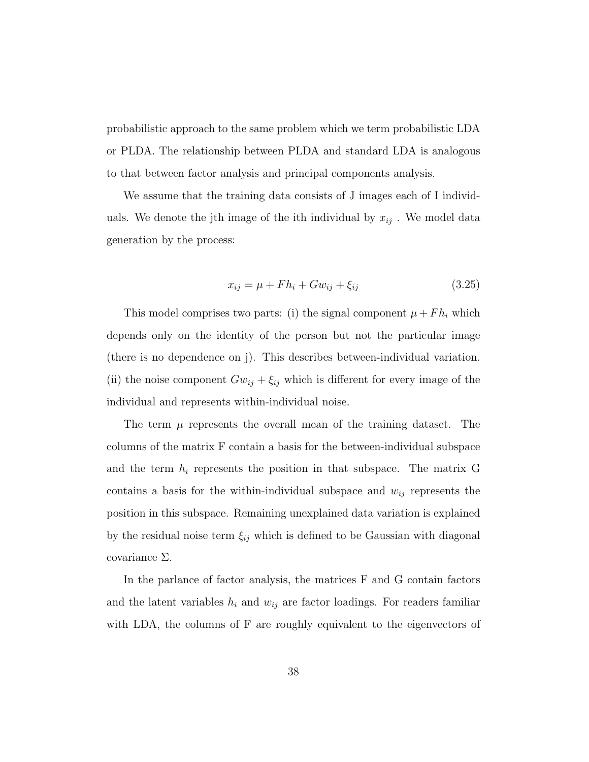probabilistic approach to the same problem which we term probabilistic LDA or PLDA. The relationship between PLDA and standard LDA is analogous to that between factor analysis and principal components analysis.

We assume that the training data consists of J images each of I individuals. We denote the jth image of the ith individual by $x_{ij}$ . We model data generation by the process:

$$x_{ij} = \mu + Fh_i + Gw_{ij} + \xi_{ij} \tag{3.25}$$

This model comprises two parts: (i) the signal component $\mu + Fh_i$ which depends only on the identity of the person but not the particular image (there is no dependence on j). This describes between-individual variation. (ii) the noise component $Gw_{ij} + \xi_{ij}$ which is different for every image of the individual and represents within-individual noise.

The term $\mu$ represents the overall mean of the training dataset. The columns of the matrix F contain a basis for the between-individual subspace and the term $h_i$ represents the position in that subspace. The matrix G contains a basis for the within-individual subspace and $w_{ij}$ represents the position in this subspace. Remaining unexplained data variation is explained by the residual noise term $\xi_{ij}$ which is defined to be Gaussian with diagonal covariance $\Sigma$.

In the parlance of factor analysis, the matrices F and G contain factors and the latent variables $h_i$ and $w_{ij}$ are factor loadings. For readers familiar with LDA, the columns of F are roughly equivalent to the eigenvectors of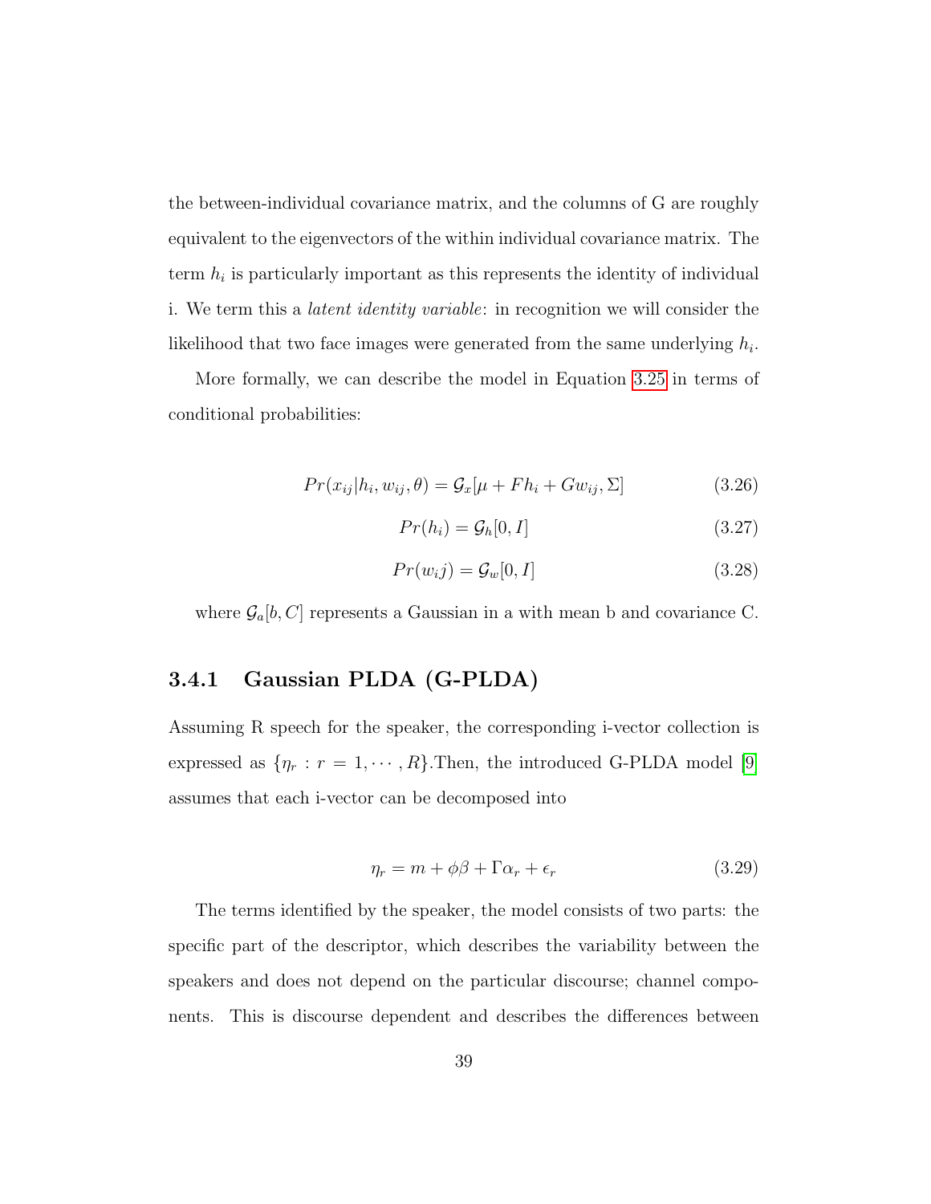the between-individual covariance matrix, and the columns of G are roughly equivalent to the eigenvectors of the within individual covariance matrix. The term $h_i$ is particularly important as this represents the identity of individual i. We term this a *latent identity variable*: in recognition we will consider the likelihood that two face images were generated from the same underlying $h_i$.

More formally, we can describe the model in Equation 3.25 in terms of conditional probabilities:

$$Pr(x_{ij}|h_i, w_{ij}, \theta) = \mathcal{G}_x[\mu + Fh_i + Gw_{ij}, \Sigma] \tag{3.26}$$

$$Pr(h_i) = \mathcal{G}_h[0, I] \tag{3.27}$$

$$Pr(w_ij) = \mathcal{G}_w[0, I] \tag{3.28}$$

where $\mathcal{G}_a[b, C]$ represents a Gaussian in a with mean b and covariance C.

### 3.4.1 Gaussian PLDA (G-PLDA)

Assuming R speech for the speaker, the corresponding i-vector collection is expressed as $\{\eta_r : r = 1, \cdots, R\}$.Then, the introduced G-PLDA model [9] assumes that each i-vector can be decomposed into

$$\eta_r = m + \phi\beta + \Gamma\alpha_r + \epsilon_r \tag{3.29}$$

The terms identified by the speaker, the model consists of two parts: the specific part of the descriptor, which describes the variability between the speakers and does not depend on the particular discourse; channel components. This is discourse dependent and describes the differences between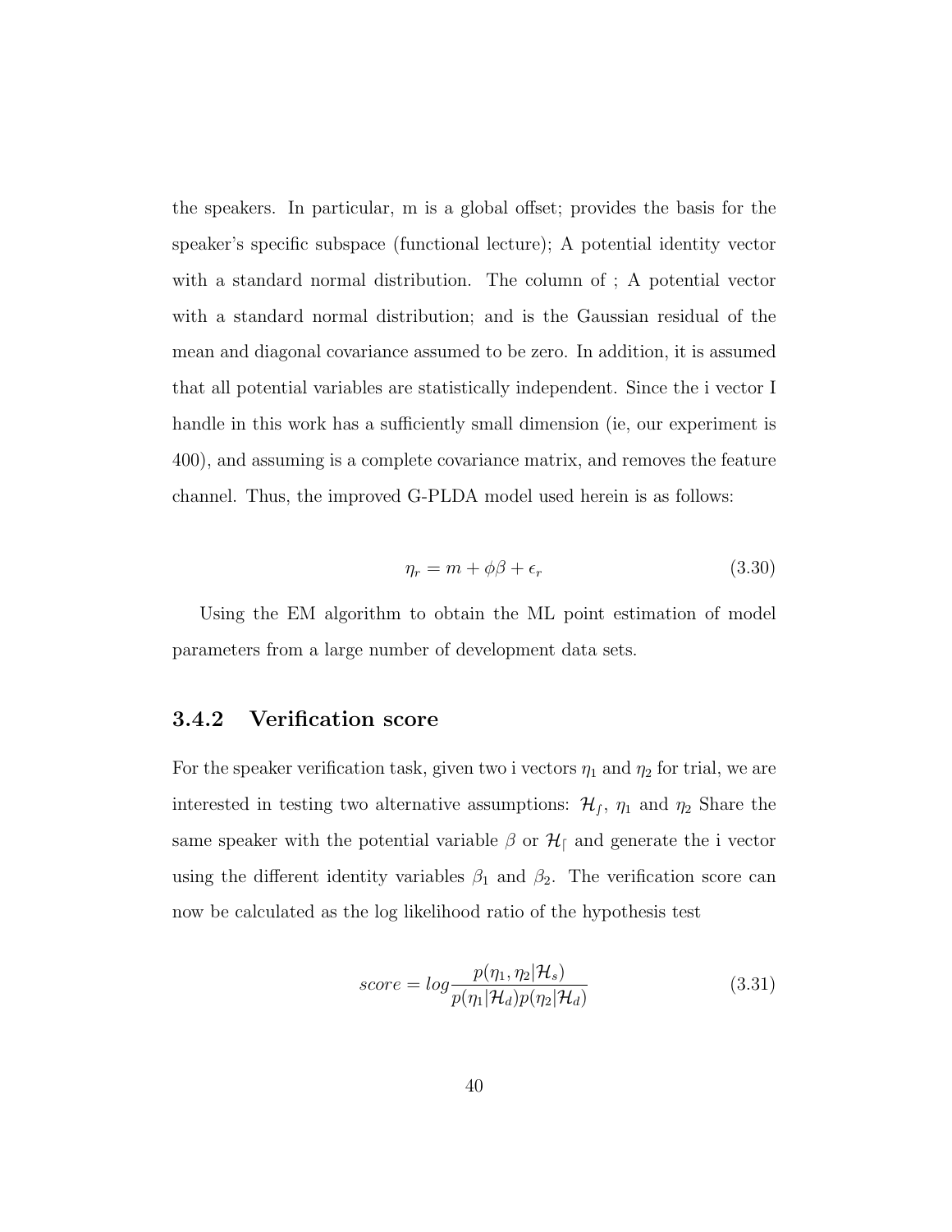the speakers. In particular, m is a global offset; provides the basis for the speaker's specific subspace (functional lecture); A potential identity vector with a standard normal distribution. The column of ; A potential vector with a standard normal distribution; and is the Gaussian residual of the mean and diagonal covariance assumed to be zero. In addition, it is assumed that all potential variables are statistically independent. Since the i vector I handle in this work has a sufficiently small dimension (ie, our experiment is 400), and assuming is a complete covariance matrix, and removes the feature channel. Thus, the improved G-PLDA model used herein is as follows:

$$\eta_r = m + \phi\beta + \epsilon_r \tag{3.30}$$

Using the EM algorithm to obtain the ML point estimation of model parameters from a large number of development data sets.

### 3.4.2 Verification score

For the speaker verification task, given two i vectors $\eta_1$ and $\eta_2$ for trial, we are interested in testing two alternative assumptions: $\mathcal{H}_f$, $\eta_1$ and $\eta_2$ Share the same speaker with the potential variable $\beta$ or $\mathcal{H}_{\lceil}$ and generate the i vector using the different identity variables $\beta_1$ and $\beta_2$. The verification score can now be calculated as the log likelihood ratio of the hypothesis test

$$score = log\frac{p(\eta_1, \eta_2|\mathcal{H}_s)}{p(\eta_1|\mathcal{H}_d)p(\eta_2|\mathcal{H}_d)} \tag{3.31}$$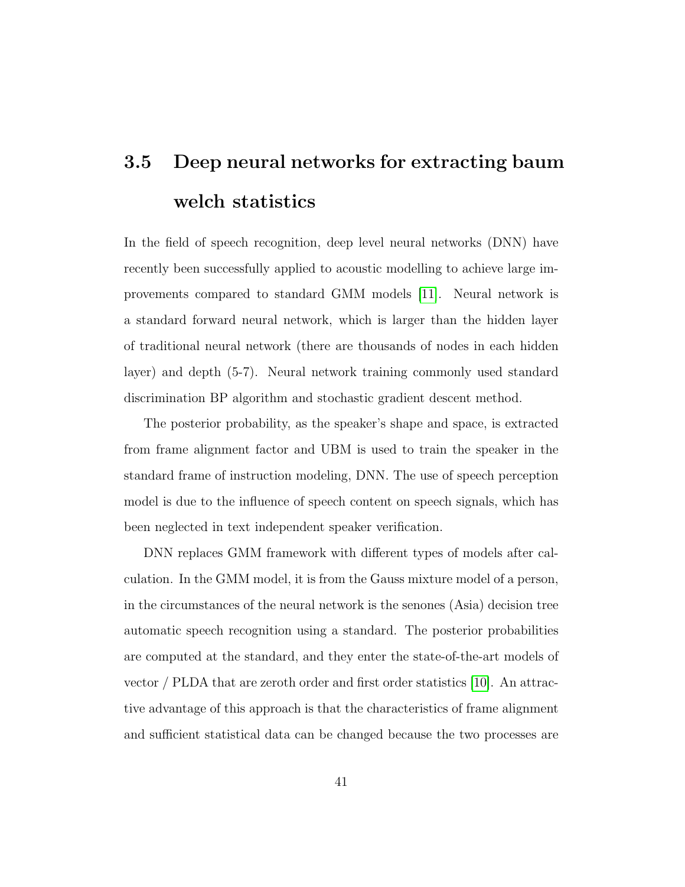## 3.5 Deep neural networks for extracting baum welch statistics

In the field of speech recognition, deep level neural networks (DNN) have recently been successfully applied to acoustic modelling to achieve large improvements compared to standard GMM models [11]. Neural network is a standard forward neural network, which is larger than the hidden layer of traditional neural network (there are thousands of nodes in each hidden layer) and depth (5-7). Neural network training commonly used standard discrimination BP algorithm and stochastic gradient descent method.

The posterior probability, as the speaker's shape and space, is extracted from frame alignment factor and UBM is used to train the speaker in the standard frame of instruction modeling, DNN. The use of speech perception model is due to the influence of speech content on speech signals, which has been neglected in text independent speaker verification.

DNN replaces GMM framework with different types of models after calculation. In the GMM model, it is from the Gauss mixture model of a person, in the circumstances of the neural network is the senones (Asia) decision tree automatic speech recognition using a standard. The posterior probabilities are computed at the standard, and they enter the state-of-the-art models of vector / PLDA that are zeroth order and first order statistics [10]. An attractive advantage of this approach is that the characteristics of frame alignment and sufficient statistical data can be changed because the two processes are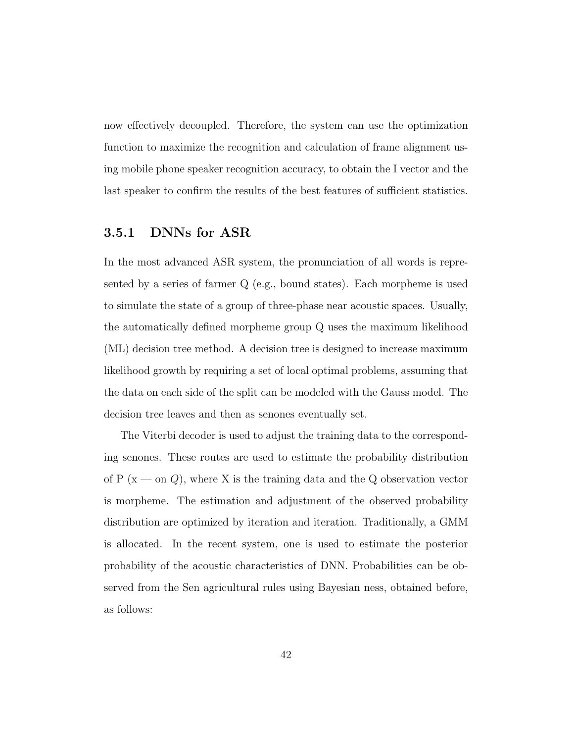now effectively decoupled. Therefore, the system can use the optimization function to maximize the recognition and calculation of frame alignment using mobile phone speaker recognition accuracy, to obtain the I vector and the last speaker to confirm the results of the best features of sufficient statistics.

### 3.5.1 DNNs for ASR

In the most advanced ASR system, the pronunciation of all words is represented by a series of farmer Q (e.g., bound states). Each morpheme is used to simulate the state of a group of three-phase near acoustic spaces. Usually, the automatically defined morpheme group Q uses the maximum likelihood (ML) decision tree method. A decision tree is designed to increase maximum likelihood growth by requiring a set of local optimal problems, assuming that the data on each side of the split can be modeled with the Gauss model. The decision tree leaves and then as senones eventually set.

The Viterbi decoder is used to adjust the training data to the corresponding senones. These routes are used to estimate the probability distribution of P (x — on $Q$), where X is the training data and the Q observation vector is morpheme. The estimation and adjustment of the observed probability distribution are optimized by iteration and iteration. Traditionally, a GMM is allocated. In the recent system, one is used to estimate the posterior probability of the acoustic characteristics of DNN. Probabilities can be observed from the Sen agricultural rules using Bayesian ness, obtained before, as follows: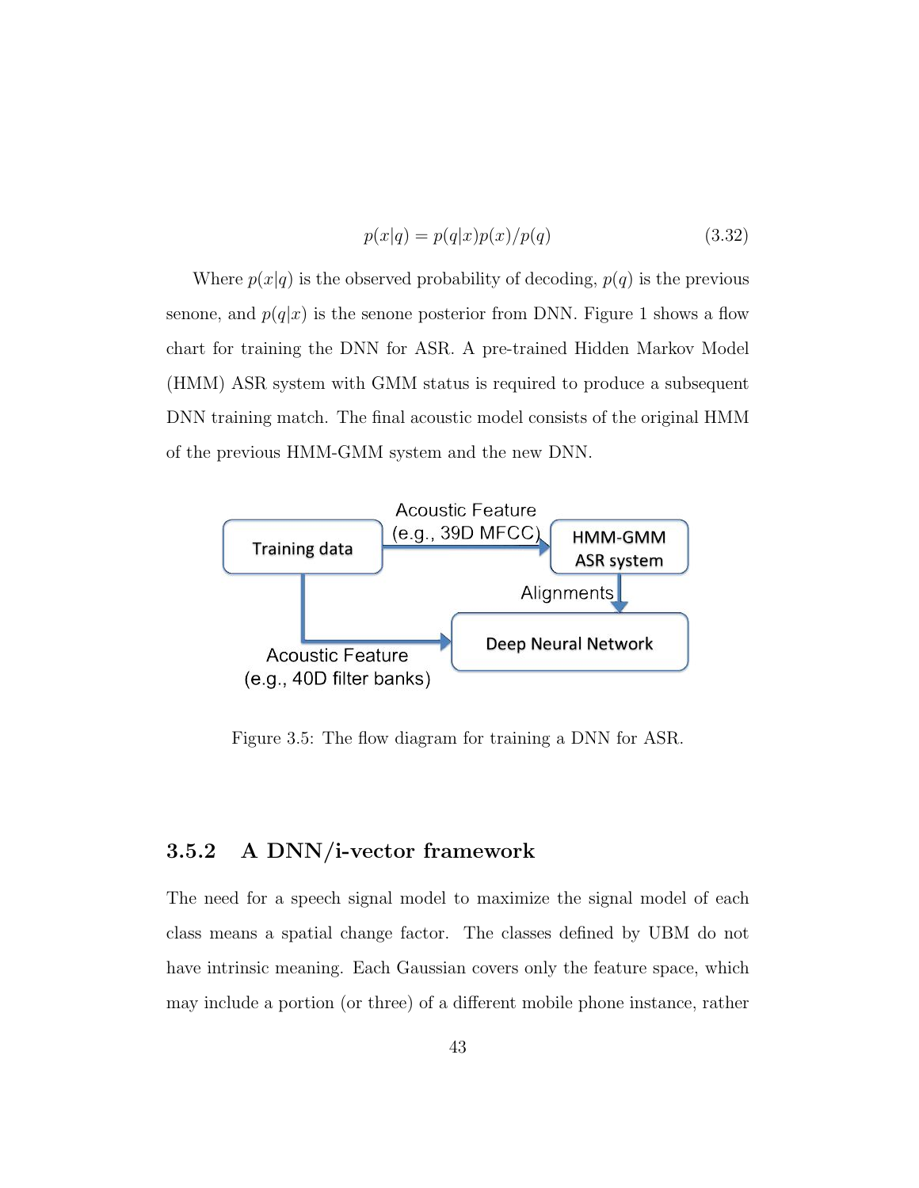$$p(x|q) = p(q|x)p(x)/p(q) \tag{3.32}$$

Where $p(x|q)$ is the observed probability of decoding, $p(q)$ is the previous senone, and $p(q|x)$ is the senone posterior from DNN. Figure 1 shows a flow chart for training the DNN for ASR. A pre-trained Hidden Markov Model (HMM) ASR system with GMM status is required to produce a subsequent DNN training match. The final acoustic model consists of the original HMM of the previous HMM-GMM system and the new DNN.

Figure 3.5: The flow diagram for training a DNN for ASR.

### 3.5.2 A DNN/i-vector framework

The need for a speech signal model to maximize the signal model of each class means a spatial change factor. The classes defined by UBM do not have intrinsic meaning. Each Gaussian covers only the feature space, which may include a portion (or three) of a different mobile phone instance, rather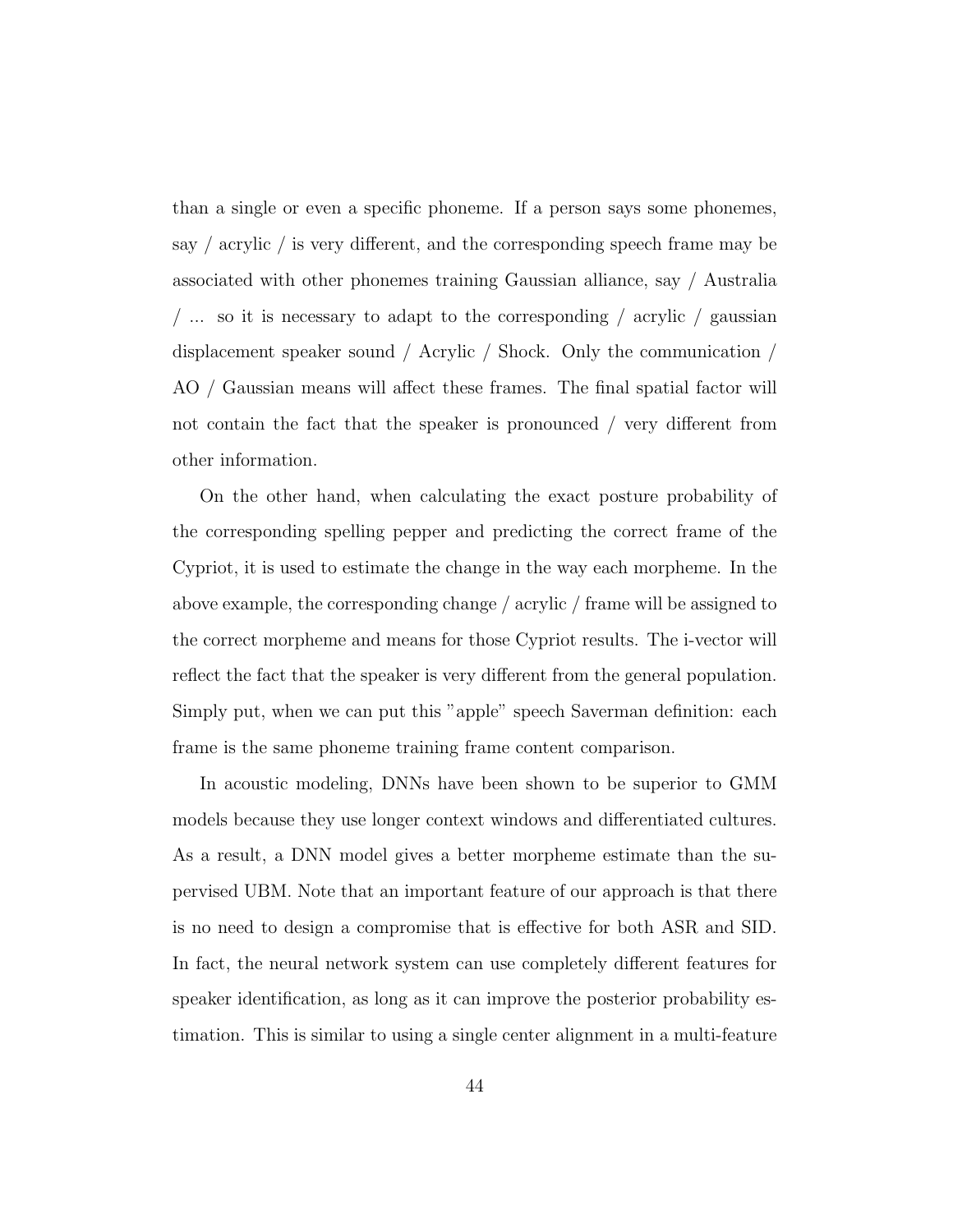than a single or even a specific phoneme. If a person says some phonemes, say / acrylic / is very different, and the corresponding speech frame may be associated with other phonemes training Gaussian alliance, say / Australia / ... so it is necessary to adapt to the corresponding / acrylic / gaussian displacement speaker sound / Acrylic / Shock. Only the communication / AO / Gaussian means will affect these frames. The final spatial factor will not contain the fact that the speaker is pronounced / very different from other information.

On the other hand, when calculating the exact posture probability of the corresponding spelling pepper and predicting the correct frame of the Cypriot, it is used to estimate the change in the way each morpheme. In the above example, the corresponding change / acrylic / frame will be assigned to the correct morpheme and means for those Cypriot results. The i-vector will reflect the fact that the speaker is very different from the general population. Simply put, when we can put this "apple" speech Saverman definition: each frame is the same phoneme training frame content comparison.

In acoustic modeling, DNNs have been shown to be superior to GMM models because they use longer context windows and differentiated cultures. As a result, a DNN model gives a better morpheme estimate than the supervised UBM. Note that an important feature of our approach is that there is no need to design a compromise that is effective for both ASR and SID. In fact, the neural network system can use completely different features for speaker identification, as long as it can improve the posterior probability estimation. This is similar to using a single center alignment in a multi-feature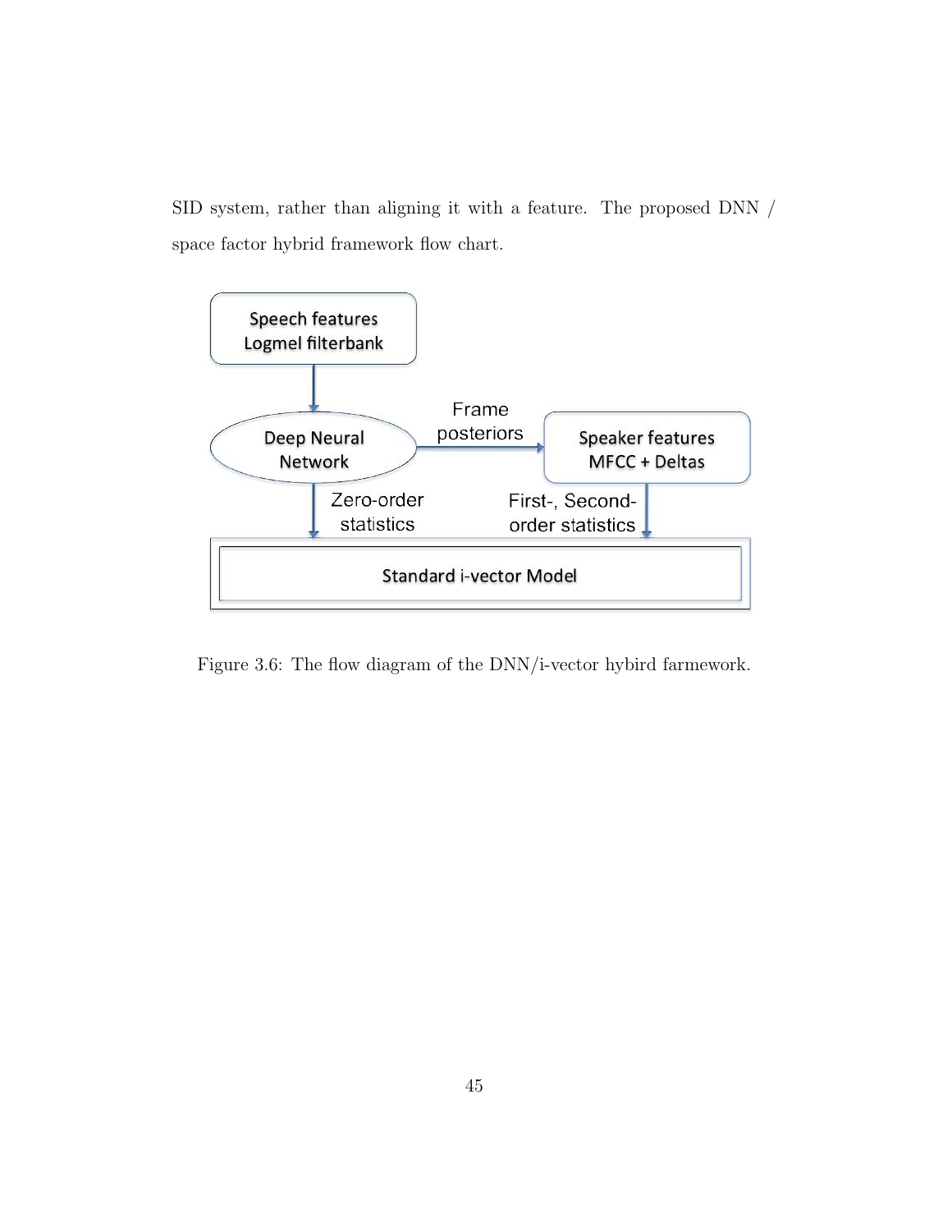SID system, rather than aligning it with a feature. The proposed DNN / space factor hybrid framework flow chart.

Figure 3.6: The flow diagram of the DNN/i-vector hybird farmework.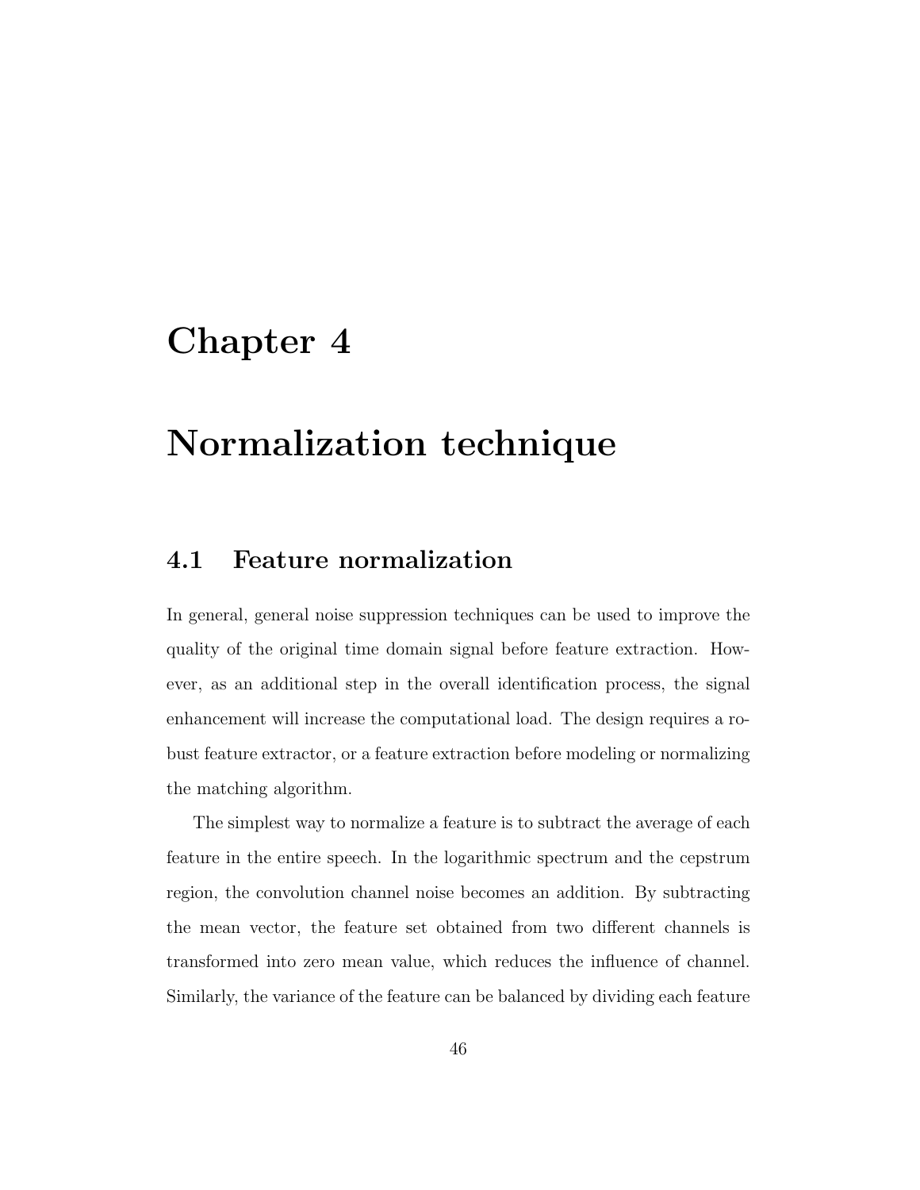# Chapter 4

# Normalization technique

## 4.1 Feature normalization

In general, general noise suppression techniques can be used to improve the quality of the original time domain signal before feature extraction. However, as an additional step in the overall identification process, the signal enhancement will increase the computational load. The design requires a robust feature extractor, or a feature extraction before modeling or normalizing the matching algorithm.

The simplest way to normalize a feature is to subtract the average of each feature in the entire speech. In the logarithmic spectrum and the cepstrum region, the convolution channel noise becomes an addition. By subtracting the mean vector, the feature set obtained from two different channels is transformed into zero mean value, which reduces the influence of channel. Similarly, the variance of the feature can be balanced by dividing each feature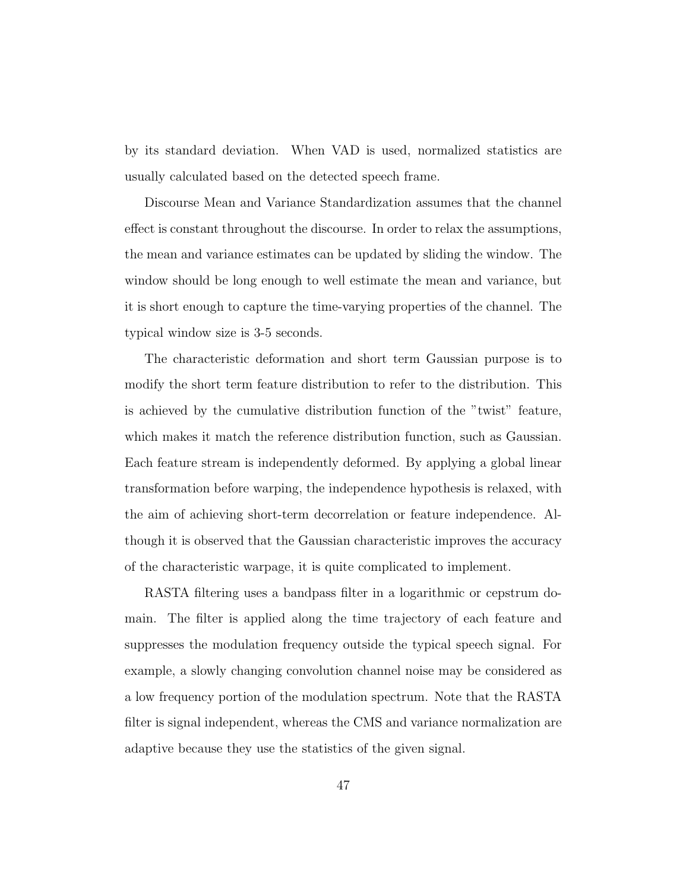by its standard deviation. When VAD is used, normalized statistics are usually calculated based on the detected speech frame.

Discourse Mean and Variance Standardization assumes that the channel effect is constant throughout the discourse. In order to relax the assumptions, the mean and variance estimates can be updated by sliding the window. The window should be long enough to well estimate the mean and variance, but it is short enough to capture the time-varying properties of the channel. The typical window size is 3-5 seconds.

The characteristic deformation and short term Gaussian purpose is to modify the short term feature distribution to refer to the distribution. This is achieved by the cumulative distribution function of the "twist" feature, which makes it match the reference distribution function, such as Gaussian. Each feature stream is independently deformed. By applying a global linear transformation before warping, the independence hypothesis is relaxed, with the aim of achieving short-term decorrelation or feature independence. Although it is observed that the Gaussian characteristic improves the accuracy of the characteristic warpage, it is quite complicated to implement.

RASTA filtering uses a bandpass filter in a logarithmic or cepstrum domain. The filter is applied along the time trajectory of each feature and suppresses the modulation frequency outside the typical speech signal. For example, a slowly changing convolution channel noise may be considered as a low frequency portion of the modulation spectrum. Note that the RASTA filter is signal independent, whereas the CMS and variance normalization are adaptive because they use the statistics of the given signal.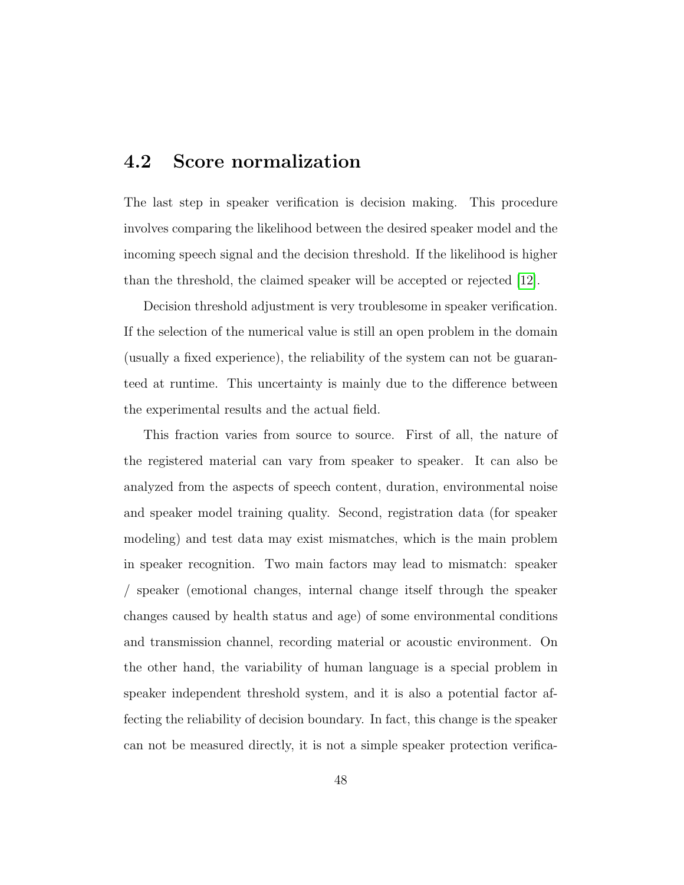## 4.2 Score normalization

The last step in speaker verification is decision making. This procedure involves comparing the likelihood between the desired speaker model and the incoming speech signal and the decision threshold. If the likelihood is higher than the threshold, the claimed speaker will be accepted or rejected [12].

Decision threshold adjustment is very troublesome in speaker verification. If the selection of the numerical value is still an open problem in the domain (usually a fixed experience), the reliability of the system can not be guaranteed at runtime. This uncertainty is mainly due to the difference between the experimental results and the actual field.

This fraction varies from source to source. First of all, the nature of the registered material can vary from speaker to speaker. It can also be analyzed from the aspects of speech content, duration, environmental noise and speaker model training quality. Second, registration data (for speaker modeling) and test data may exist mismatches, which is the main problem in speaker recognition. Two main factors may lead to mismatch: speaker / speaker (emotional changes, internal change itself through the speaker changes caused by health status and age) of some environmental conditions and transmission channel, recording material or acoustic environment. On the other hand, the variability of human language is a special problem in speaker independent threshold system, and it is also a potential factor affecting the reliability of decision boundary. In fact, this change is the speaker can not be measured directly, it is not a simple speaker protection verifica-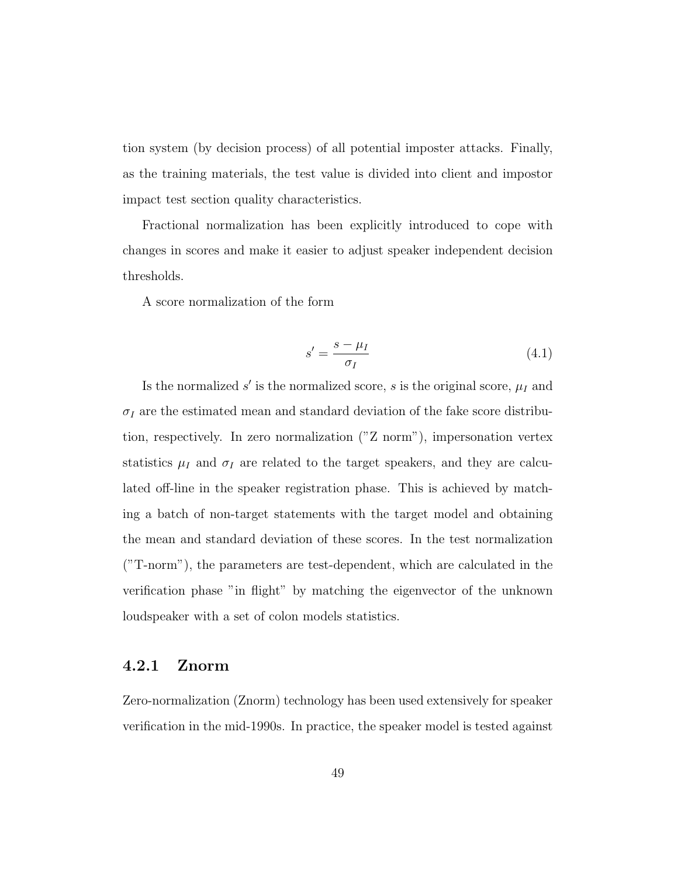tion system (by decision process) of all potential imposter attacks. Finally, as the training materials, the test value is divided into client and impostor impact test section quality characteristics.

Fractional normalization has been explicitly introduced to cope with changes in scores and make it easier to adjust speaker independent decision thresholds.

A score normalization of the form

$$s' = \frac{s - \mu_I}{\sigma_I} \tag{4.1}$$

Is the normalized $s'$ is the normalized score, $s$ is the original score, $\mu_I$ and $\sigma_I$ are the estimated mean and standard deviation of the fake score distribution, respectively. In zero normalization ("Z norm"), impersonation vertex statistics $\mu_I$ and $\sigma_I$ are related to the target speakers, and they are calculated off-line in the speaker registration phase. This is achieved by matching a batch of non-target statements with the target model and obtaining the mean and standard deviation of these scores. In the test normalization ("T-norm"), the parameters are test-dependent, which are calculated in the verification phase "in flight" by matching the eigenvector of the unknown loudspeaker with a set of colon models statistics.

### 4.2.1 Znorm

Zero-normalization (Znorm) technology has been used extensively for speaker verification in the mid-1990s. In practice, the speaker model is tested against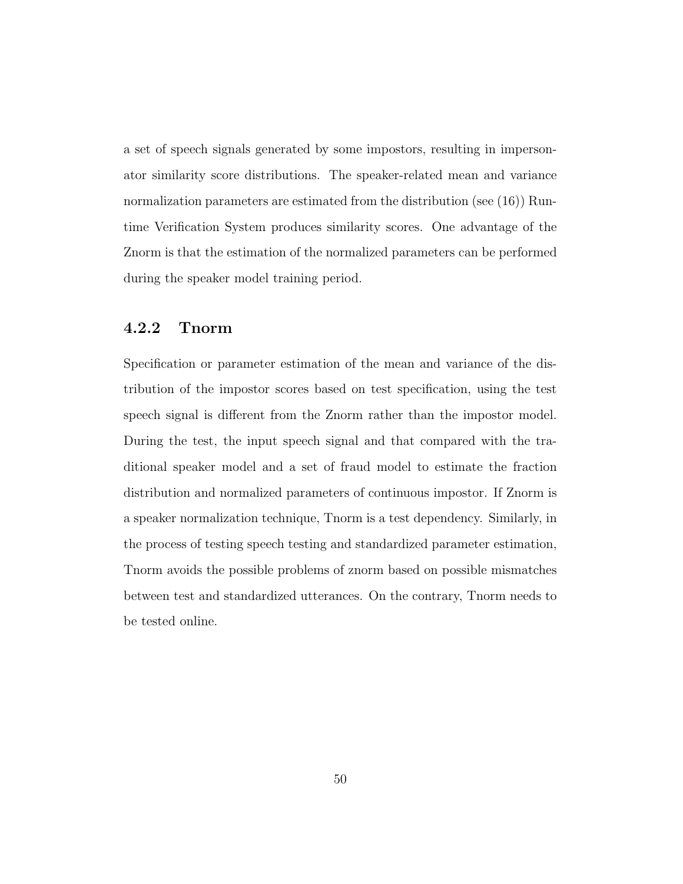a set of speech signals generated by some impostors, resulting in impersonator similarity score distributions. The speaker-related mean and variance normalization parameters are estimated from the distribution (see (16)) Runtime Verification System produces similarity scores. One advantage of the Znorm is that the estimation of the normalized parameters can be performed during the speaker model training period.

### 4.2.2 Tnorm

Specification or parameter estimation of the mean and variance of the distribution of the impostor scores based on test specification, using the test speech signal is different from the Znorm rather than the impostor model. During the test, the input speech signal and that compared with the traditional speaker model and a set of fraud model to estimate the fraction distribution and normalized parameters of continuous impostor. If Znorm is a speaker normalization technique, Tnorm is a test dependency. Similarly, in the process of testing speech testing and standardized parameter estimation, Tnorm avoids the possible problems of znorm based on possible mismatches between test and standardized utterances. On the contrary, Tnorm needs to be tested online.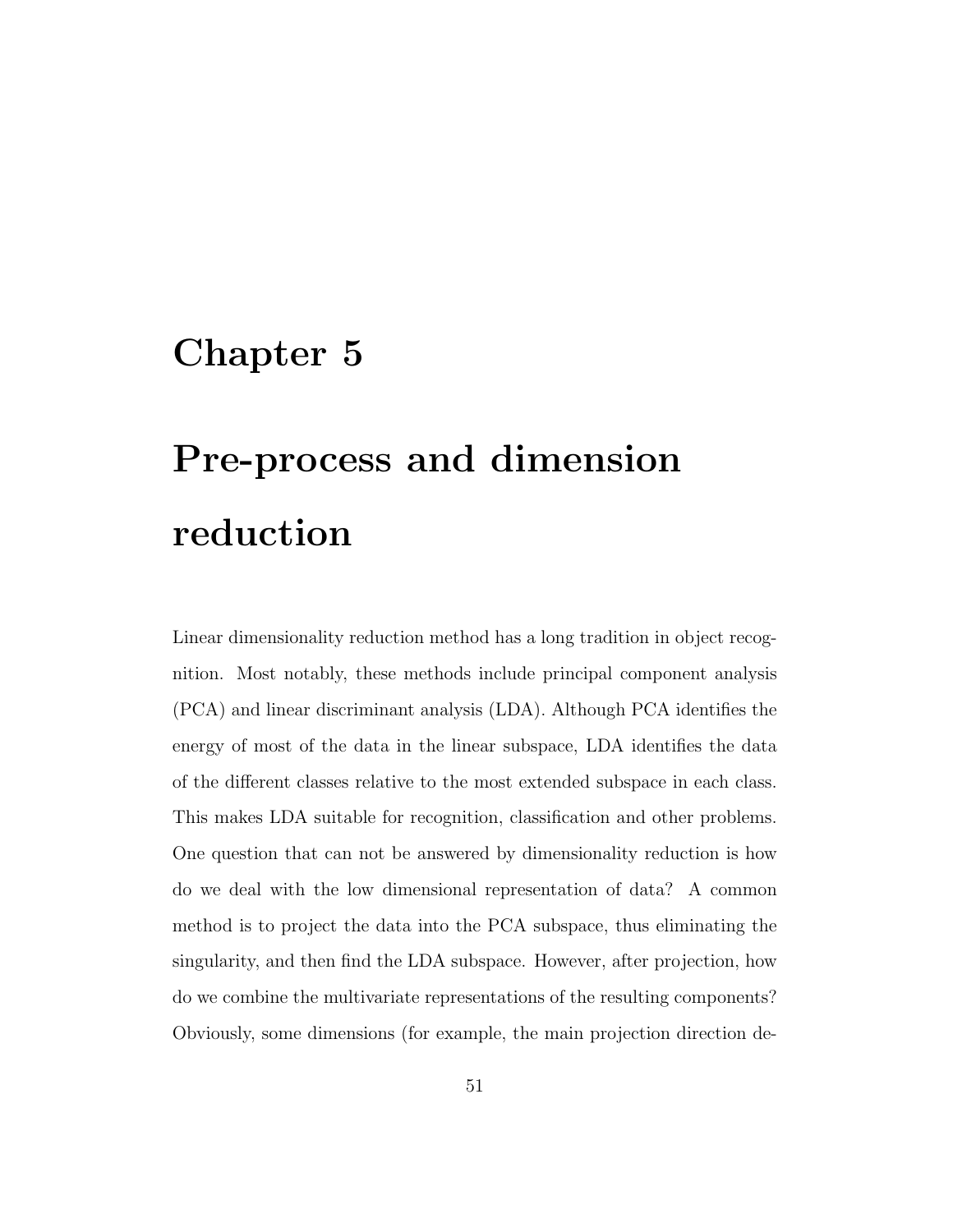# Chapter 5

# Pre-process and dimension reduction

Linear dimensionality reduction method has a long tradition in object recognition. Most notably, these methods include principal component analysis (PCA) and linear discriminant analysis (LDA). Although PCA identifies the energy of most of the data in the linear subspace, LDA identifies the data of the different classes relative to the most extended subspace in each class. This makes LDA suitable for recognition, classification and other problems. One question that can not be answered by dimensionality reduction is how do we deal with the low dimensional representation of data? A common method is to project the data into the PCA subspace, thus eliminating the singularity, and then find the LDA subspace. However, after projection, how do we combine the multivariate representations of the resulting components? Obviously, some dimensions (for example, the main projection direction de-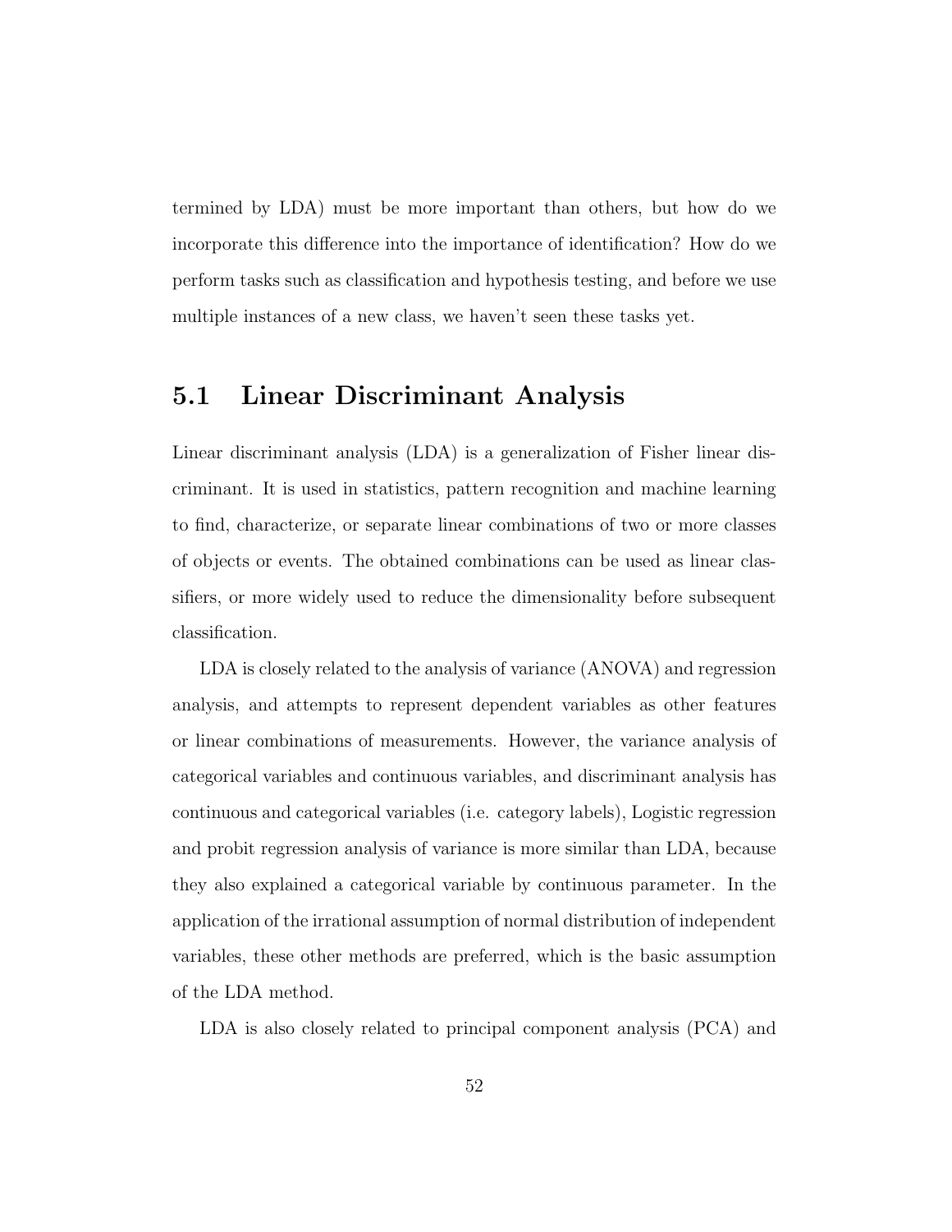termined by LDA) must be more important than others, but how do we incorporate this difference into the importance of identification? How do we perform tasks such as classification and hypothesis testing, and before we use multiple instances of a new class, we haven't seen these tasks yet.

## 5.1 Linear Discriminant Analysis

Linear discriminant analysis (LDA) is a generalization of Fisher linear discriminant. It is used in statistics, pattern recognition and machine learning to find, characterize, or separate linear combinations of two or more classes of objects or events. The obtained combinations can be used as linear classifiers, or more widely used to reduce the dimensionality before subsequent classification.

LDA is closely related to the analysis of variance (ANOVA) and regression analysis, and attempts to represent dependent variables as other features or linear combinations of measurements. However, the variance analysis of categorical variables and continuous variables, and discriminant analysis has continuous and categorical variables (i.e. category labels), Logistic regression and probit regression analysis of variance is more similar than LDA, because they also explained a categorical variable by continuous parameter. In the application of the irrational assumption of normal distribution of independent variables, these other methods are preferred, which is the basic assumption of the LDA method.

LDA is also closely related to principal component analysis (PCA) and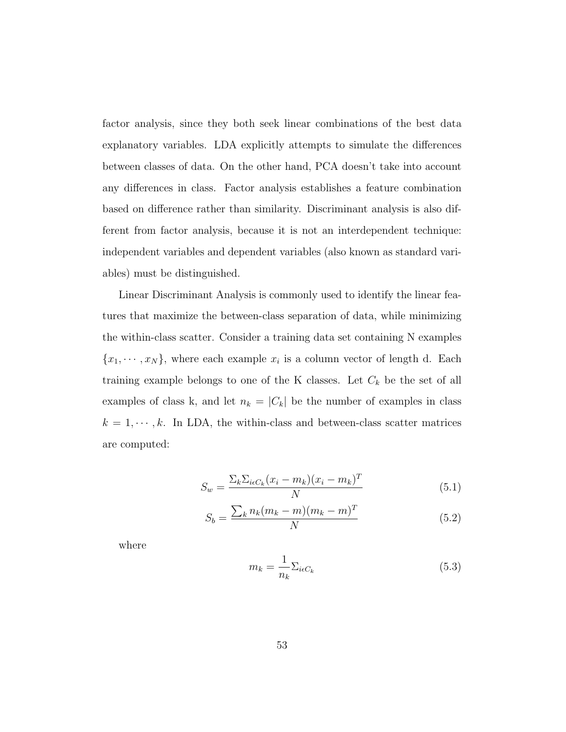factor analysis, since they both seek linear combinations of the best data explanatory variables. LDA explicitly attempts to simulate the differences between classes of data. On the other hand, PCA doesn't take into account any differences in class. Factor analysis establishes a feature combination based on difference rather than similarity. Discriminant analysis is also different from factor analysis, because it is not an interdependent technique: independent variables and dependent variables (also known as standard variables) must be distinguished.

Linear Discriminant Analysis is commonly used to identify the linear features that maximize the between-class separation of data, while minimizing the within-class scatter. Consider a training data set containing N examples $\{x_1, \cdots, x_N\}$, where each example $x_i$ is a column vector of length d. Each training example belongs to one of the K classes. Let $C_k$ be the set of all examples of class k, and let $n_k = |C_k|$ be the number of examples in class $k = 1, \cdots, k$. In LDA, the within-class and between-class scatter matrices are computed:

$$S_w = \frac{\Sigma_k \Sigma_{i \epsilon C_k} (x_i - m_k)(x_i - m_k)^T}{N} \tag{5.1}$$

$$S_b = \frac{\sum_k n_k (m_k - m)(m_k - m)^T}{N} \tag{5.2}$$

where

$$m_k = \frac{1}{n_k} \Sigma_{i \epsilon C_k} \tag{5.3}$$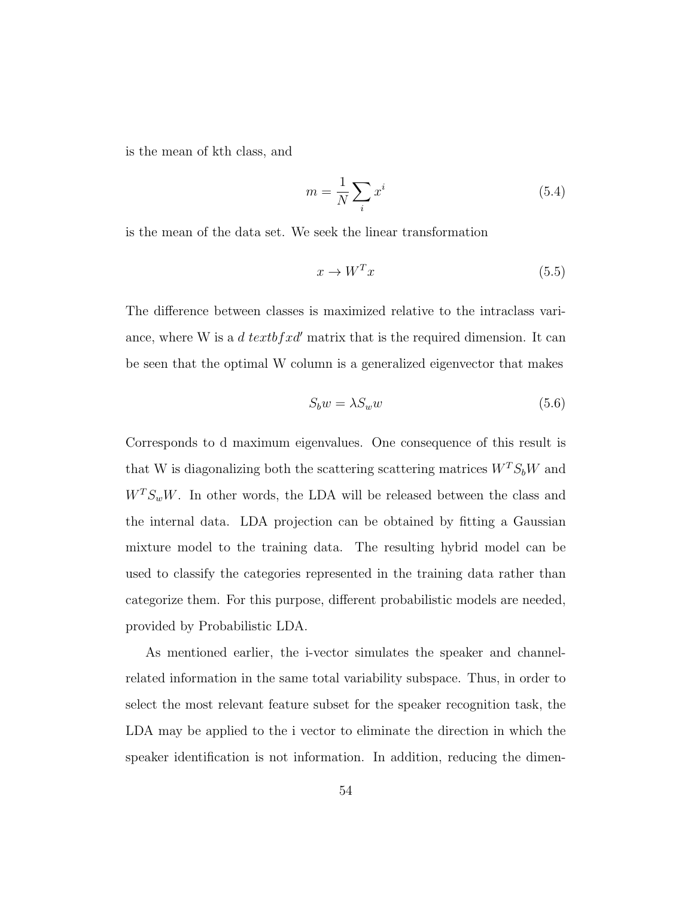is the mean of kth class, and

$$m = \frac{1}{N} \sum_i x^i \tag{5.4}$$

is the mean of the data set. We seek the linear transformation

$$x \rightarrow W^T x \tag{5.5}$$

The difference between classes is maximized relative to the intraclass variance, where W is a $d\ textbf{f}xd'$ matrix that is the required dimension. It can be seen that the optimal W column is a generalized eigenvector that makes

$$S_b w = \lambda S_w w \tag{5.6}$$

Corresponds to d maximum eigenvalues. One consequence of this result is that W is diagonalizing both the scattering scattering matrices $W^T S_b W$ and $W^T S_w W$. In other words, the LDA will be released between the class and the internal data. LDA projection can be obtained by fitting a Gaussian mixture model to the training data. The resulting hybrid model can be used to classify the categories represented in the training data rather than categorize them. For this purpose, different probabilistic models are needed, provided by Probabilistic LDA.

As mentioned earlier, the i-vector simulates the speaker and channel-related information in the same total variability subspace. Thus, in order to select the most relevant feature subset for the speaker recognition task, the LDA may be applied to the i vector to eliminate the direction in which the speaker identification is not information. In addition, reducing the dimen-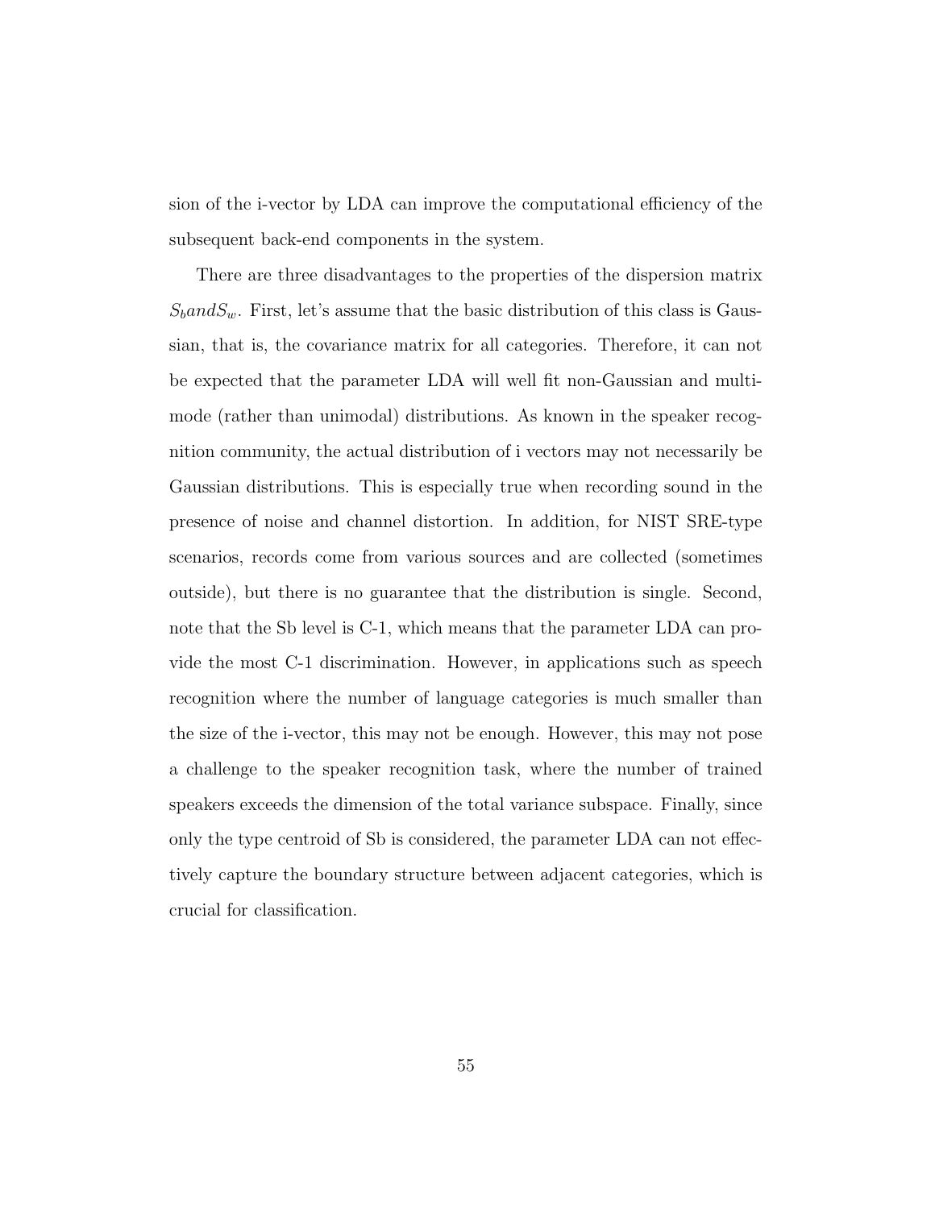sion of the i-vector by LDA can improve the computational efficiency of the subsequent back-end components in the system.

There are three disadvantages to the properties of the dispersion matrix $S_b and S_w$. First, let's assume that the basic distribution of this class is Gaussian, that is, the covariance matrix for all categories. Therefore, it can not be expected that the parameter LDA will well fit non-Gaussian and multi-mode (rather than unimodal) distributions. As known in the speaker recognition community, the actual distribution of i vectors may not necessarily be Gaussian distributions. This is especially true when recording sound in the presence of noise and channel distortion. In addition, for NIST SRE-type scenarios, records come from various sources and are collected (sometimes outside), but there is no guarantee that the distribution is single. Second, note that the Sb level is C-1, which means that the parameter LDA can provide the most C-1 discrimination. However, in applications such as speech recognition where the number of language categories is much smaller than the size of the i-vector, this may not be enough. However, this may not pose a challenge to the speaker recognition task, where the number of trained speakers exceeds the dimension of the total variance subspace. Finally, since only the type centroid of Sb is considered, the parameter LDA can not effectively capture the boundary structure between adjacent categories, which is crucial for classification.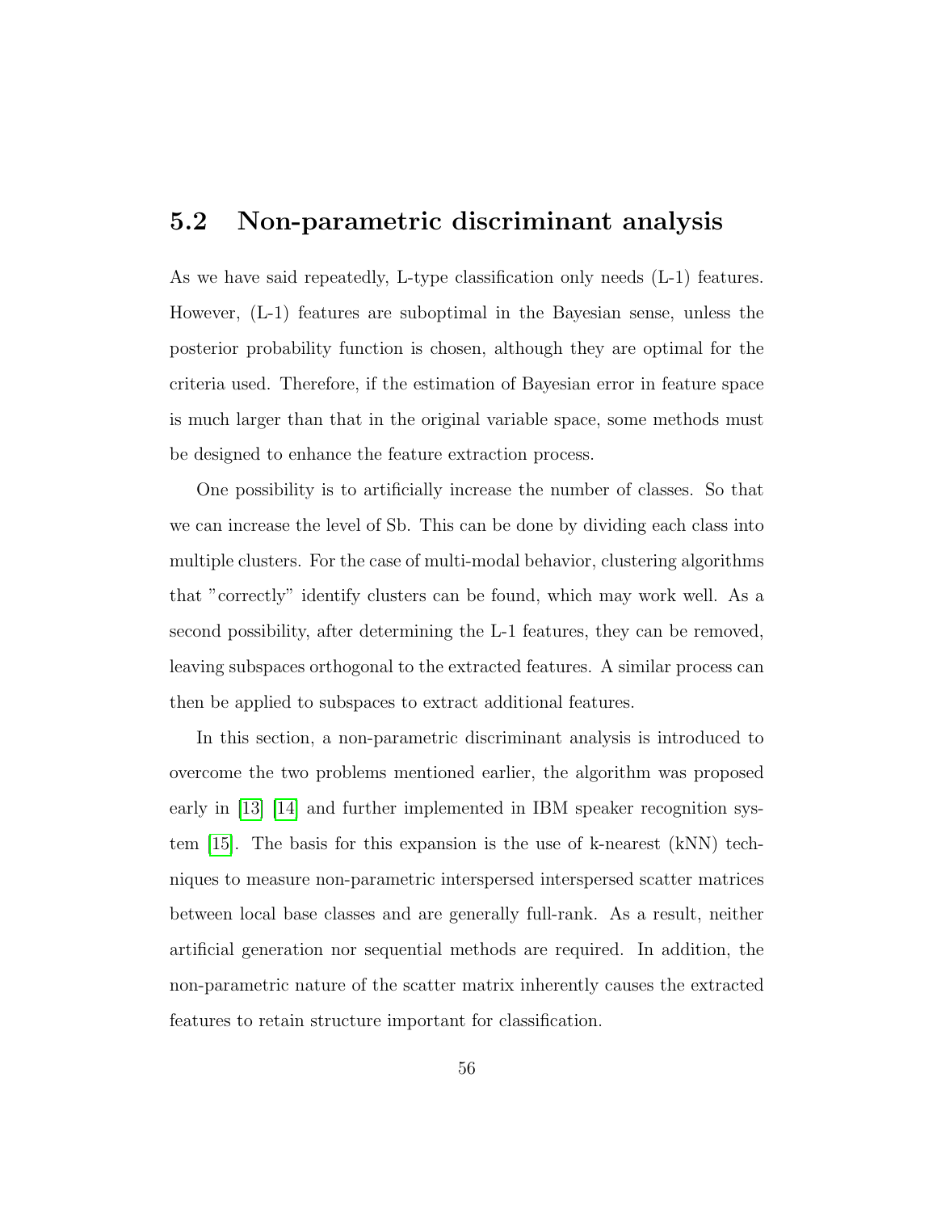## 5.2 Non-parametric discriminant analysis

As we have said repeatedly, L-type classification only needs (L-1) features. However, (L-1) features are suboptimal in the Bayesian sense, unless the posterior probability function is chosen, although they are optimal for the criteria used. Therefore, if the estimation of Bayesian error in feature space is much larger than that in the original variable space, some methods must be designed to enhance the feature extraction process.

One possibility is to artificially increase the number of classes. So that we can increase the level of Sb. This can be done by dividing each class into multiple clusters. For the case of multi-modal behavior, clustering algorithms that "correctly" identify clusters can be found, which may work well. As a second possibility, after determining the L-1 features, they can be removed, leaving subspaces orthogonal to the extracted features. A similar process can then be applied to subspaces to extract additional features.

In this section, a non-parametric discriminant analysis is introduced to overcome the two problems mentioned earlier, the algorithm was proposed early in [13] [14] and further implemented in IBM speaker recognition system [15]. The basis for this expansion is the use of k-nearest (kNN) techniques to measure non-parametric interspersed interspersed scatter matrices between local base classes and are generally full-rank. As a result, neither artificial generation nor sequential methods are required. In addition, the non-parametric nature of the scatter matrix inherently causes the extracted features to retain structure important for classification.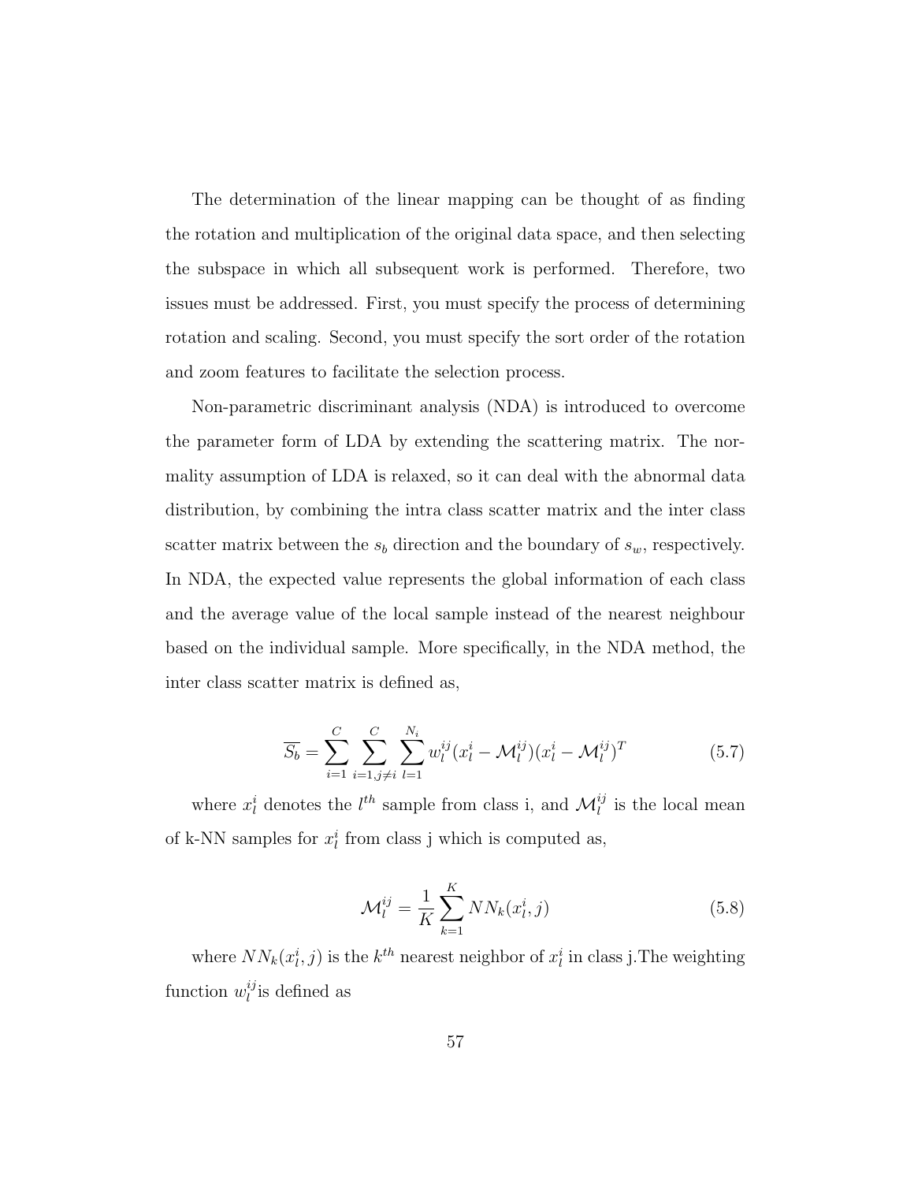The determination of the linear mapping can be thought of as finding the rotation and multiplication of the original data space, and then selecting the subspace in which all subsequent work is performed. Therefore, two issues must be addressed. First, you must specify the process of determining rotation and scaling. Second, you must specify the sort order of the rotation and zoom features to facilitate the selection process.

Non-parametric discriminant analysis (NDA) is introduced to overcome the parameter form of LDA by extending the scattering matrix. The normality assumption of LDA is relaxed, so it can deal with the abnormal data distribution, by combining the intra class scatter matrix and the inter class scatter matrix between the $s_b$ direction and the boundary of $s_w$, respectively. In NDA, the expected value represents the global information of each class and the average value of the local sample instead of the nearest neighbour based on the individual sample. More specifically, in the NDA method, the inter class scatter matrix is defined as,

$$\overline{S_b} = \sum_{i=1}^{C} \sum_{i=1, j \neq i}^{C} \sum_{l=1}^{N_i} w_l^{ij} (x_l^i - \mathcal{M}_l^{ij})(x_l^i - \mathcal{M}_l^{ij})^T \tag{5.7}$$

where $x_l^i$ denotes the $l^{th}$ sample from class i, and $\mathcal{M}_l^{ij}$ is the local mean of k-NN samples for $x_l^i$ from class j which is computed as,

$$\mathcal{M}_l^{ij} = \frac{1}{K} \sum_{k=1}^{K} NN_k(x_l^i, j) \tag{5.8}$$

where $NN_k(x_l^i, j)$ is the $k^{th}$ nearest neighbor of $x_l^i$ in class j.The weighting function $w_l^{ij}$is defined as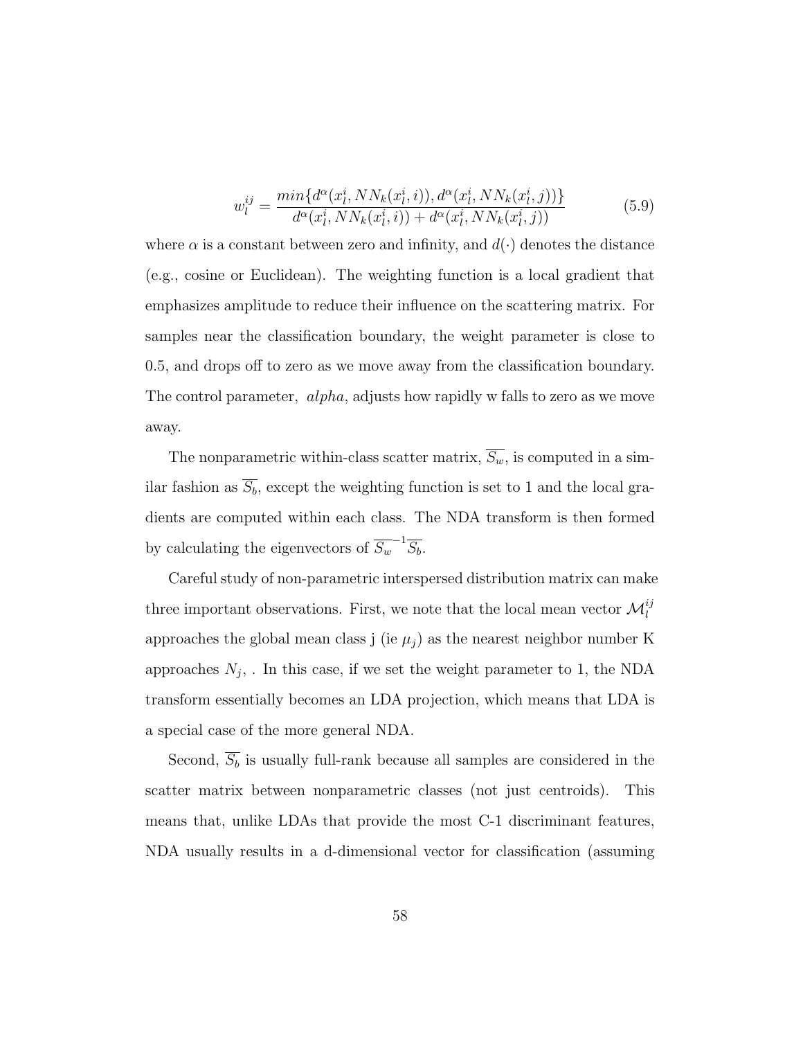$$w_l^{ij} = \frac{min\{d^\alpha(x_l^i, NN_k(x_l^i, i)), d^\alpha(x_l^i, NN_k(x_l^i, j))\}}{d^\alpha(x_l^i, NN_k(x_l^i, i)) + d^\alpha(x_l^i, NN_k(x_l^i, j))} \tag{5.9}$$

where $\alpha$ is a constant between zero and infinity, and $d(\cdot)$ denotes the distance (e.g., cosine or Euclidean). The weighting function is a local gradient that emphasizes amplitude to reduce their influence on the scattering matrix. For samples near the classification boundary, the weight parameter is close to 0.5, and drops off to zero as we move away from the classification boundary. The control parameter, $alpha$, adjusts how rapidly w falls to zero as we move away.

The nonparametric within-class scatter matrix, $\overline{S_w}$, is computed in a similar fashion as $\overline{S_b}$, except the weighting function is set to 1 and the local gradients are computed within each class. The NDA transform is then formed by calculating the eigenvectors of $\overline{S_w}^{-1}\overline{S_b}$.

Careful study of non-parametric interspersed distribution matrix can make three important observations. First, we note that the local mean vector $\mathcal{M}_l^{ij}$ approaches the global mean class j (ie $\mu_j$) as the nearest neighbor number K approaches $N_j$, . In this case, if we set the weight parameter to 1, the NDA transform essentially becomes an LDA projection, which means that LDA is a special case of the more general NDA.

Second, $\overline{S_b}$ is usually full-rank because all samples are considered in the scatter matrix between nonparametric classes (not just centroids). This means that, unlike LDAs that provide the most C-1 discriminant features, NDA usually results in a d-dimensional vector for classification (assuming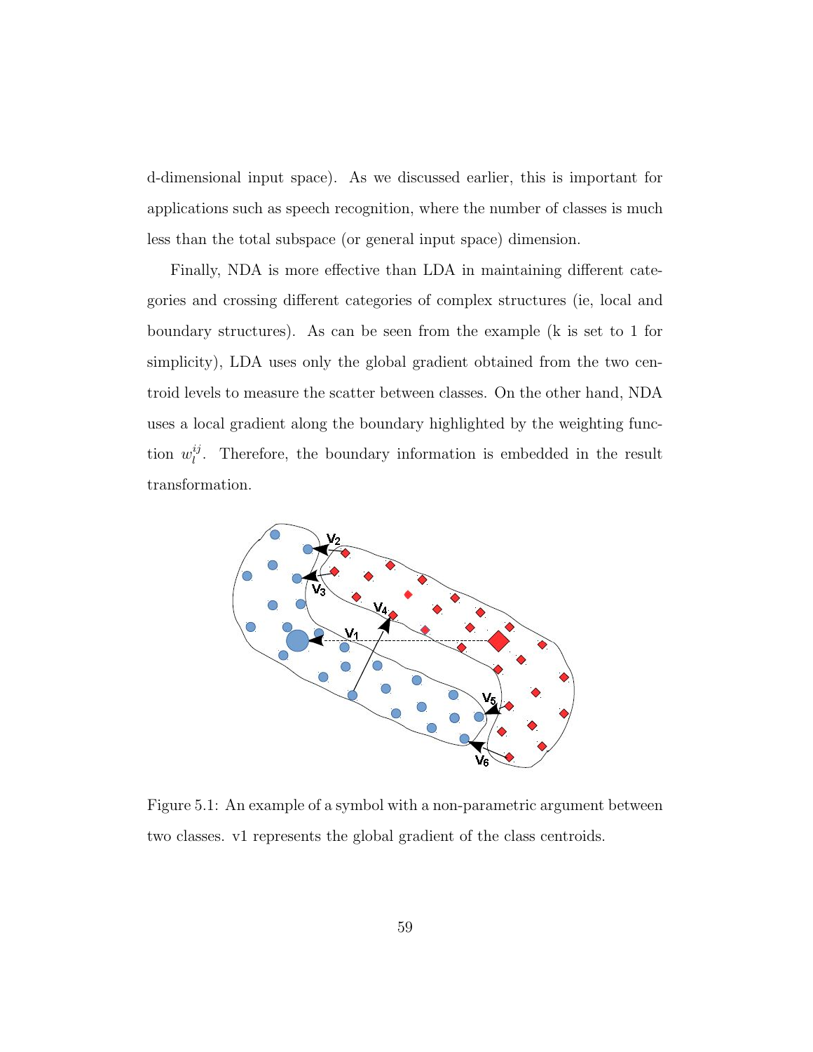d-dimensional input space). As we discussed earlier, this is important for applications such as speech recognition, where the number of classes is much less than the total subspace (or general input space) dimension.

Finally, NDA is more effective than LDA in maintaining different categories and crossing different categories of complex structures (ie, local and boundary structures). As can be seen from the example (k is set to 1 for simplicity), LDA uses only the global gradient obtained from the two centroid levels to measure the scatter between classes. On the other hand, NDA uses a local gradient along the boundary highlighted by the weighting function $w_l^{ij}$. Therefore, the boundary information is embedded in the result transformation.

Figure 5.1: An example of a symbol with a non-parametric argument between two classes. v1 represents the global gradient of the class centroids.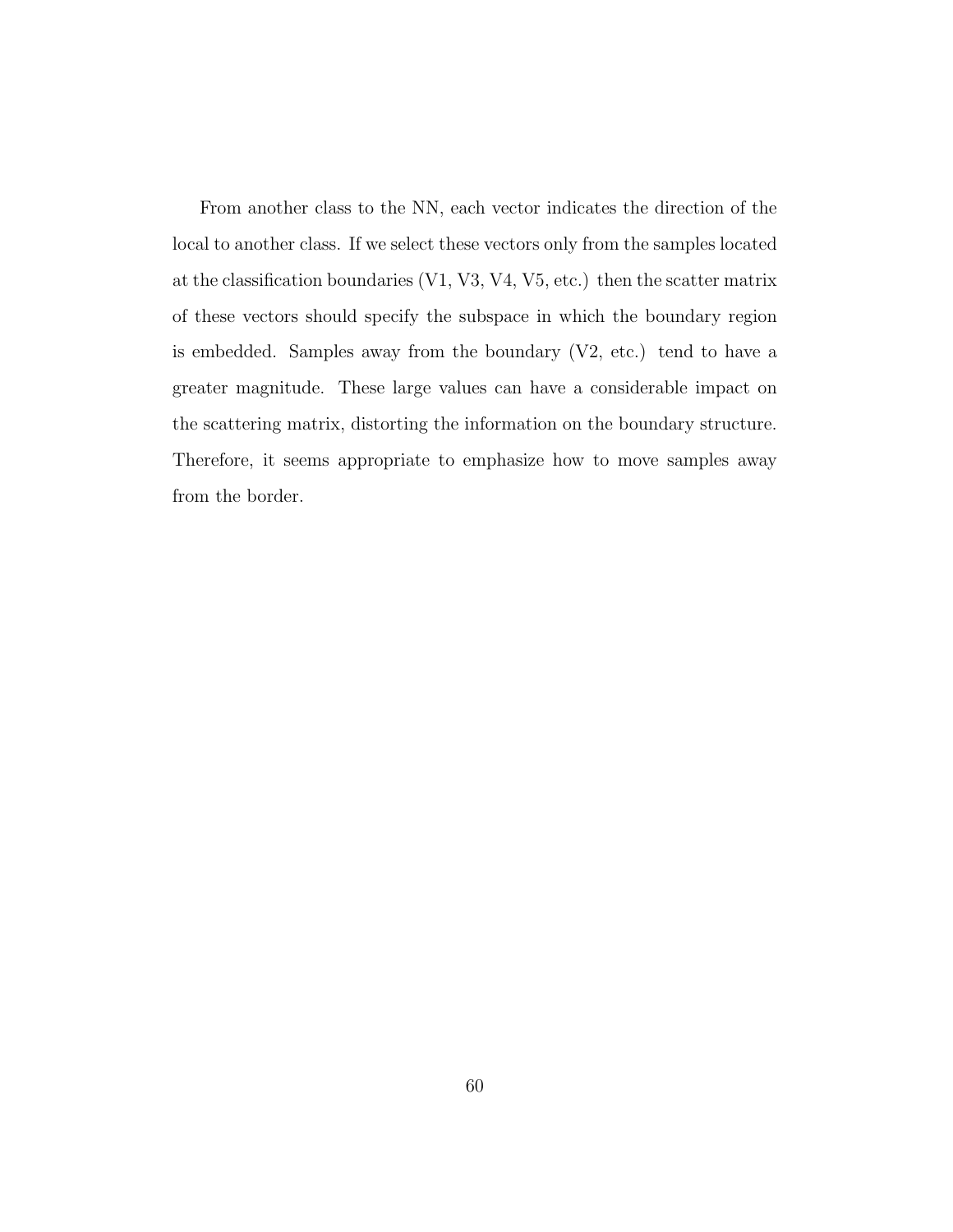From another class to the NN, each vector indicates the direction of the local to another class. If we select these vectors only from the samples located at the classification boundaries (V1, V3, V4, V5, etc.) then the scatter matrix of these vectors should specify the subspace in which the boundary region is embedded. Samples away from the boundary (V2, etc.) tend to have a greater magnitude. These large values can have a considerable impact on the scattering matrix, distorting the information on the boundary structure. Therefore, it seems appropriate to emphasize how to move samples away from the border.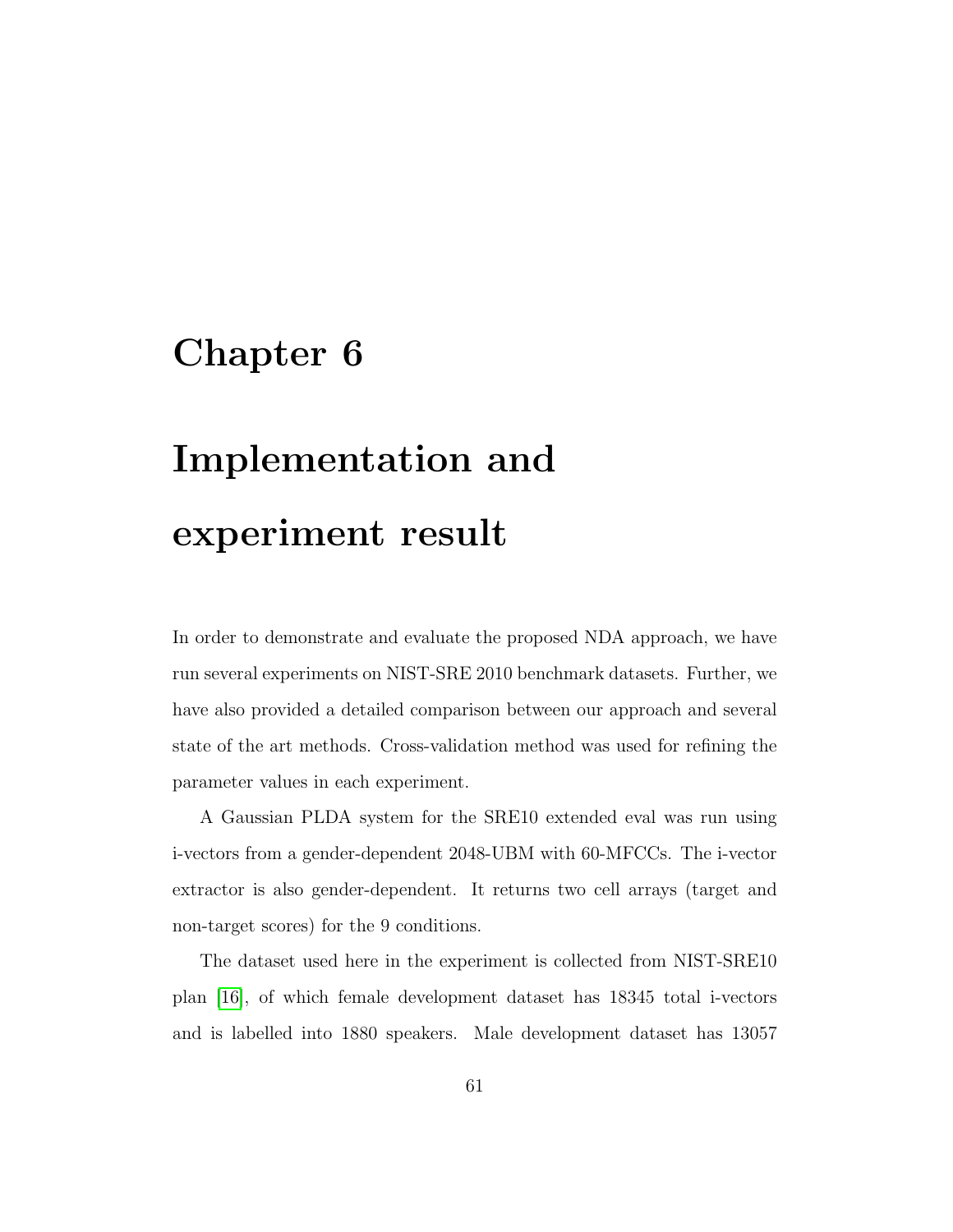# Chapter 6

# Implementation and experiment result

In order to demonstrate and evaluate the proposed NDA approach, we have run several experiments on NIST-SRE 2010 benchmark datasets. Further, we have also provided a detailed comparison between our approach and several state of the art methods. Cross-validation method was used for refining the parameter values in each experiment.

A Gaussian PLDA system for the SRE10 extended eval was run using i-vectors from a gender-dependent 2048-UBM with 60-MFCCs. The i-vector extractor is also gender-dependent. It returns two cell arrays (target and non-target scores) for the 9 conditions.

The dataset used here in the experiment is collected from NIST-SRE10 plan [16], of which female development dataset has 18345 total i-vectors and is labelled into 1880 speakers. Male development dataset has 13057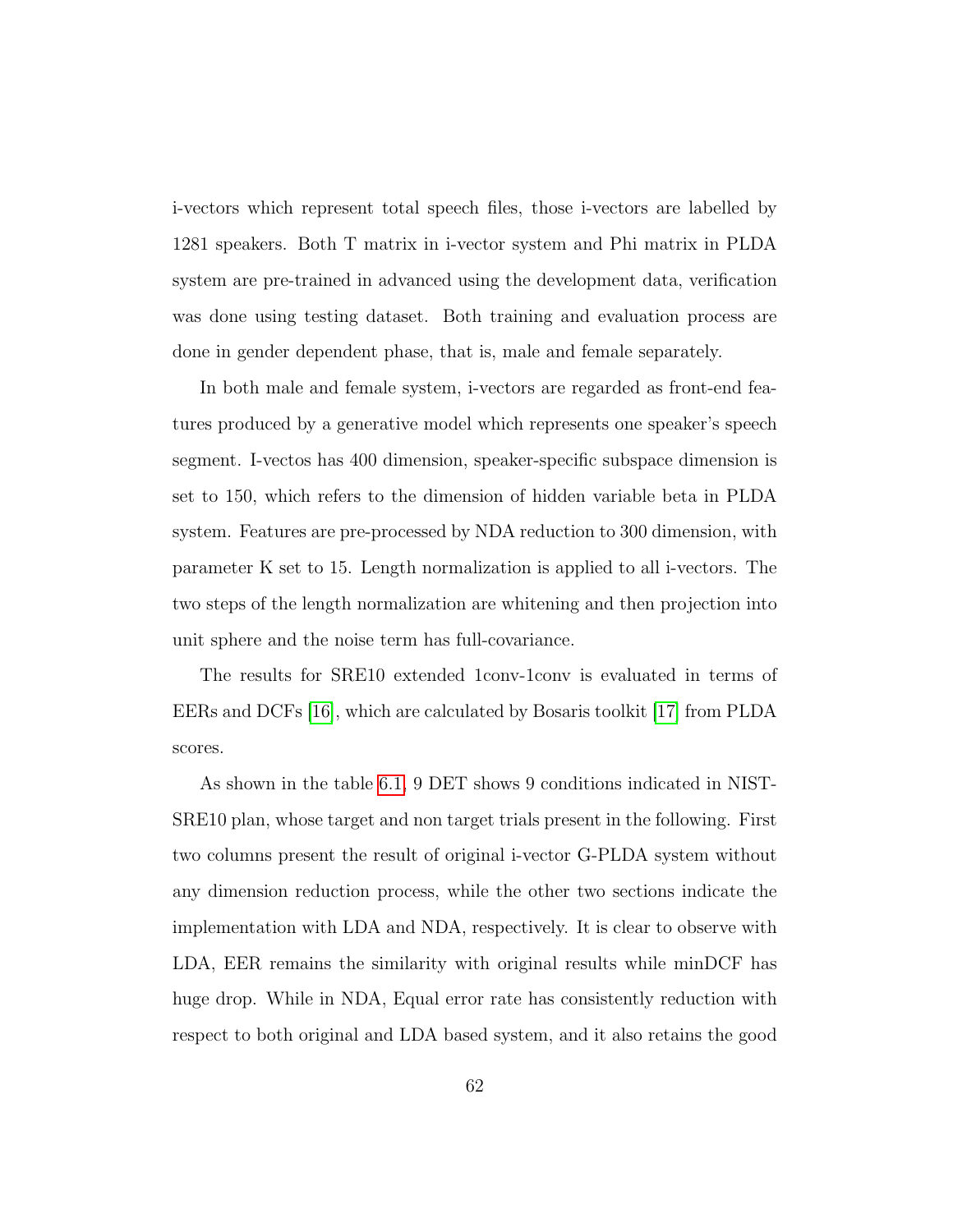i-vectors which represent total speech files, those i-vectors are labelled by 1281 speakers. Both T matrix in i-vector system and Phi matrix in PLDA system are pre-trained in advanced using the development data, verification was done using testing dataset. Both training and evaluation process are done in gender dependent phase, that is, male and female separately.

In both male and female system, i-vectors are regarded as front-end features produced by a generative model which represents one speaker's speech segment. I-vectos has 400 dimension, speaker-specific subspace dimension is set to 150, which refers to the dimension of hidden variable beta in PLDA system. Features are pre-processed by NDA reduction to 300 dimension, with parameter K set to 15. Length normalization is applied to all i-vectors. The two steps of the length normalization are whitening and then projection into unit sphere and the noise term has full-covariance.

The results for SRE10 extended 1conv-1conv is evaluated in terms of EERs and DCFs [16], which are calculated by Bosaris toolkit [17] from PLDA scores.

As shown in the table 6.1, 9 DET shows 9 conditions indicated in NIST-SRE10 plan, whose target and non target trials present in the following. First two columns present the result of original i-vector G-PLDA system without any dimension reduction process, while the other two sections indicate the implementation with LDA and NDA, respectively. It is clear to observe with LDA, EER remains the similarity with original results while minDCF has huge drop. While in NDA, Equal error rate has consistently reduction with respect to both original and LDA based system, and it also retains the good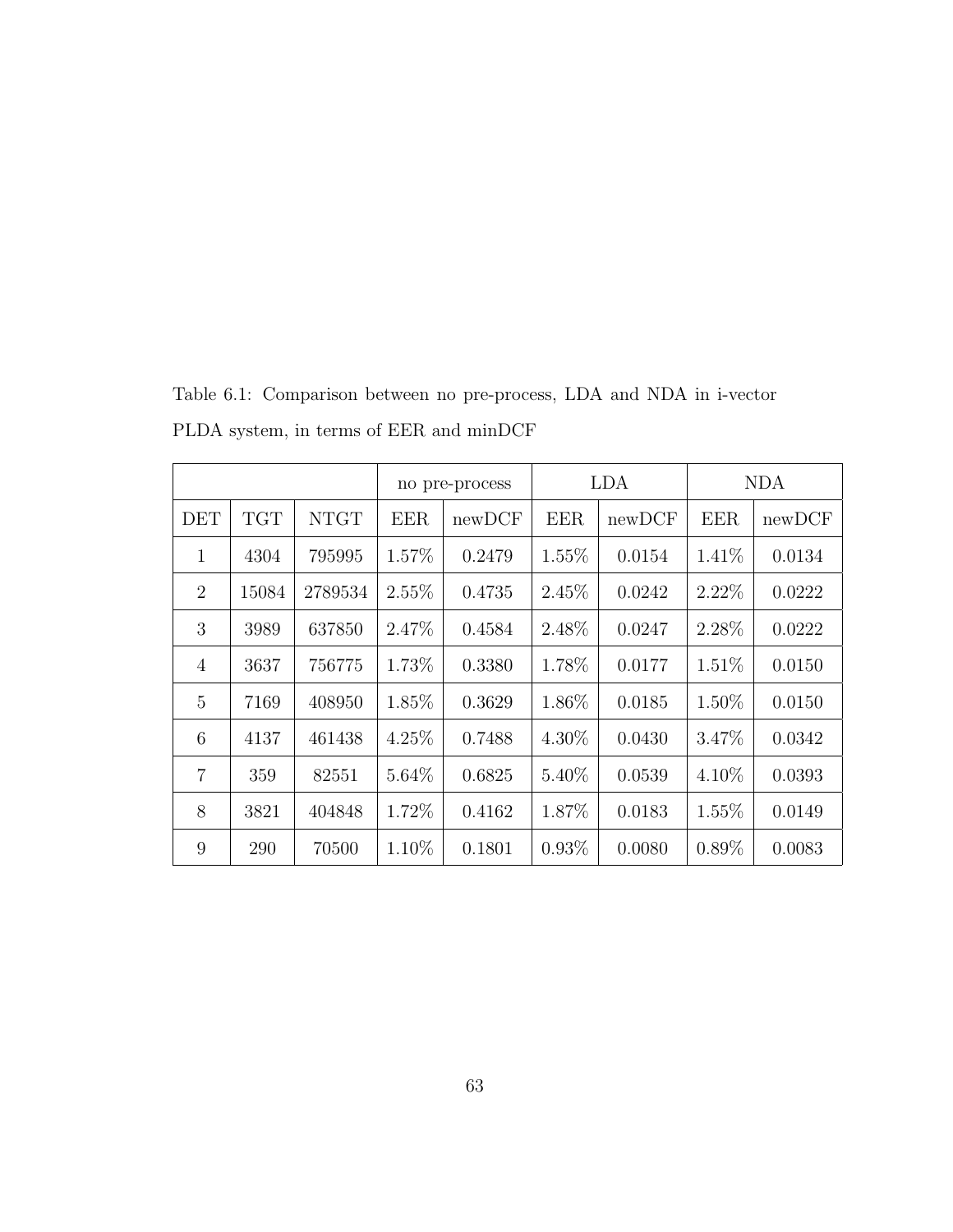Table 6.1: Comparison between no pre-process, LDA and NDA in i-vector PLDA system, in terms of EER and minDCF

| | | | no pre-process | | LDA | | NDA | |
|---|---|---|---|---|---|---|---|---|
| DET | TGT | NTGT | EER | newDCF | EER | newDCF | EER | newDCF |
| 1 | 4304 | 795995 | 1.57% | 0.2479 | 1.55% | 0.0154 | 1.41% | 0.0134 |
| 2 | 15084 | 2789534 | 2.55% | 0.4735 | 2.45% | 0.0242 | 2.22% | 0.0222 |
| 3 | 3989 | 637850 | 2.47% | 0.4584 | 2.48% | 0.0247 | 2.28% | 0.0222 |
| 4 | 3637 | 756775 | 1.73% | 0.3380 | 1.78% | 0.0177 | 1.51% | 0.0150 |
| 5 | 7169 | 408950 | 1.85% | 0.3629 | 1.86% | 0.0185 | 1.50% | 0.0150 |
| 6 | 4137 | 461438 | 4.25% | 0.7488 | 4.30% | 0.0430 | 3.47% | 0.0342 |
| 7 | 359 | 82551 | 5.64% | 0.6825 | 5.40% | 0.0539 | 4.10% | 0.0393 |
| 8 | 3821 | 404848 | 1.72% | 0.4162 | 1.87% | 0.0183 | 1.55% | 0.0149 |
| 9 | 290 | 70500 | 1.10% | 0.1801 | 0.93% | 0.0080 | 0.89% | 0.0083 |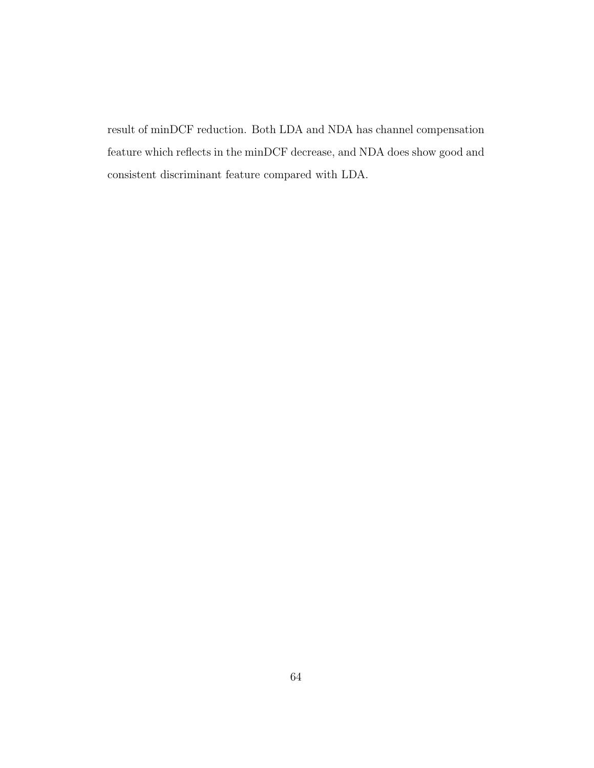result of minDCF reduction. Both LDA and NDA has channel compensation feature which reflects in the minDCF decrease, and NDA does show good and consistent discriminant feature compared with LDA.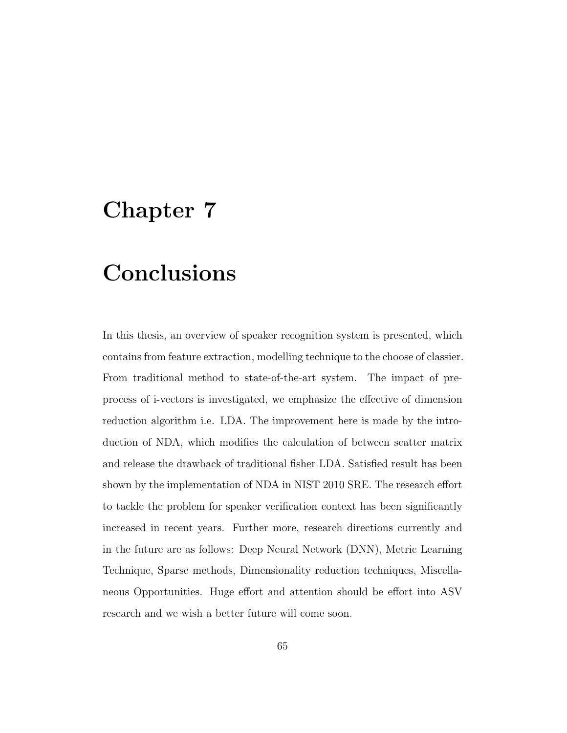# Chapter 7

# Conclusions

In this thesis, an overview of speaker recognition system is presented, which contains from feature extraction, modelling technique to the choose of classier. From traditional method to state-of-the-art system. The impact of preprocess of i-vectors is investigated, we emphasize the effective of dimension reduction algorithm i.e. LDA. The improvement here is made by the introduction of NDA, which modifies the calculation of between scatter matrix and release the drawback of traditional fisher LDA. Satisfied result has been shown by the implementation of NDA in NIST 2010 SRE. The research effort to tackle the problem for speaker verification context has been significantly increased in recent years. Further more, research directions currently and in the future are as follows: Deep Neural Network (DNN), Metric Learning Technique, Sparse methods, Dimensionality reduction techniques, Miscellaneous Opportunities. Huge effort and attention should be effort into ASV research and we wish a better future will come soon.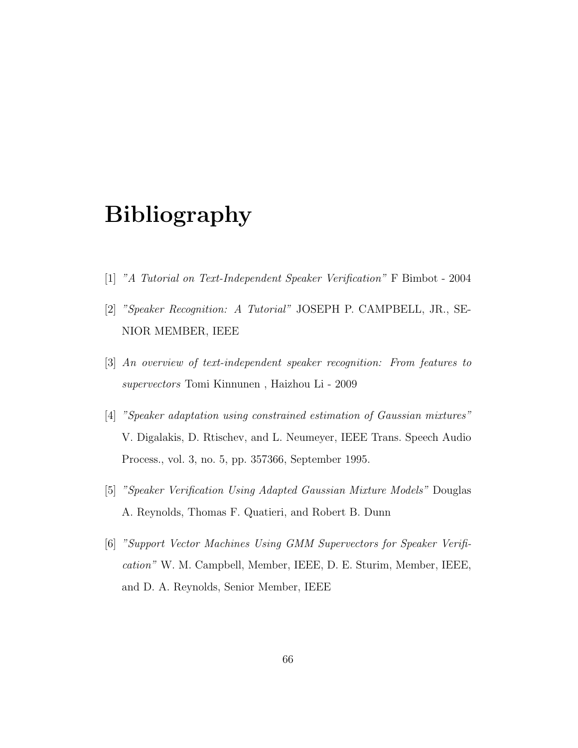# Bibliography

[1] *"A Tutorial on Text-Independent Speaker Verification"* F Bimbot - 2004

[2] *"Speaker Recognition: A Tutorial"* JOSEPH P. CAMPBELL, JR., SENIOR MEMBER, IEEE

[3] *An overview of text-independent speaker recognition: From features to supervectors* Tomi Kinnunen , Haizhou Li - 2009

[4] *"Speaker adaptation using constrained estimation of Gaussian mixtures"* V. Digalakis, D. Rtischev, and L. Neumeyer, IEEE Trans. Speech Audio Process., vol. 3, no. 5, pp. 357366, September 1995.

[5] *"Speaker Verification Using Adapted Gaussian Mixture Models"* Douglas A. Reynolds, Thomas F. Quatieri, and Robert B. Dunn

[6] *"Support Vector Machines Using GMM Supervectors for Speaker Verification"* W. M. Campbell, Member, IEEE, D. E. Sturim, Member, IEEE, and D. A. Reynolds, Senior Member, IEEE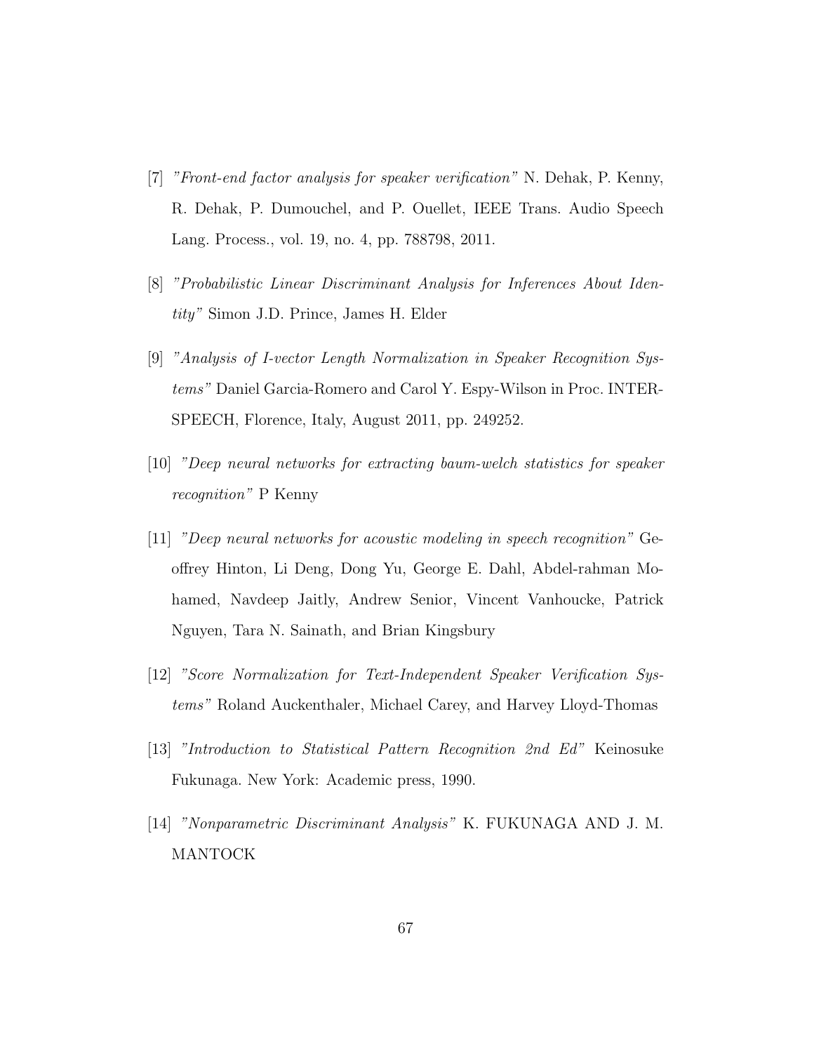[7] *"Front-end factor analysis for speaker verification"* N. Dehak, P. Kenny, R. Dehak, P. Dumouchel, and P. Ouellet, IEEE Trans. Audio Speech Lang. Process., vol. 19, no. 4, pp. 788798, 2011.

[8] *"Probabilistic Linear Discriminant Analysis for Inferences About Identity"* Simon J.D. Prince, James H. Elder

[9] *"Analysis of I-vector Length Normalization in Speaker Recognition Systems"* Daniel Garcia-Romero and Carol Y. Espy-Wilson in Proc. INTERSPEECH, Florence, Italy, August 2011, pp. 249252.

[10] *"Deep neural networks for extracting baum-welch statistics for speaker recognition"* P Kenny

[11] *"Deep neural networks for acoustic modeling in speech recognition"* Geoffrey Hinton, Li Deng, Dong Yu, George E. Dahl, Abdel-rahman Mohamed, Navdeep Jaitly, Andrew Senior, Vincent Vanhoucke, Patrick Nguyen, Tara N. Sainath, and Brian Kingsbury

[12] *"Score Normalization for Text-Independent Speaker Verification Systems"* Roland Auckenthaler, Michael Carey, and Harvey Lloyd-Thomas

[13] *"Introduction to Statistical Pattern Recognition 2nd Ed"* Keinosuke Fukunaga. New York: Academic press, 1990.

[14] *"Nonparametric Discriminant Analysis"* K. FUKUNAGA AND J. M. MANTOCK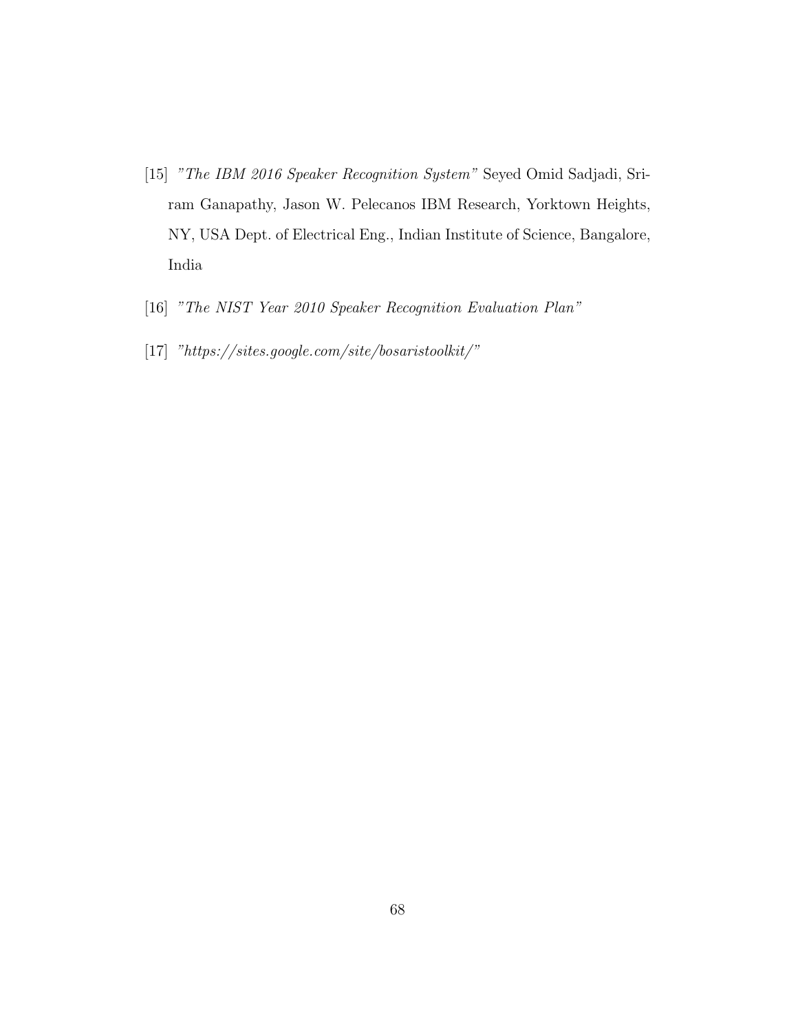[15] *"The IBM 2016 Speaker Recognition System"* Seyed Omid Sadjadi, Sriram Ganapathy, Jason W. Pelecanos IBM Research, Yorktown Heights, NY, USA Dept. of Electrical Eng., Indian Institute of Science, Bangalore, India

[16] *"The NIST Year 2010 Speaker Recognition Evaluation Plan"*

[17] *"https://sites.google.com/site/bosaristoolkit/"*